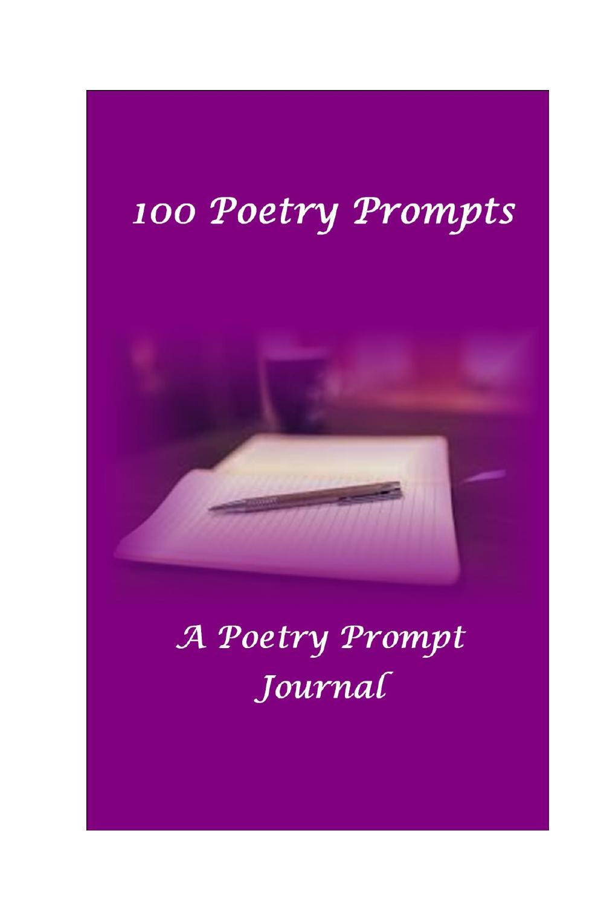# 100 Poetry Prompts

## A Poetry Prompt Journal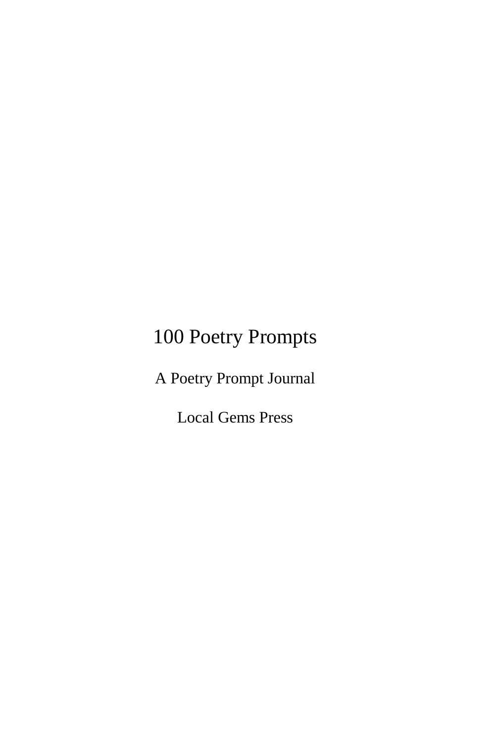# 100 Poetry Prompts

A Poetry Prompt Journal

Local Gems Press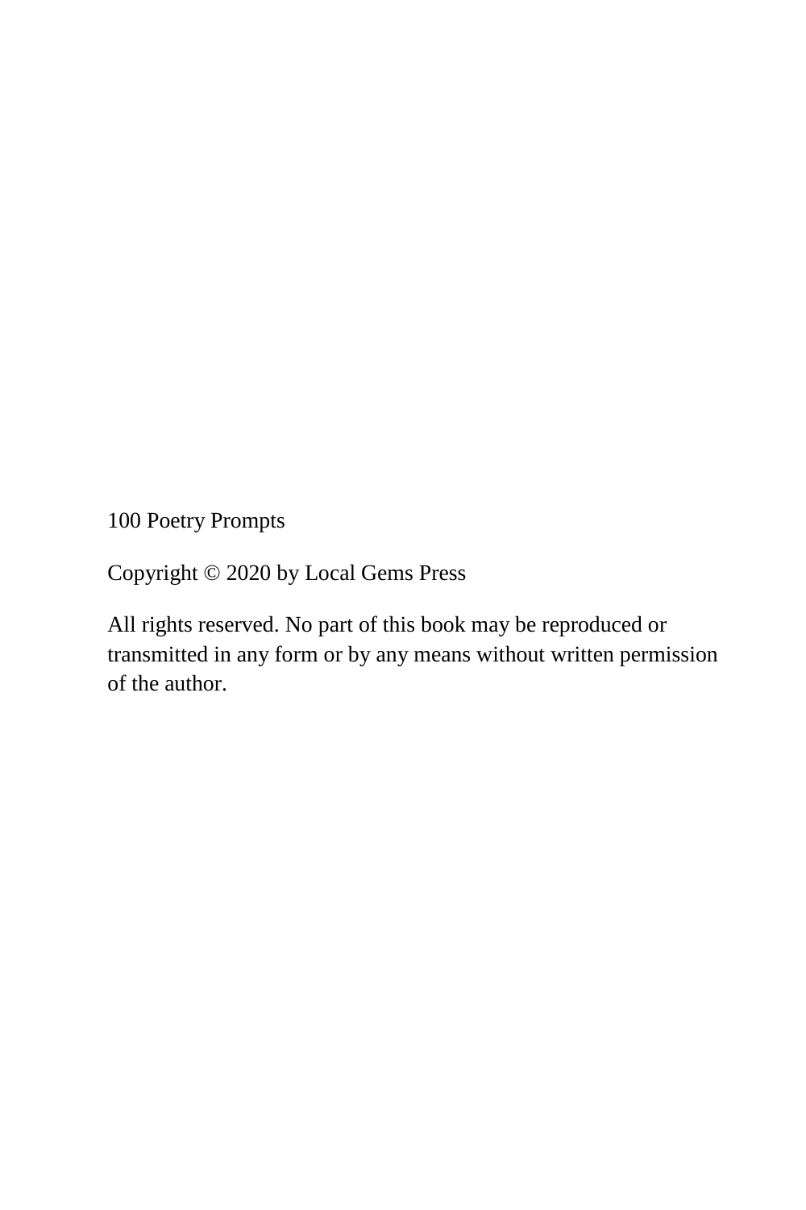100 Poetry Prompts

Copyright © 2020 by Local Gems Press

All rights reserved. No part of this book may be reproduced or transmitted in any form or by any means without written permission of the author.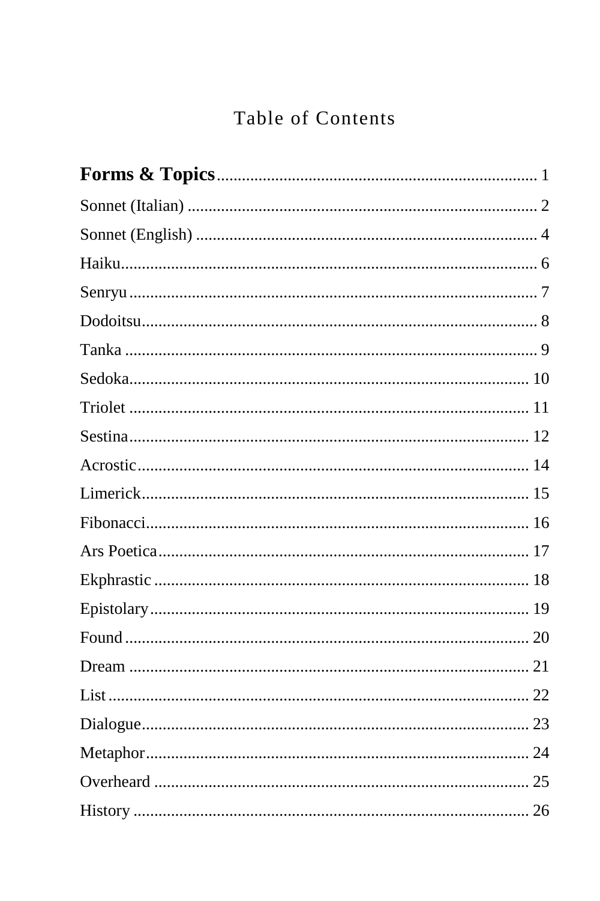# Table of Contents

**Forms & Topics** ........ 1

Sonnet (Italian) ........ 2

Sonnet (English) ........ 4

Haiku ........ 6

Senryu ........ 7

Dodoitsu ........ 8

Tanka ........ 9

Sedoka ........ 10

Triolet ........ 11

Sestina ........ 12

Acrostic ........ 14

Limerick ........ 15

Fibonacci ........ 16

Ars Poetica ........ 17

Ekphrastic ........ 18

Epistolary ........ 19

Found ........ 20

Dream ........ 21

List ........ 22

Dialogue ........ 23

Metaphor ........ 24

Overheard ........ 25

History ........ 26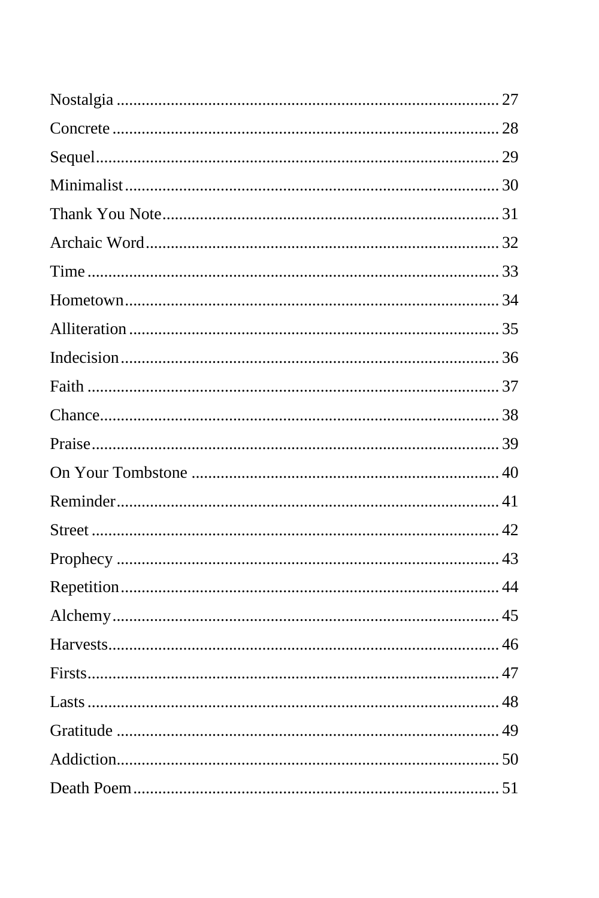Nostalgia ........................................................................................ 27

Concrete ......................................................................................... 28

Sequel............................................................................................. 29

Minimalist ...................................................................................... 30

Thank You Note ............................................................................. 31

Archaic Word.................................................................................. 32

Time ............................................................................................... 33

Hometown ...................................................................................... 34

Alliteration ..................................................................................... 35

Indecision ....................................................................................... 36

Faith ............................................................................................... 37

Chance ............................................................................................ 38

Praise .............................................................................................. 39

On Your Tombstone ....................................................................... 40

Reminder ........................................................................................ 41

Street .............................................................................................. 42

Prophecy ........................................................................................ 43

Repetition ....................................................................................... 44

Alchemy ......................................................................................... 45

Harvests .......................................................................................... 46

Firsts ............................................................................................... 47

Lasts ............................................................................................... 48

Gratitude ........................................................................................ 49

Addiction ........................................................................................ 50

Death Poem .................................................................................... 51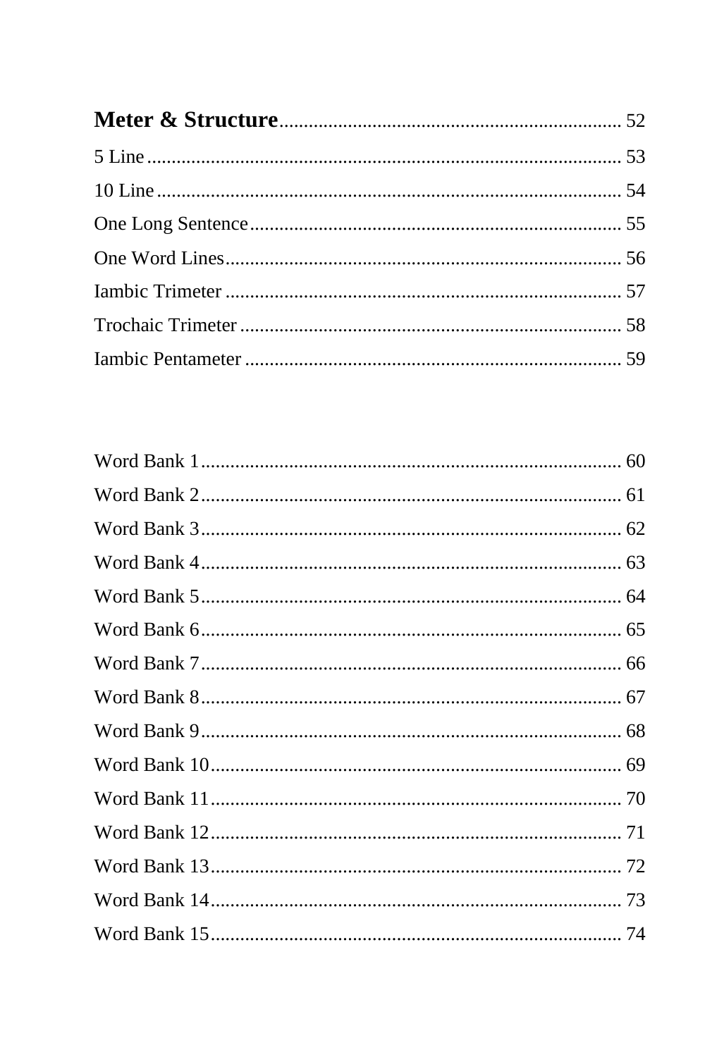**Meter & Structure** ..................................................................... 52

5 Line ..................................................................................... 53

10 Line ................................................................................... 54

One Long Sentence ................................................................ 55

One Word Lines ..................................................................... 56

Iambic Trimeter ..................................................................... 57

Trochaic Trimeter .................................................................. 58

Iambic Pentameter ................................................................. 59

Word Bank 1 .......................................................................... 60

Word Bank 2 .......................................................................... 61

Word Bank 3 .......................................................................... 62

Word Bank 4 .......................................................................... 63

Word Bank 5 .......................................................................... 64

Word Bank 6 .......................................................................... 65

Word Bank 7 .......................................................................... 66

Word Bank 8 .......................................................................... 67

Word Bank 9 .......................................................................... 68

Word Bank 10 ........................................................................ 69

Word Bank 11 ........................................................................ 70

Word Bank 12 ........................................................................ 71

Word Bank 13 ........................................................................ 72

Word Bank 14 ........................................................................ 73

Word Bank 15 ........................................................................ 74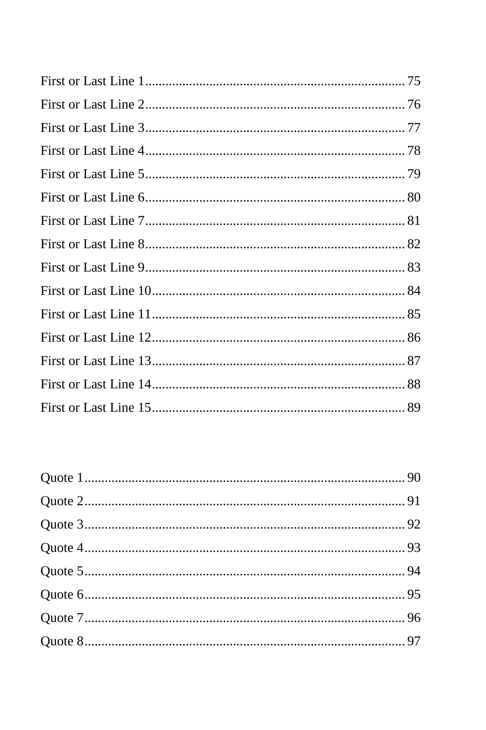First or Last Line 1............................................................................ 75

First or Last Line 2............................................................................ 76

First or Last Line 3............................................................................ 77

First or Last Line 4............................................................................ 78

First or Last Line 5............................................................................ 79

First or Last Line 6............................................................................ 80

First or Last Line 7............................................................................ 81

First or Last Line 8............................................................................ 82

First or Last Line 9............................................................................ 83

First or Last Line 10.......................................................................... 84

First or Last Line 11.......................................................................... 85

First or Last Line 12.......................................................................... 86

First or Last Line 13.......................................................................... 87

First or Last Line 14.......................................................................... 88

First or Last Line 15.......................................................................... 89

Quote 1.............................................................................................. 90

Quote 2.............................................................................................. 91

Quote 3.............................................................................................. 92

Quote 4.............................................................................................. 93

Quote 5.............................................................................................. 94

Quote 6.............................................................................................. 95

Quote 7.............................................................................................. 96

Quote 8.............................................................................................. 97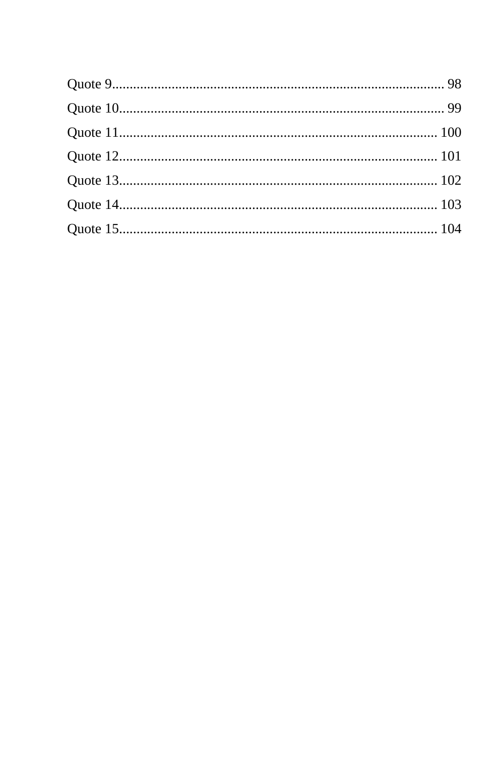Quote 9............................................................................................. 98

Quote 10........................................................................................... 99

Quote 11......................................................................................... 100

Quote 12......................................................................................... 101

Quote 13......................................................................................... 102

Quote 14......................................................................................... 103

Quote 15......................................................................................... 104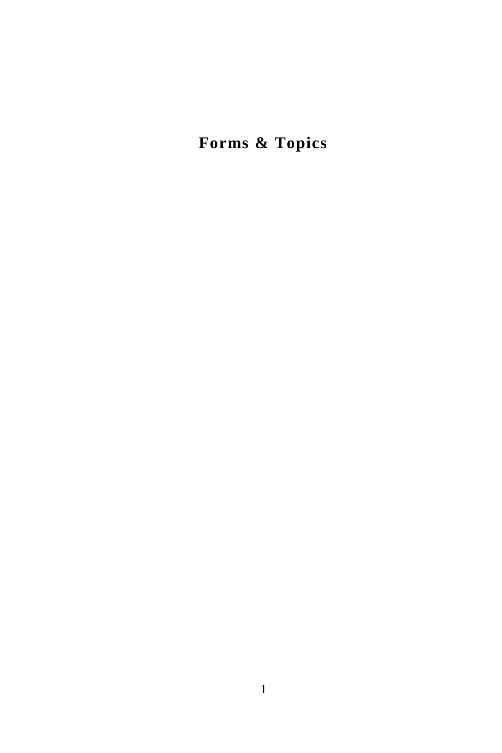# Forms & Topics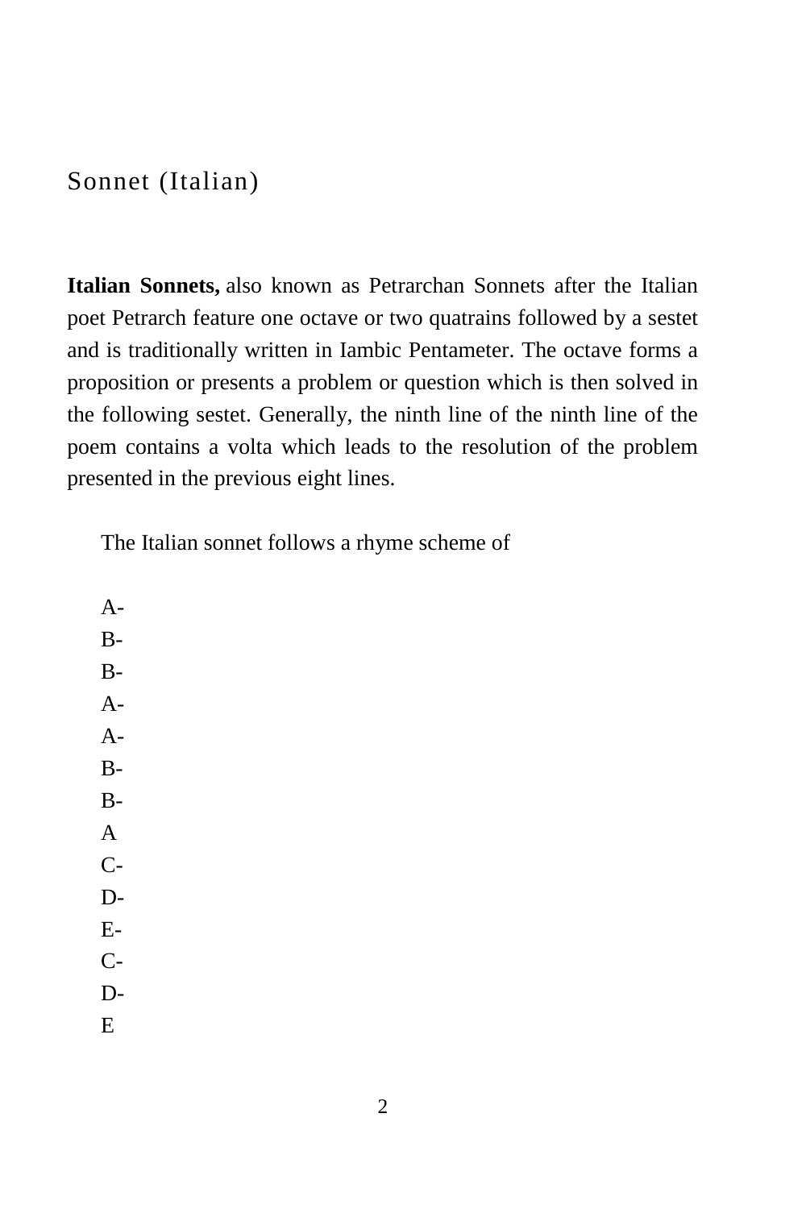# Sonnet (Italian)

**Italian Sonnets,** also known as Petrarchan Sonnets after the Italian poet Petrarch feature one octave or two quatrains followed by a sestet and is traditionally written in Iambic Pentameter. The octave forms a proposition or presents a problem or question which is then solved in the following sestet. Generally, the ninth line of the ninth line of the poem contains a volta which leads to the resolution of the problem presented in the previous eight lines.

The Italian sonnet follows a rhyme scheme of

A-
B-
B-
A-
A-
B-
B-
A
C-
D-
E-
C-
D-
E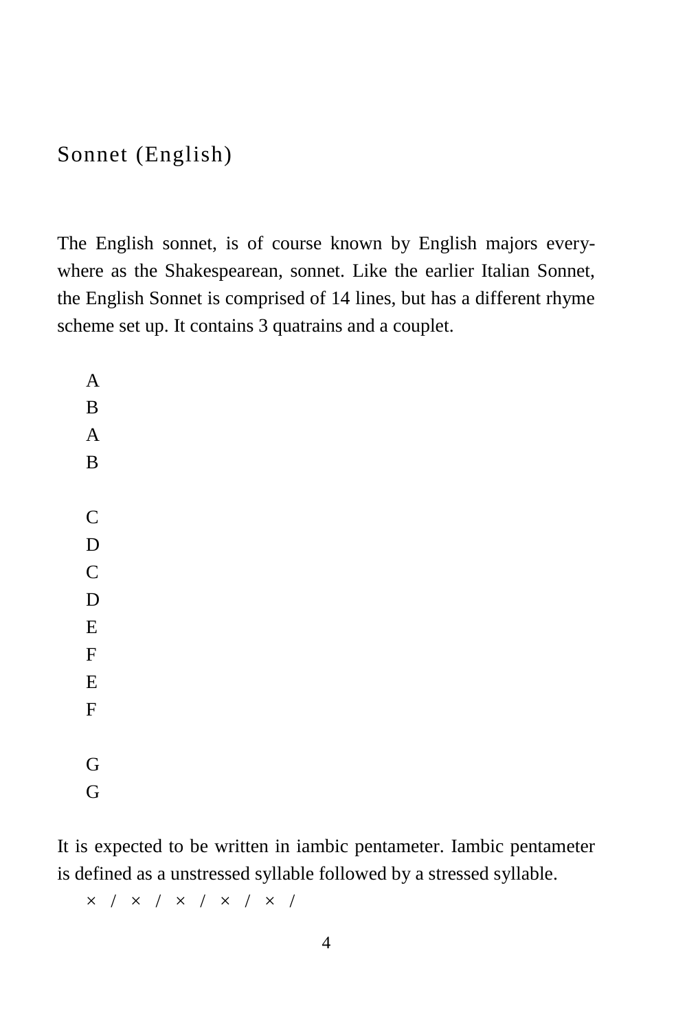# Sonnet (English)

The English sonnet, is of course known by English majors everywhere as the Shakespearean, sonnet. Like the earlier Italian Sonnet, the English Sonnet is comprised of 14 lines, but has a different rhyme scheme set up. It contains 3 quatrains and a couplet.

A
B
A
B

C
D
C
D
E
F
E
F

G
G

It is expected to be written in iambic pentameter. Iambic pentameter is defined as a unstressed syllable followed by a stressed syllable.

× / × / × / × / × /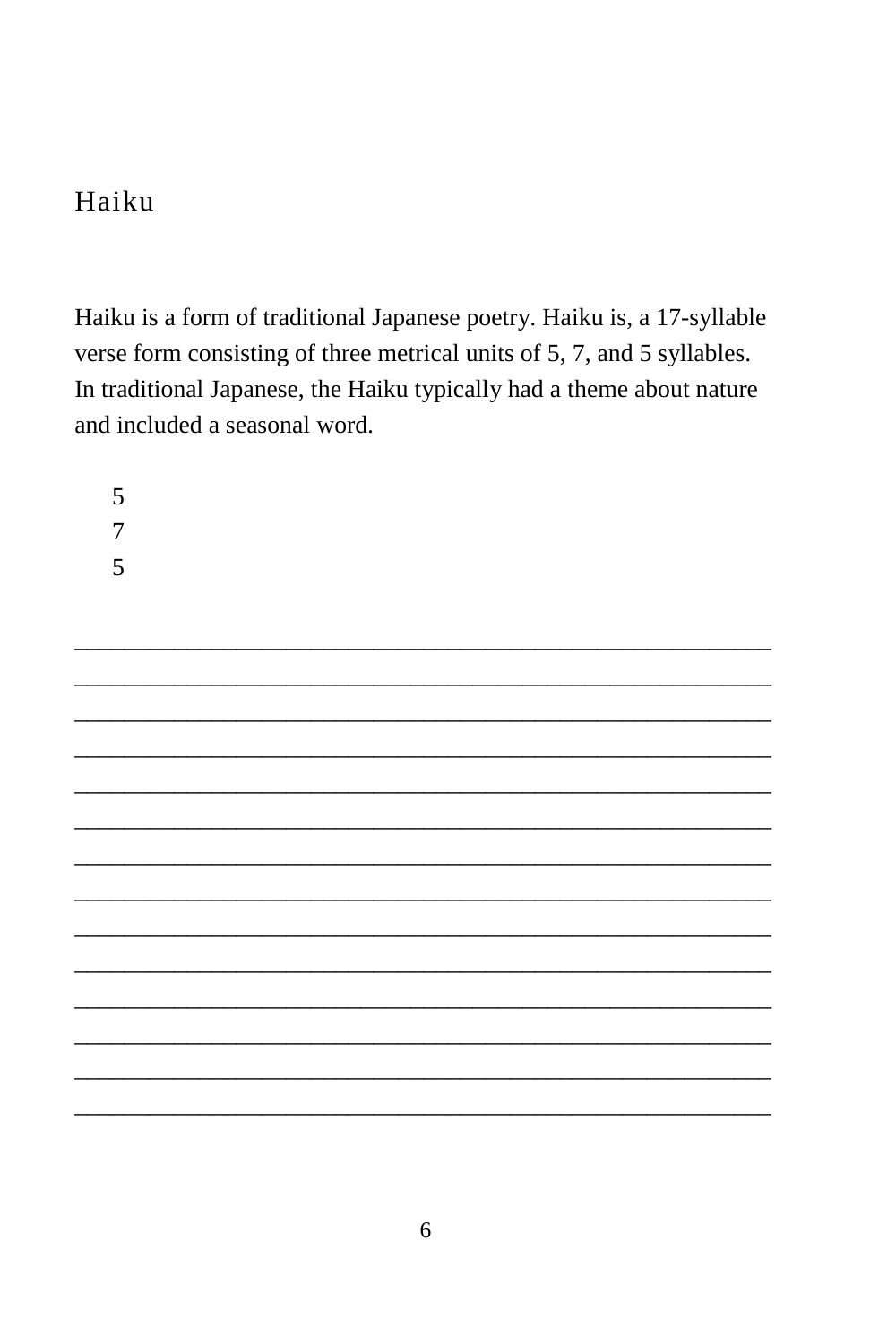# Haiku

Haiku is a form of traditional Japanese poetry. Haiku is, a 17-syllable verse form consisting of three metrical units of 5, 7, and 5 syllables. In traditional Japanese, the Haiku typically had a theme about nature and included a seasonal word.

5
7
5

______________________________________________________
______________________________________________________
______________________________________________________
______________________________________________________
______________________________________________________
______________________________________________________
______________________________________________________
______________________________________________________
______________________________________________________
______________________________________________________
______________________________________________________
______________________________________________________
______________________________________________________
______________________________________________________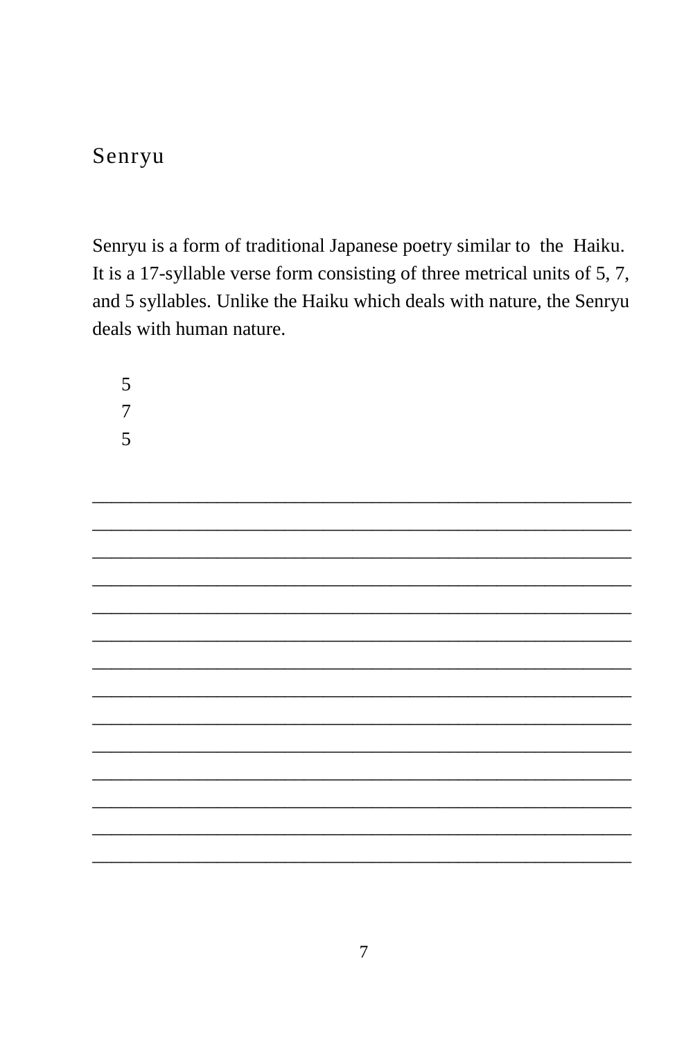## Senryu

Senryu is a form of traditional Japanese poetry similar to the Haiku. It is a 17-syllable verse form consisting of three metrical units of 5, 7, and 5 syllables. Unlike the Haiku which deals with nature, the Senryu deals with human nature.

5
7
5

______________________________________________________________
______________________________________________________________
______________________________________________________________
______________________________________________________________
______________________________________________________________
______________________________________________________________
______________________________________________________________
______________________________________________________________
______________________________________________________________
______________________________________________________________
______________________________________________________________
______________________________________________________________
______________________________________________________________
______________________________________________________________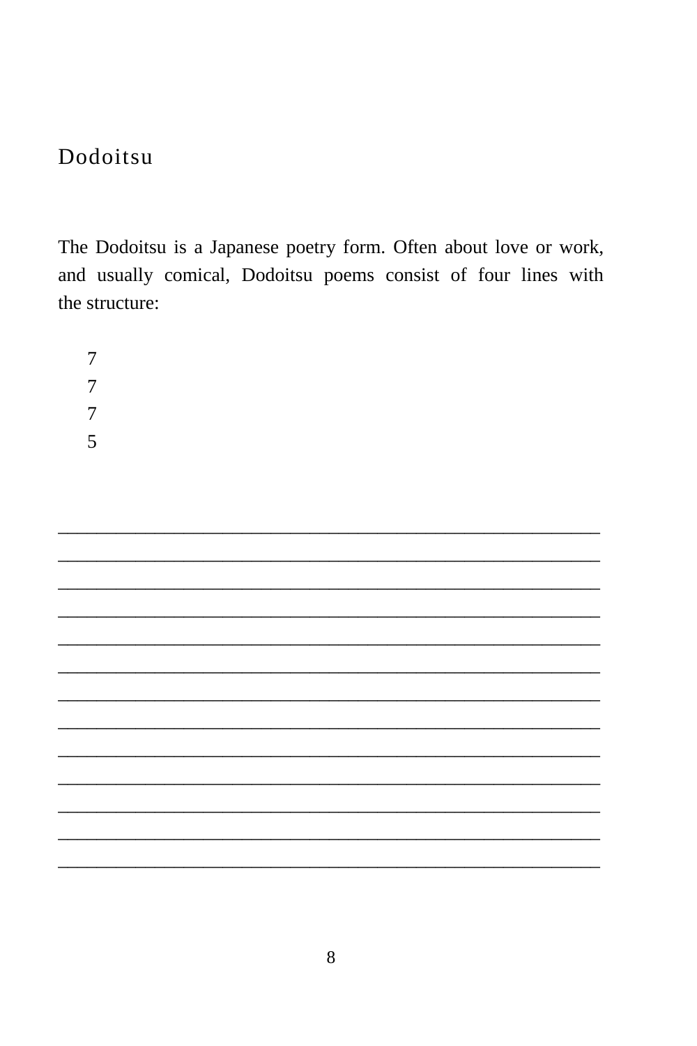# Dodoitsu

The Dodoitsu is a Japanese poetry form. Often about love or work, and usually comical, Dodoitsu poems consist of four lines with the structure:

7
7
7
5

___________________________________________________________
___________________________________________________________
___________________________________________________________
___________________________________________________________
___________________________________________________________
___________________________________________________________
___________________________________________________________
___________________________________________________________
___________________________________________________________
___________________________________________________________
___________________________________________________________
___________________________________________________________
___________________________________________________________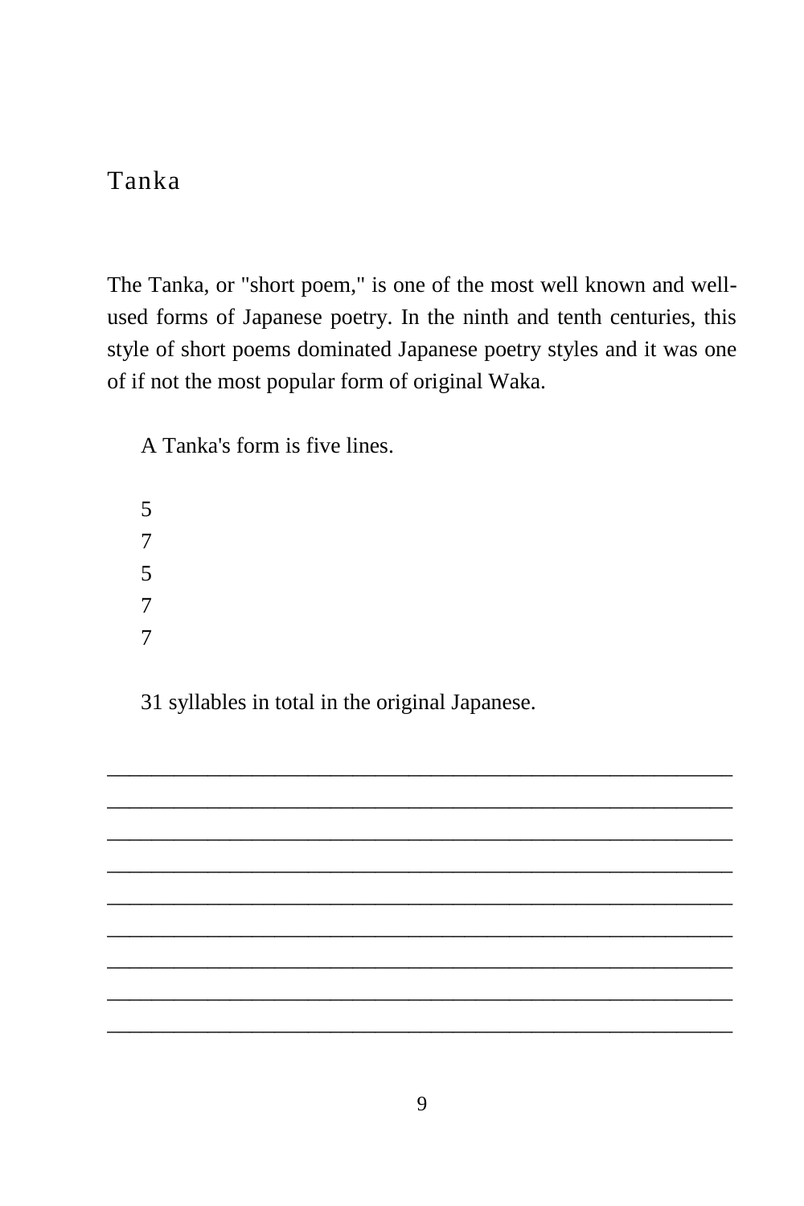# Tanka

The Tanka, or "short poem," is one of the most well known and well-used forms of Japanese poetry. In the ninth and tenth centuries, this style of short poems dominated Japanese poetry styles and it was one of if not the most popular form of original Waka.

A Tanka's form is five lines.

5  
7  
5  
7  
7

31 syllables in total in the original Japanese.

_______________________________________________________

_______________________________________________________

_______________________________________________________

_______________________________________________________

_______________________________________________________

_______________________________________________________

_______________________________________________________

_______________________________________________________

_______________________________________________________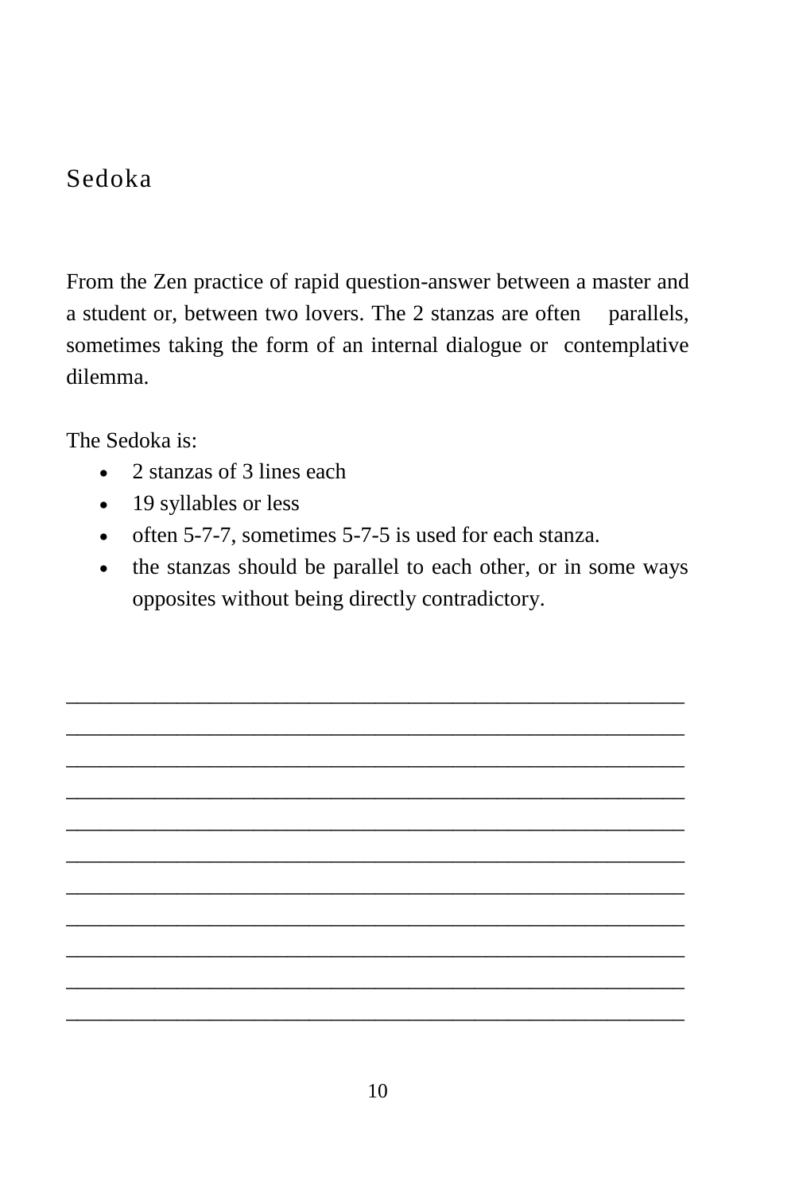# Sedoka

From the Zen practice of rapid question-answer between a master and a student or, between two lovers. The 2 stanzas are often parallels, sometimes taking the form of an internal dialogue or contemplative dilemma.

The Sedoka is:

- 2 stanzas of 3 lines each
- 19 syllables or less
- often 5-7-7, sometimes 5-7-5 is used for each stanza.
- the stanzas should be parallel to each other, or in some ways opposites without being directly contradictory.

_______________________________________________

_______________________________________________

_______________________________________________

_______________________________________________

_______________________________________________

_______________________________________________

_______________________________________________

_______________________________________________

_______________________________________________

_______________________________________________

_______________________________________________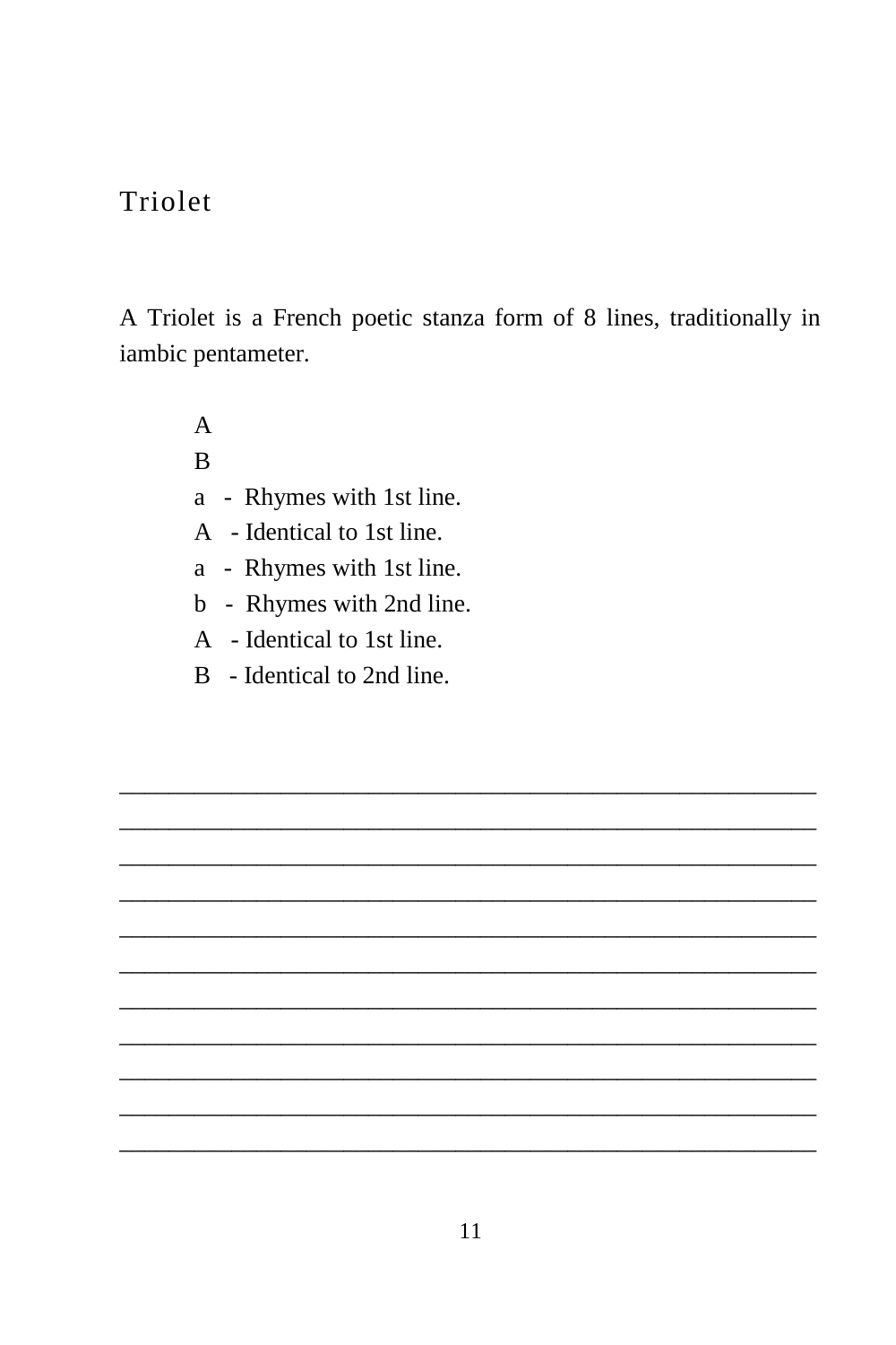# Triolet

A Triolet is a French poetic stanza form of 8 lines, traditionally in iambic pentameter.

A
B
a - Rhymes with 1st line.
A - Identical to 1st line.
a - Rhymes with 1st line.
b - Rhymes with 2nd line.
A - Identical to 1st line.
B - Identical to 2nd line.

______________________________________________________
______________________________________________________
______________________________________________________
______________________________________________________
______________________________________________________
______________________________________________________
______________________________________________________
______________________________________________________
______________________________________________________
______________________________________________________
______________________________________________________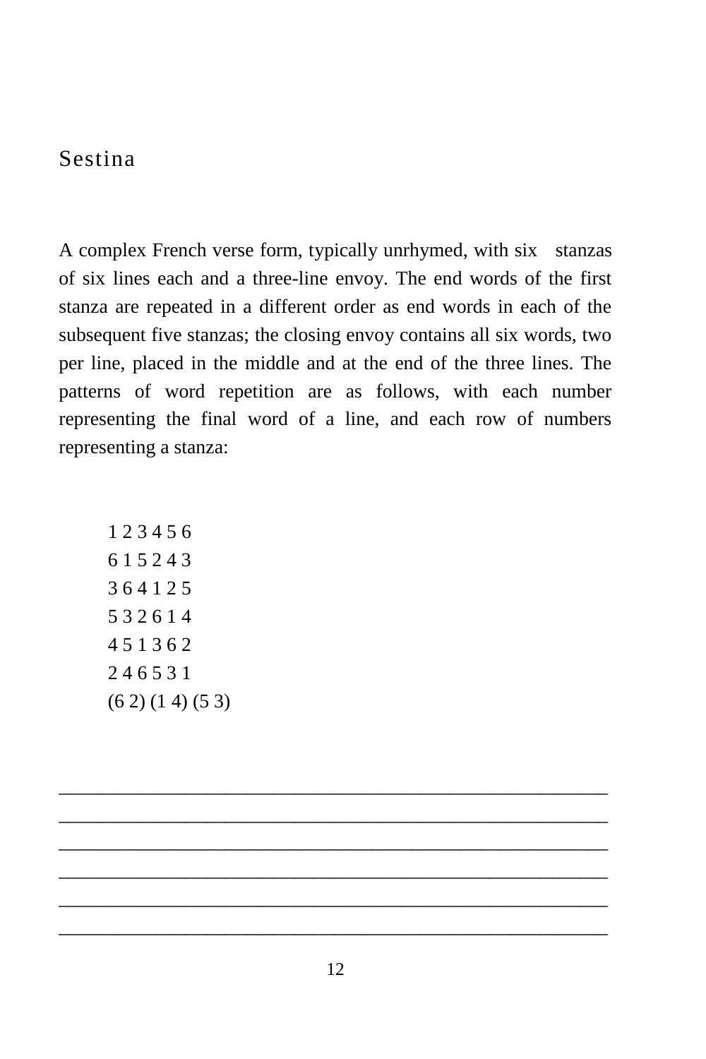# Sestina

A complex French verse form, typically unrhymed, with six stanzas of six lines each and a three-line envoy. The end words of the first stanza are repeated in a different order as end words in each of the subsequent five stanzas; the closing envoy contains all six words, two per line, placed in the middle and at the end of the three lines. The patterns of word repetition are as follows, with each number representing the final word of a line, and each row of numbers representing a stanza:

1 2 3 4 5 6
6 1 5 2 4 3
3 6 4 1 2 5
5 3 2 6 1 4
4 5 1 3 6 2
2 4 6 5 3 1
(6 2) (1 4) (5 3)

______________________________________________________
______________________________________________________
______________________________________________________
______________________________________________________
______________________________________________________
______________________________________________________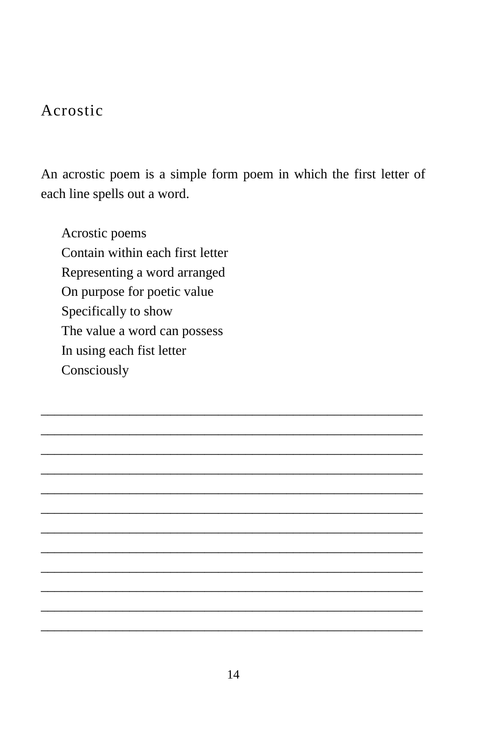# Acrostic

An acrostic poem is a simple form poem in which the first letter of each line spells out a word.

> Acrostic poems  
> Contain within each first letter  
> Representing a word arranged  
> On purpose for poetic value  
> Specifically to show  
> The value a word can possess  
> In using each fist letter  
> Consciously

______________________________________________________
______________________________________________________
______________________________________________________
______________________________________________________
______________________________________________________
______________________________________________________
______________________________________________________
______________________________________________________
______________________________________________________
______________________________________________________
______________________________________________________
______________________________________________________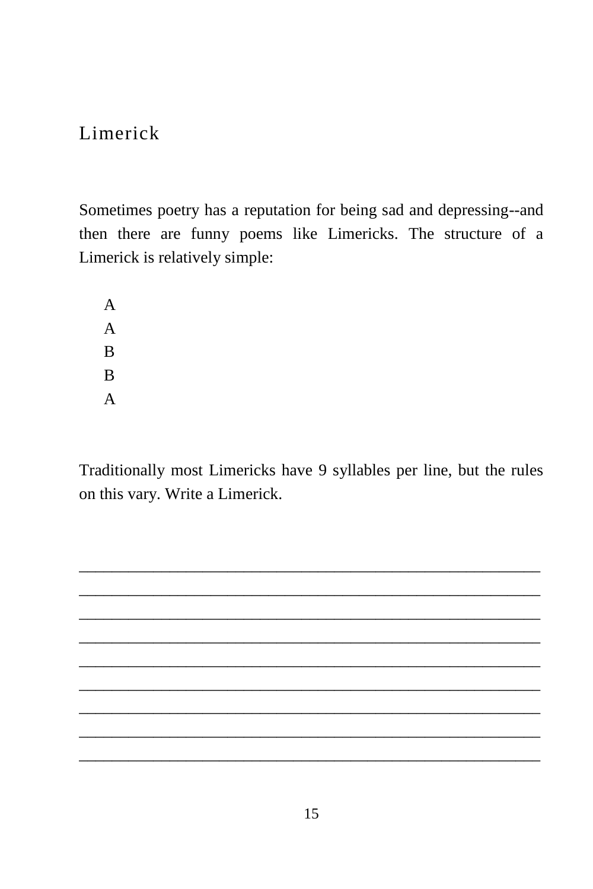# Limerick

Sometimes poetry has a reputation for being sad and depressing--and then there are funny poems like Limericks. The structure of a Limerick is relatively simple:

A
A
B
B
A

Traditionally most Limericks have 9 syllables per line, but the rules on this vary. Write a Limerick.

\_\_\_\_\_\_\_\_\_\_\_\_\_\_\_\_\_\_\_\_\_\_\_\_\_\_\_\_\_\_\_\_\_\_\_\_\_\_\_\_\_\_\_\_\_\_\_\_\_\_\_\_\_\_\_\_

\_\_\_\_\_\_\_\_\_\_\_\_\_\_\_\_\_\_\_\_\_\_\_\_\_\_\_\_\_\_\_\_\_\_\_\_\_\_\_\_\_\_\_\_\_\_\_\_\_\_\_\_\_\_\_\_

\_\_\_\_\_\_\_\_\_\_\_\_\_\_\_\_\_\_\_\_\_\_\_\_\_\_\_\_\_\_\_\_\_\_\_\_\_\_\_\_\_\_\_\_\_\_\_\_\_\_\_\_\_\_\_\_

\_\_\_\_\_\_\_\_\_\_\_\_\_\_\_\_\_\_\_\_\_\_\_\_\_\_\_\_\_\_\_\_\_\_\_\_\_\_\_\_\_\_\_\_\_\_\_\_\_\_\_\_\_\_\_\_

\_\_\_\_\_\_\_\_\_\_\_\_\_\_\_\_\_\_\_\_\_\_\_\_\_\_\_\_\_\_\_\_\_\_\_\_\_\_\_\_\_\_\_\_\_\_\_\_\_\_\_\_\_\_\_\_

\_\_\_\_\_\_\_\_\_\_\_\_\_\_\_\_\_\_\_\_\_\_\_\_\_\_\_\_\_\_\_\_\_\_\_\_\_\_\_\_\_\_\_\_\_\_\_\_\_\_\_\_\_\_\_\_

\_\_\_\_\_\_\_\_\_\_\_\_\_\_\_\_\_\_\_\_\_\_\_\_\_\_\_\_\_\_\_\_\_\_\_\_\_\_\_\_\_\_\_\_\_\_\_\_\_\_\_\_\_\_\_\_

\_\_\_\_\_\_\_\_\_\_\_\_\_\_\_\_\_\_\_\_\_\_\_\_\_\_\_\_\_\_\_\_\_\_\_\_\_\_\_\_\_\_\_\_\_\_\_\_\_\_\_\_\_\_\_\_

\_\_\_\_\_\_\_\_\_\_\_\_\_\_\_\_\_\_\_\_\_\_\_\_\_\_\_\_\_\_\_\_\_\_\_\_\_\_\_\_\_\_\_\_\_\_\_\_\_\_\_\_\_\_\_\_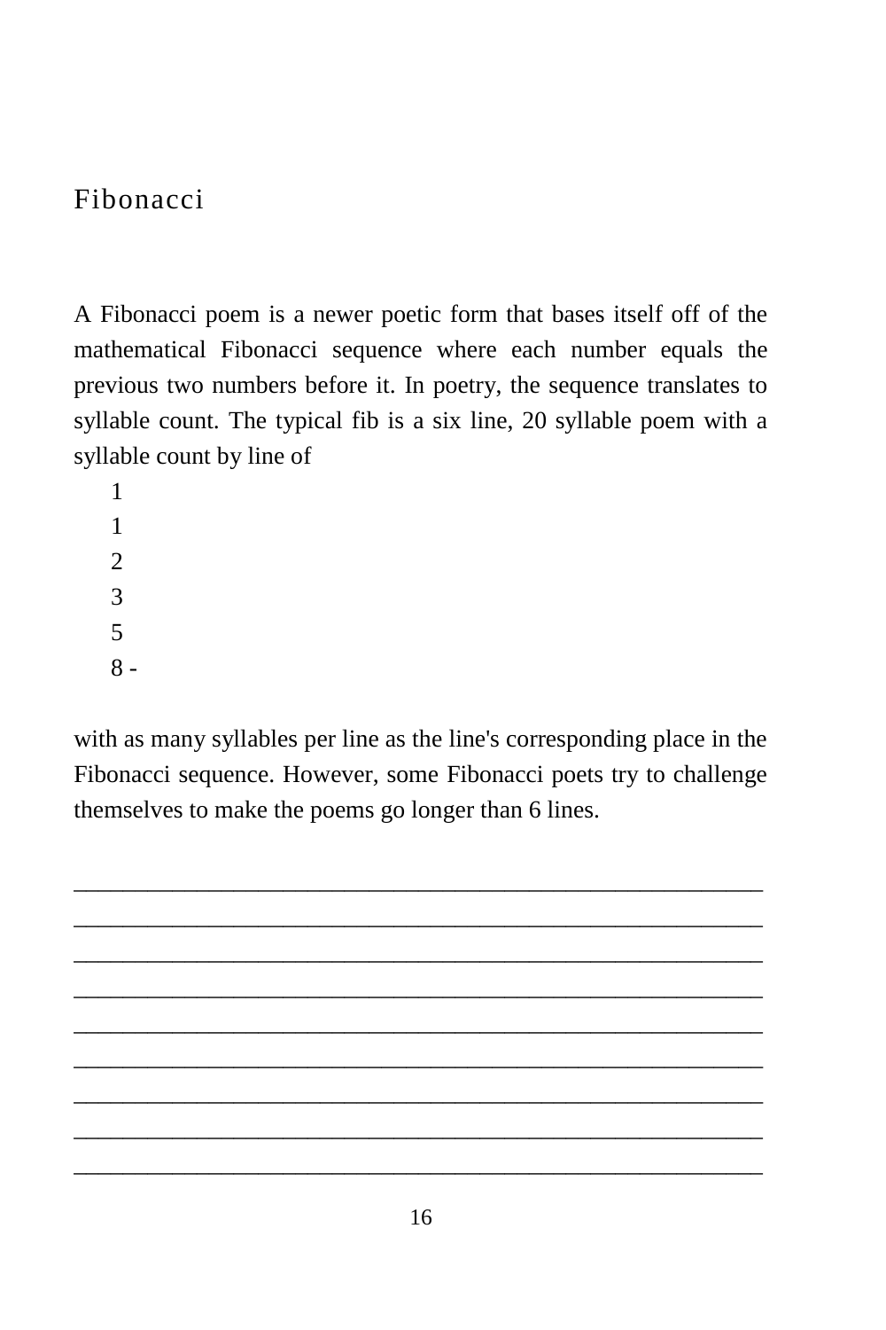# Fibonacci

A Fibonacci poem is a newer poetic form that bases itself off of the mathematical Fibonacci sequence where each number equals the previous two numbers before it. In poetry, the sequence translates to syllable count. The typical fib is a six line, 20 syllable poem with a syllable count by line of

1  
1  
2  
3  
5  
8 -

with as many syllables per line as the line's corresponding place in the Fibonacci sequence. However, some Fibonacci poets try to challenge themselves to make the poems go longer than 6 lines.

_______________________________________________________
_______________________________________________________
_______________________________________________________
_______________________________________________________
_______________________________________________________
_______________________________________________________
_______________________________________________________
_______________________________________________________
_______________________________________________________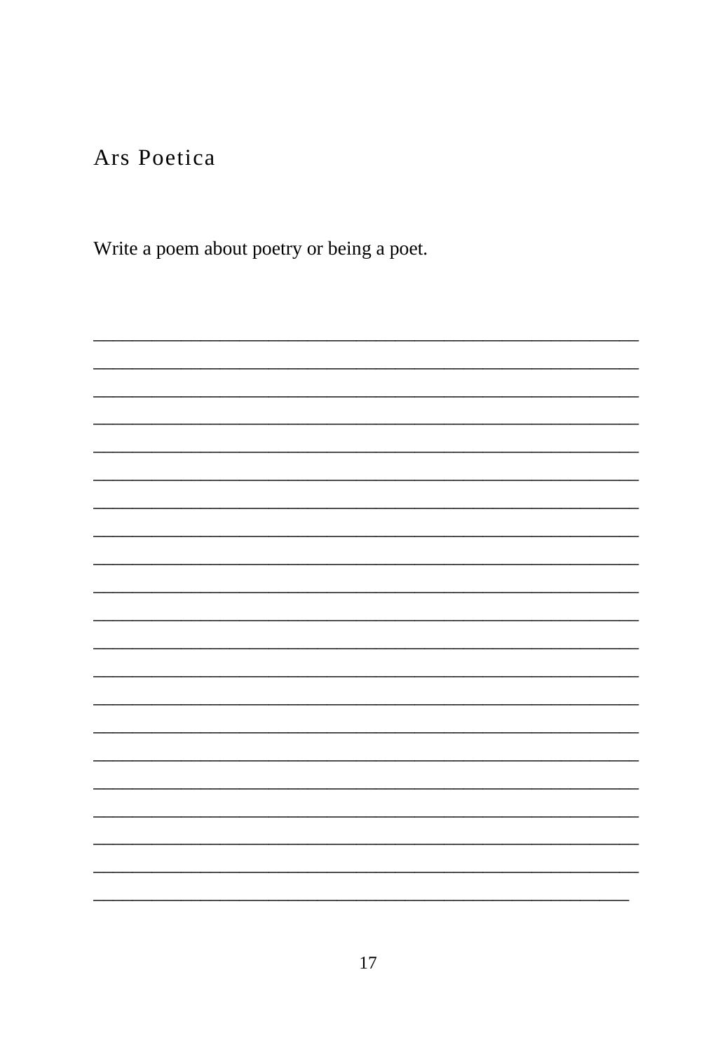## Ars Poetica

Write a poem about poetry or being a poet.

_______________________________________________________________

_______________________________________________________________

_______________________________________________________________

_______________________________________________________________

_______________________________________________________________

_______________________________________________________________

_______________________________________________________________

_______________________________________________________________

_______________________________________________________________

_______________________________________________________________

_______________________________________________________________

_______________________________________________________________

_______________________________________________________________

_______________________________________________________________

_______________________________________________________________

_______________________________________________________________

_______________________________________________________________

_______________________________________________________________

_______________________________________________________________

_______________________________________________________________

______________________________________________________________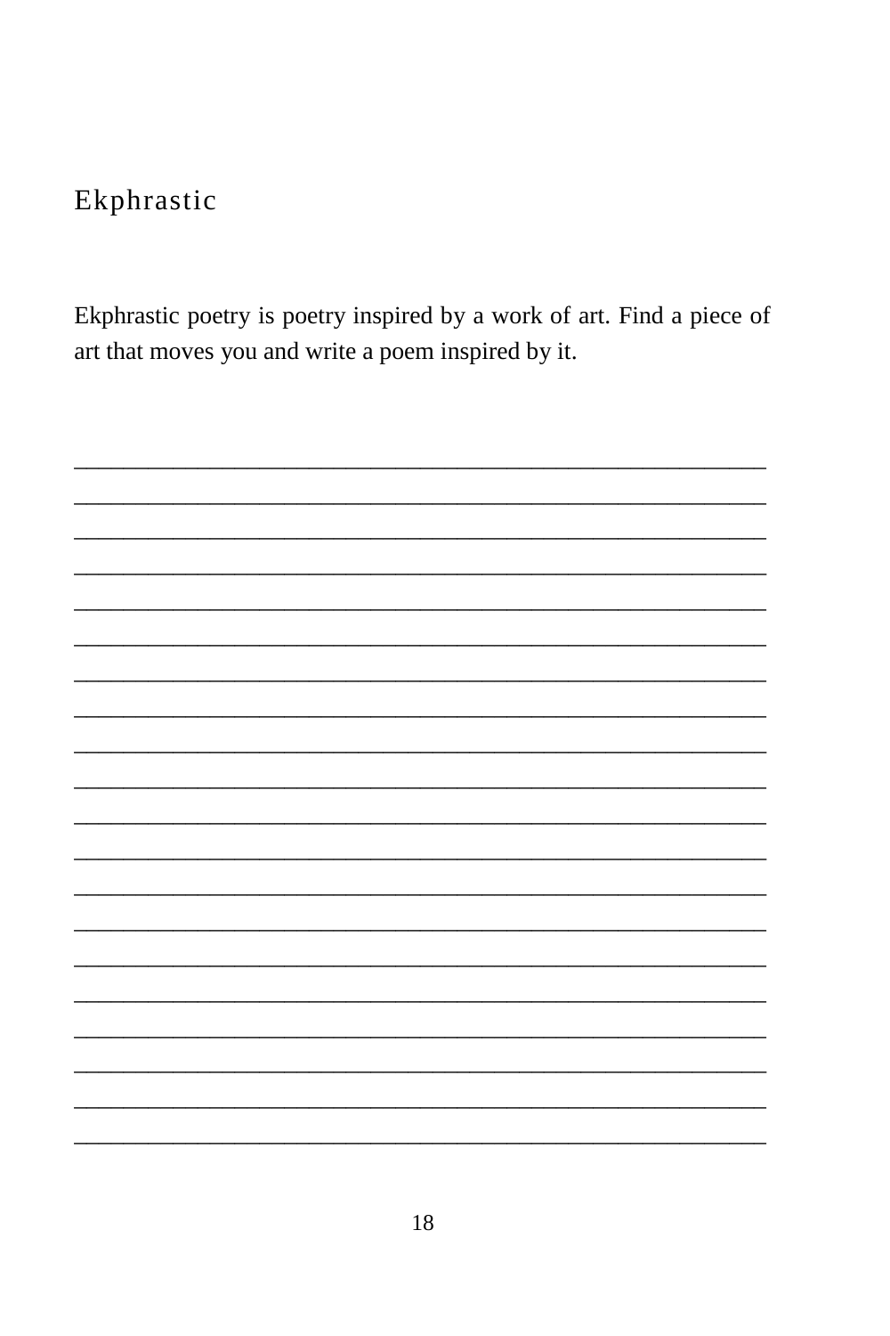# Ekphrastic

Ekphrastic poetry is poetry inspired by a work of art. Find a piece of art that moves you and write a poem inspired by it.

\_\_\_\_\_\_\_\_\_\_\_\_\_\_\_\_\_\_\_\_\_\_\_\_\_\_\_\_\_\_\_\_\_\_\_\_\_\_\_\_\_\_\_\_\_\_\_\_\_\_\_\_\_\_\_\_\_\_\_\_
\_\_\_\_\_\_\_\_\_\_\_\_\_\_\_\_\_\_\_\_\_\_\_\_\_\_\_\_\_\_\_\_\_\_\_\_\_\_\_\_\_\_\_\_\_\_\_\_\_\_\_\_\_\_\_\_\_\_\_\_
\_\_\_\_\_\_\_\_\_\_\_\_\_\_\_\_\_\_\_\_\_\_\_\_\_\_\_\_\_\_\_\_\_\_\_\_\_\_\_\_\_\_\_\_\_\_\_\_\_\_\_\_\_\_\_\_\_\_\_\_
\_\_\_\_\_\_\_\_\_\_\_\_\_\_\_\_\_\_\_\_\_\_\_\_\_\_\_\_\_\_\_\_\_\_\_\_\_\_\_\_\_\_\_\_\_\_\_\_\_\_\_\_\_\_\_\_\_\_\_\_
\_\_\_\_\_\_\_\_\_\_\_\_\_\_\_\_\_\_\_\_\_\_\_\_\_\_\_\_\_\_\_\_\_\_\_\_\_\_\_\_\_\_\_\_\_\_\_\_\_\_\_\_\_\_\_\_\_\_\_\_
\_\_\_\_\_\_\_\_\_\_\_\_\_\_\_\_\_\_\_\_\_\_\_\_\_\_\_\_\_\_\_\_\_\_\_\_\_\_\_\_\_\_\_\_\_\_\_\_\_\_\_\_\_\_\_\_\_\_\_\_
\_\_\_\_\_\_\_\_\_\_\_\_\_\_\_\_\_\_\_\_\_\_\_\_\_\_\_\_\_\_\_\_\_\_\_\_\_\_\_\_\_\_\_\_\_\_\_\_\_\_\_\_\_\_\_\_\_\_\_\_
\_\_\_\_\_\_\_\_\_\_\_\_\_\_\_\_\_\_\_\_\_\_\_\_\_\_\_\_\_\_\_\_\_\_\_\_\_\_\_\_\_\_\_\_\_\_\_\_\_\_\_\_\_\_\_\_\_\_\_\_
\_\_\_\_\_\_\_\_\_\_\_\_\_\_\_\_\_\_\_\_\_\_\_\_\_\_\_\_\_\_\_\_\_\_\_\_\_\_\_\_\_\_\_\_\_\_\_\_\_\_\_\_\_\_\_\_\_\_\_\_
\_\_\_\_\_\_\_\_\_\_\_\_\_\_\_\_\_\_\_\_\_\_\_\_\_\_\_\_\_\_\_\_\_\_\_\_\_\_\_\_\_\_\_\_\_\_\_\_\_\_\_\_\_\_\_\_\_\_\_\_
\_\_\_\_\_\_\_\_\_\_\_\_\_\_\_\_\_\_\_\_\_\_\_\_\_\_\_\_\_\_\_\_\_\_\_\_\_\_\_\_\_\_\_\_\_\_\_\_\_\_\_\_\_\_\_\_\_\_\_\_
\_\_\_\_\_\_\_\_\_\_\_\_\_\_\_\_\_\_\_\_\_\_\_\_\_\_\_\_\_\_\_\_\_\_\_\_\_\_\_\_\_\_\_\_\_\_\_\_\_\_\_\_\_\_\_\_\_\_\_\_
\_\_\_\_\_\_\_\_\_\_\_\_\_\_\_\_\_\_\_\_\_\_\_\_\_\_\_\_\_\_\_\_\_\_\_\_\_\_\_\_\_\_\_\_\_\_\_\_\_\_\_\_\_\_\_\_\_\_\_\_
\_\_\_\_\_\_\_\_\_\_\_\_\_\_\_\_\_\_\_\_\_\_\_\_\_\_\_\_\_\_\_\_\_\_\_\_\_\_\_\_\_\_\_\_\_\_\_\_\_\_\_\_\_\_\_\_\_\_\_\_
\_\_\_\_\_\_\_\_\_\_\_\_\_\_\_\_\_\_\_\_\_\_\_\_\_\_\_\_\_\_\_\_\_\_\_\_\_\_\_\_\_\_\_\_\_\_\_\_\_\_\_\_\_\_\_\_\_\_\_\_
\_\_\_\_\_\_\_\_\_\_\_\_\_\_\_\_\_\_\_\_\_\_\_\_\_\_\_\_\_\_\_\_\_\_\_\_\_\_\_\_\_\_\_\_\_\_\_\_\_\_\_\_\_\_\_\_\_\_\_\_
\_\_\_\_\_\_\_\_\_\_\_\_\_\_\_\_\_\_\_\_\_\_\_\_\_\_\_\_\_\_\_\_\_\_\_\_\_\_\_\_\_\_\_\_\_\_\_\_\_\_\_\_\_\_\_\_\_\_\_\_
\_\_\_\_\_\_\_\_\_\_\_\_\_\_\_\_\_\_\_\_\_\_\_\_\_\_\_\_\_\_\_\_\_\_\_\_\_\_\_\_\_\_\_\_\_\_\_\_\_\_\_\_\_\_\_\_\_\_\_\_
\_\_\_\_\_\_\_\_\_\_\_\_\_\_\_\_\_\_\_\_\_\_\_\_\_\_\_\_\_\_\_\_\_\_\_\_\_\_\_\_\_\_\_\_\_\_\_\_\_\_\_\_\_\_\_\_\_\_\_\_
\_\_\_\_\_\_\_\_\_\_\_\_\_\_\_\_\_\_\_\_\_\_\_\_\_\_\_\_\_\_\_\_\_\_\_\_\_\_\_\_\_\_\_\_\_\_\_\_\_\_\_\_\_\_\_\_\_\_\_\_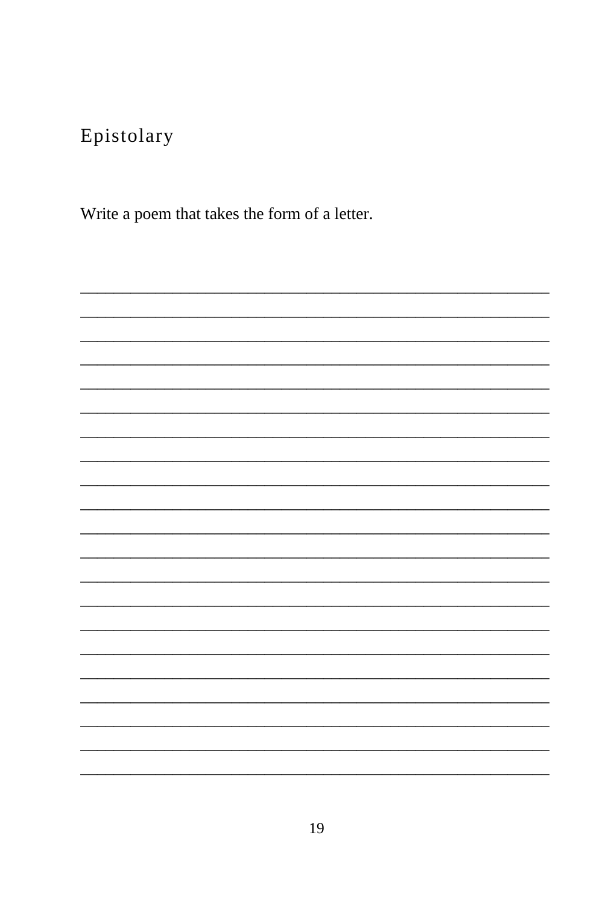# Epistolary

Write a poem that takes the form of a letter.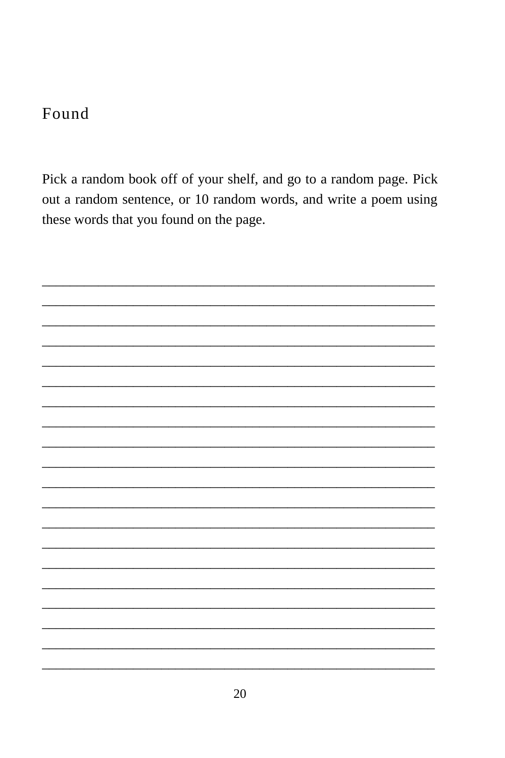## Found

Pick a random book off of your shelf, and go to a random page. Pick out a random sentence, or 10 random words, and write a poem using these words that you found on the page.

____________________________________________________________
____________________________________________________________
____________________________________________________________
____________________________________________________________
____________________________________________________________
____________________________________________________________
____________________________________________________________
____________________________________________________________
____________________________________________________________
____________________________________________________________
____________________________________________________________
____________________________________________________________
____________________________________________________________
____________________________________________________________
____________________________________________________________
____________________________________________________________
____________________________________________________________
____________________________________________________________
____________________________________________________________
____________________________________________________________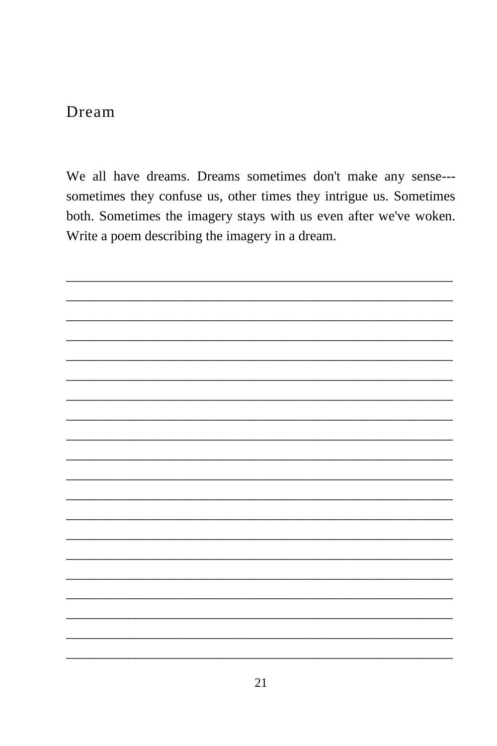# Dream

We all have dreams. Dreams sometimes don't make any sense---sometimes they confuse us, other times they intrigue us. Sometimes both. Sometimes the imagery stays with us even after we've woken. Write a poem describing the imagery in a dream.

____________________________________________________________

____________________________________________________________

____________________________________________________________

____________________________________________________________

____________________________________________________________

____________________________________________________________

____________________________________________________________

____________________________________________________________

____________________________________________________________

____________________________________________________________

____________________________________________________________

____________________________________________________________

____________________________________________________________

____________________________________________________________

____________________________________________________________

____________________________________________________________

____________________________________________________________

____________________________________________________________

____________________________________________________________

____________________________________________________________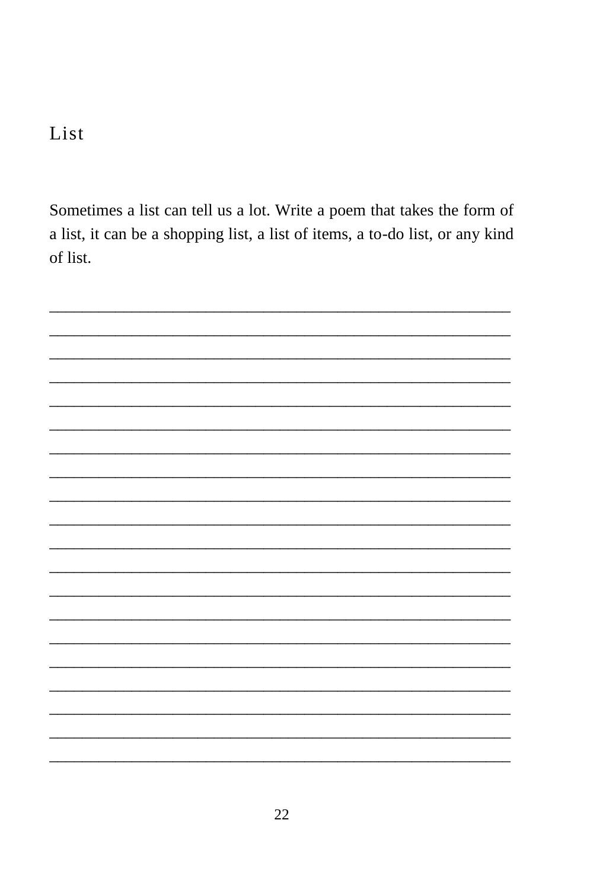# List

Sometimes a list can tell us a lot. Write a poem that takes the form of a list, it can be a shopping list, a list of items, a to-do list, or any kind of list.

________________________________________________________________

________________________________________________________________

________________________________________________________________

________________________________________________________________

________________________________________________________________

________________________________________________________________

________________________________________________________________

________________________________________________________________

________________________________________________________________

________________________________________________________________

________________________________________________________________

________________________________________________________________

________________________________________________________________

________________________________________________________________

________________________________________________________________

________________________________________________________________

________________________________________________________________

________________________________________________________________

________________________________________________________________

________________________________________________________________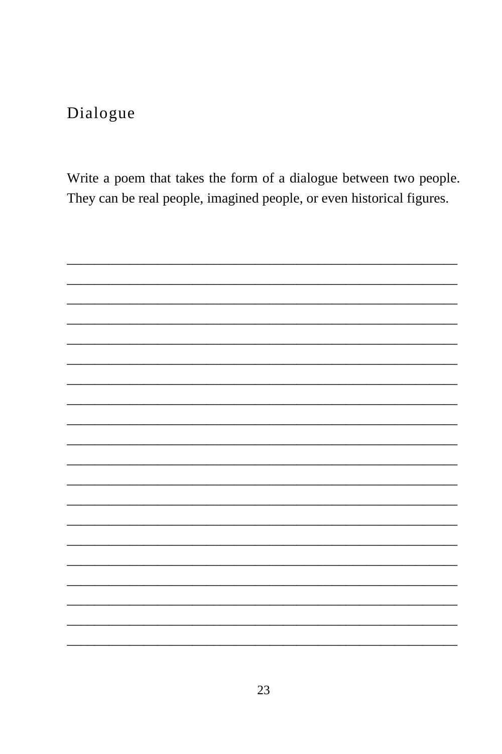# Dialogue

Write a poem that takes the form of a dialogue between two people. They can be real people, imagined people, or even historical figures.

____________________________________________________________
____________________________________________________________
____________________________________________________________
____________________________________________________________
____________________________________________________________
____________________________________________________________
____________________________________________________________
____________________________________________________________
____________________________________________________________
____________________________________________________________
____________________________________________________________
____________________________________________________________
____________________________________________________________
____________________________________________________________
____________________________________________________________
____________________________________________________________
____________________________________________________________
____________________________________________________________
____________________________________________________________
____________________________________________________________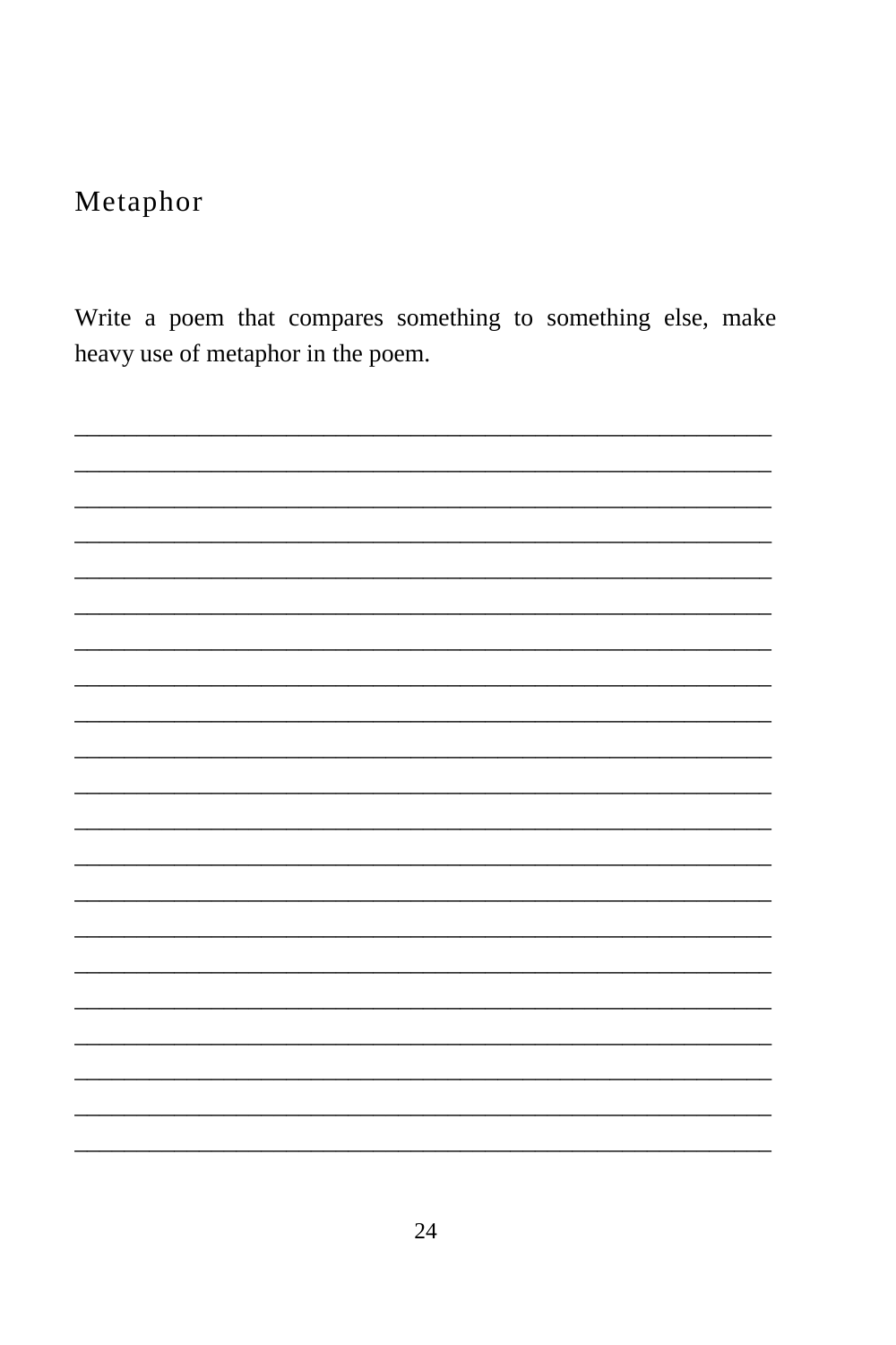## Metaphor

Write a poem that compares something to something else, make heavy use of metaphor in the poem.

_____________________________________________________________
_____________________________________________________________
_____________________________________________________________
_____________________________________________________________
_____________________________________________________________
_____________________________________________________________
_____________________________________________________________
_____________________________________________________________
_____________________________________________________________
_____________________________________________________________
_____________________________________________________________
_____________________________________________________________
_____________________________________________________________
_____________________________________________________________
_____________________________________________________________
_____________________________________________________________
_____________________________________________________________
_____________________________________________________________
_____________________________________________________________
_____________________________________________________________
_____________________________________________________________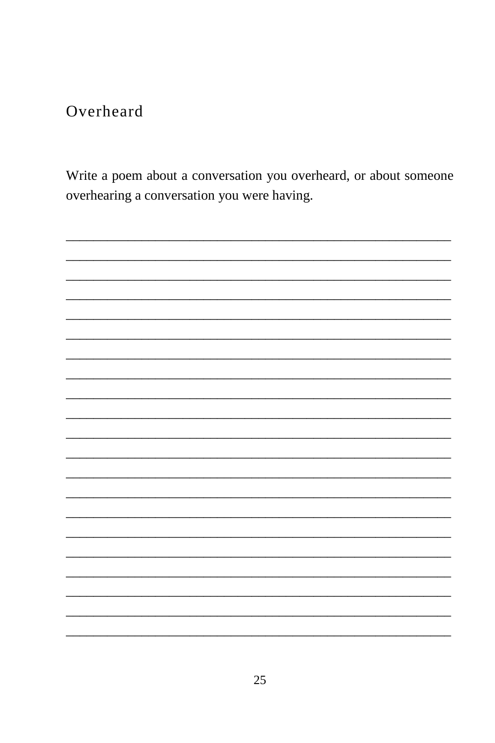## Overheard

Write a poem about a conversation you overheard, or about someone overhearing a conversation you were having.

_______________________________________________________

_______________________________________________________

_______________________________________________________

_______________________________________________________

_______________________________________________________

_______________________________________________________

_______________________________________________________

_______________________________________________________

_______________________________________________________

_______________________________________________________

_______________________________________________________

_______________________________________________________

_______________________________________________________

_______________________________________________________

_______________________________________________________

_______________________________________________________

_______________________________________________________

_______________________________________________________

_______________________________________________________

_______________________________________________________

_______________________________________________________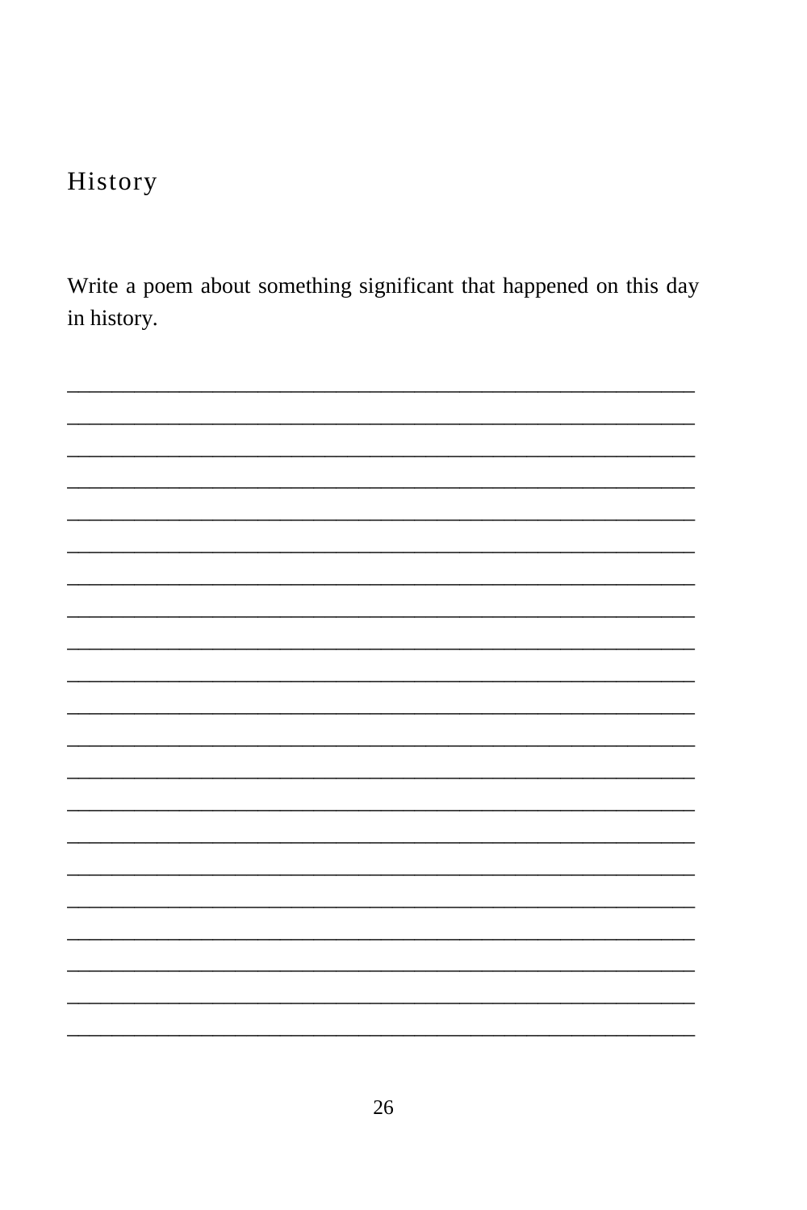# History

Write a poem about something significant that happened on this day in history.

_______________________________________________________
_______________________________________________________
_______________________________________________________
_______________________________________________________
_______________________________________________________
_______________________________________________________
_______________________________________________________
_______________________________________________________
_______________________________________________________
_______________________________________________________
_______________________________________________________
_______________________________________________________
_______________________________________________________
_______________________________________________________
_______________________________________________________
_______________________________________________________
_______________________________________________________
_______________________________________________________
_______________________________________________________
_______________________________________________________
_______________________________________________________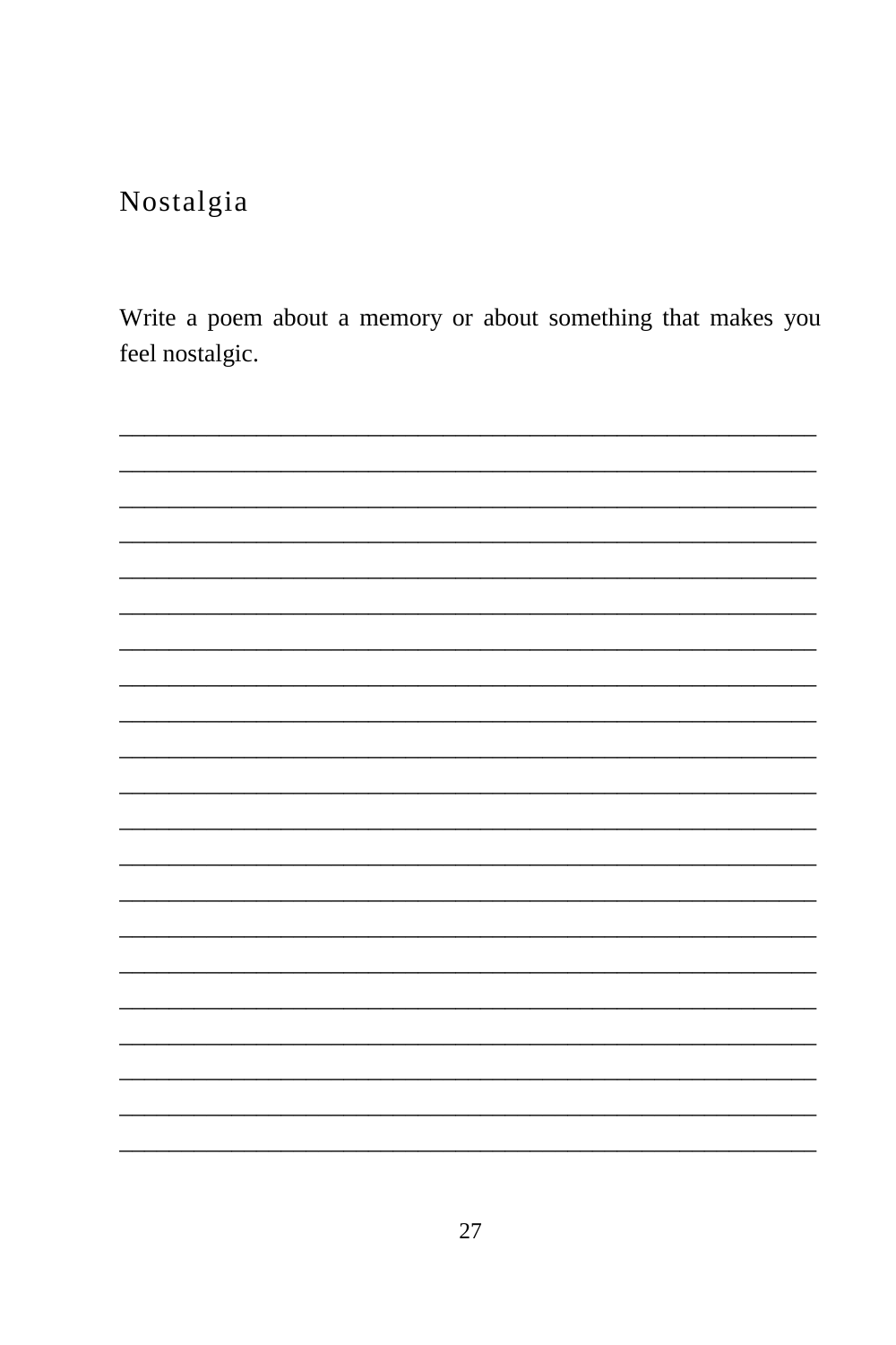# Nostalgia

Write a poem about a memory or about something that makes you feel nostalgic.

_______________________________________________________________
_______________________________________________________________
_______________________________________________________________
_______________________________________________________________
_______________________________________________________________
_______________________________________________________________
_______________________________________________________________
_______________________________________________________________
_______________________________________________________________
_______________________________________________________________
_______________________________________________________________
_______________________________________________________________
_______________________________________________________________
_______________________________________________________________
_______________________________________________________________
_______________________________________________________________
_______________________________________________________________
_______________________________________________________________
_______________________________________________________________
_______________________________________________________________
_______________________________________________________________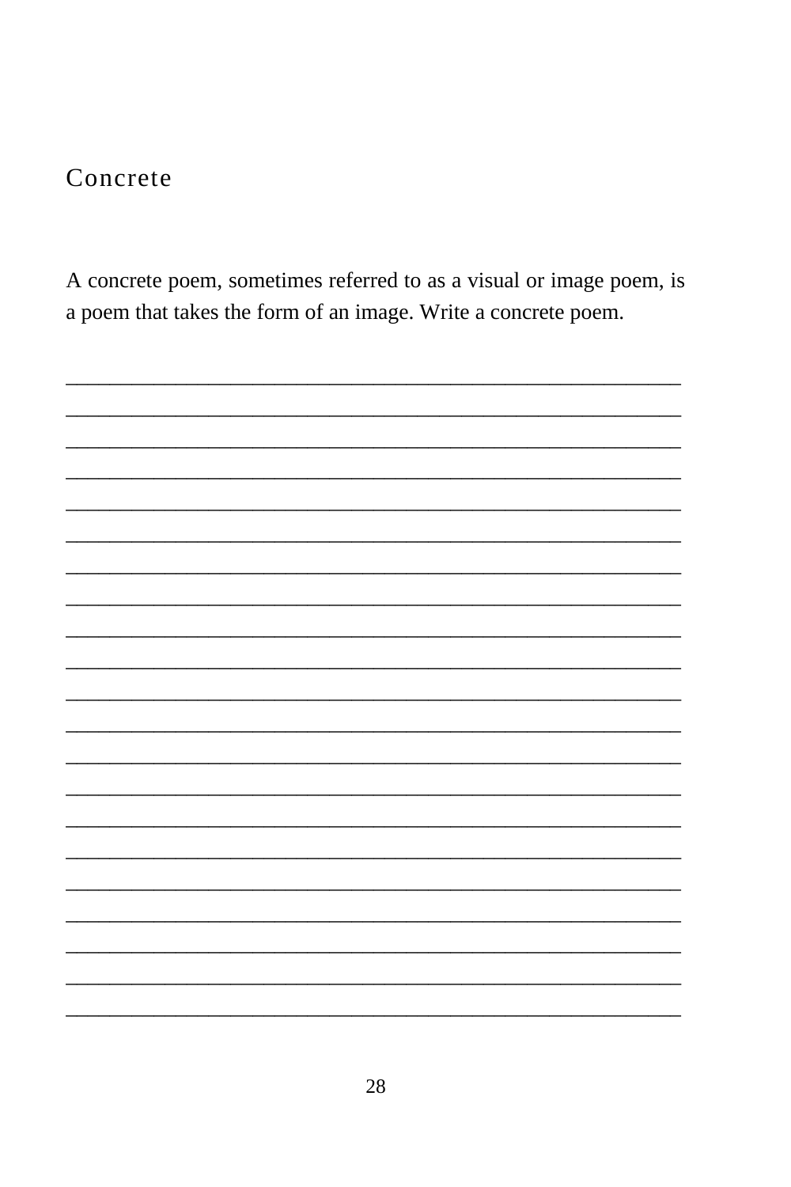## Concrete

A concrete poem, sometimes referred to as a visual or image poem, is a poem that takes the form of an image. Write a concrete poem.

_______________________________________________________________

_______________________________________________________________

_______________________________________________________________

_______________________________________________________________

_______________________________________________________________

_______________________________________________________________

_______________________________________________________________

_______________________________________________________________

_______________________________________________________________

_______________________________________________________________

_______________________________________________________________

_______________________________________________________________

_______________________________________________________________

_______________________________________________________________

_______________________________________________________________

_______________________________________________________________

_______________________________________________________________

_______________________________________________________________

_______________________________________________________________

_______________________________________________________________

_______________________________________________________________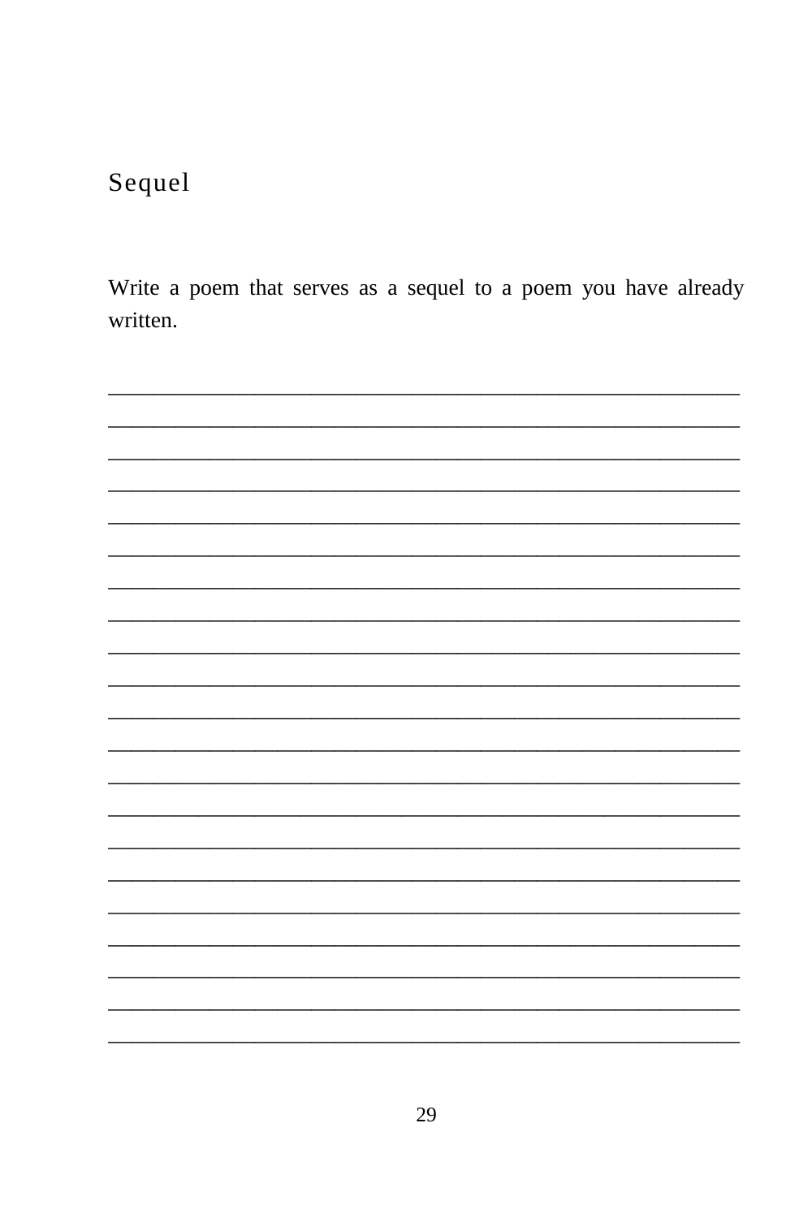## Sequel

Write a poem that serves as a sequel to a poem you have already written.

_______________________________________________________________
_______________________________________________________________
_______________________________________________________________
_______________________________________________________________
_______________________________________________________________
_______________________________________________________________
_______________________________________________________________
_______________________________________________________________
_______________________________________________________________
_______________________________________________________________
_______________________________________________________________
_______________________________________________________________
_______________________________________________________________
_______________________________________________________________
_______________________________________________________________
_______________________________________________________________
_______________________________________________________________
_______________________________________________________________
_______________________________________________________________
_______________________________________________________________
_______________________________________________________________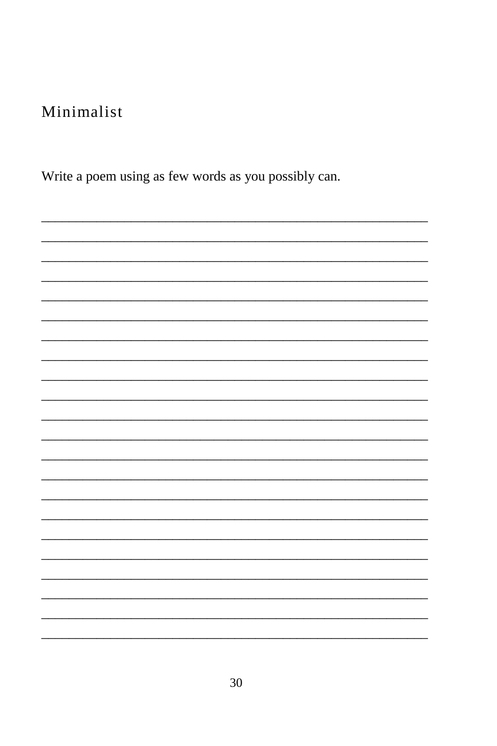## Minimalist

Write a poem using as few words as you possibly can.

___________________________________________________________

___________________________________________________________

___________________________________________________________

___________________________________________________________

___________________________________________________________

___________________________________________________________

___________________________________________________________

___________________________________________________________

___________________________________________________________

___________________________________________________________

___________________________________________________________

___________________________________________________________

___________________________________________________________

___________________________________________________________

___________________________________________________________

___________________________________________________________

___________________________________________________________

___________________________________________________________

___________________________________________________________

___________________________________________________________

___________________________________________________________

___________________________________________________________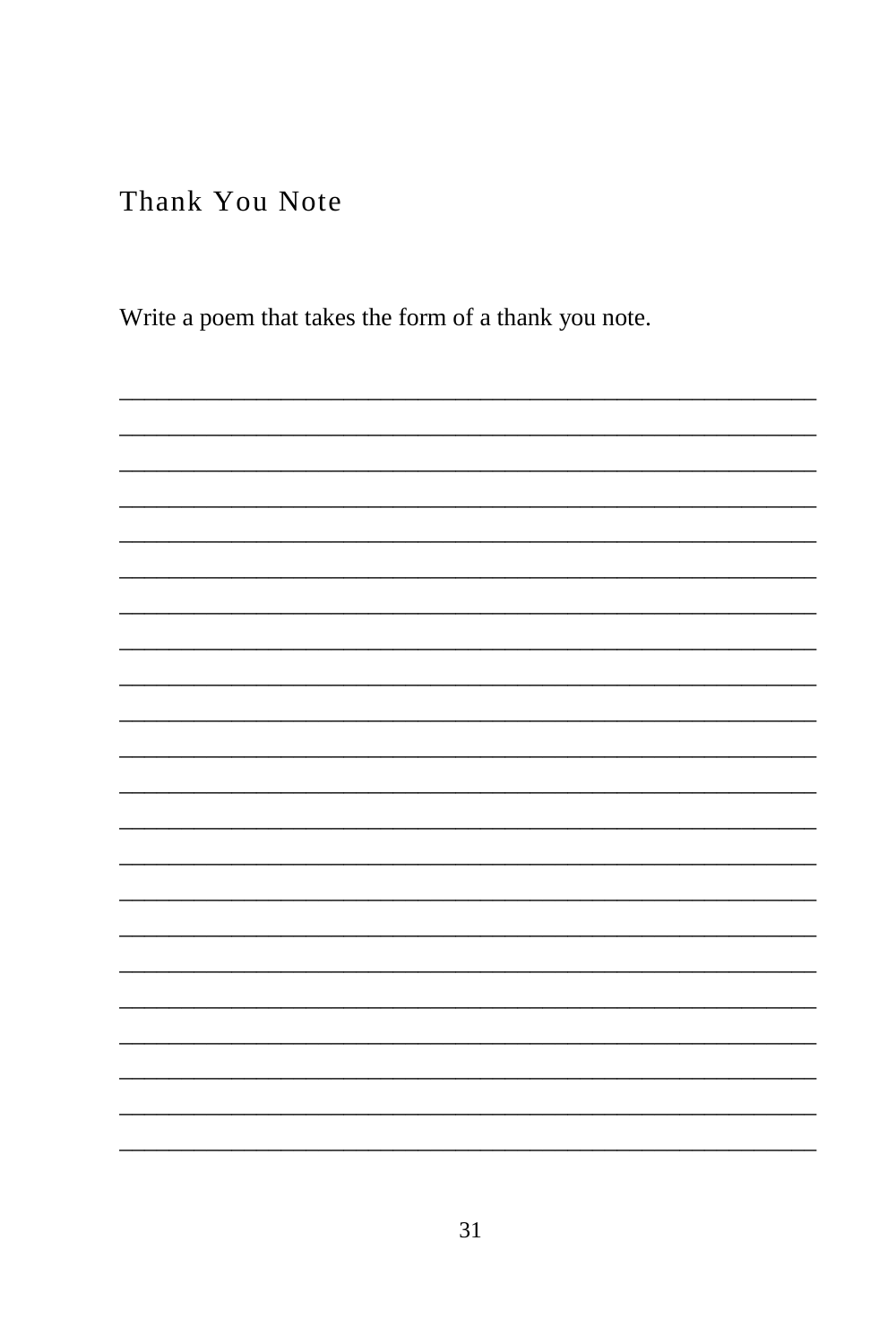## Thank You Note

Write a poem that takes the form of a thank you note.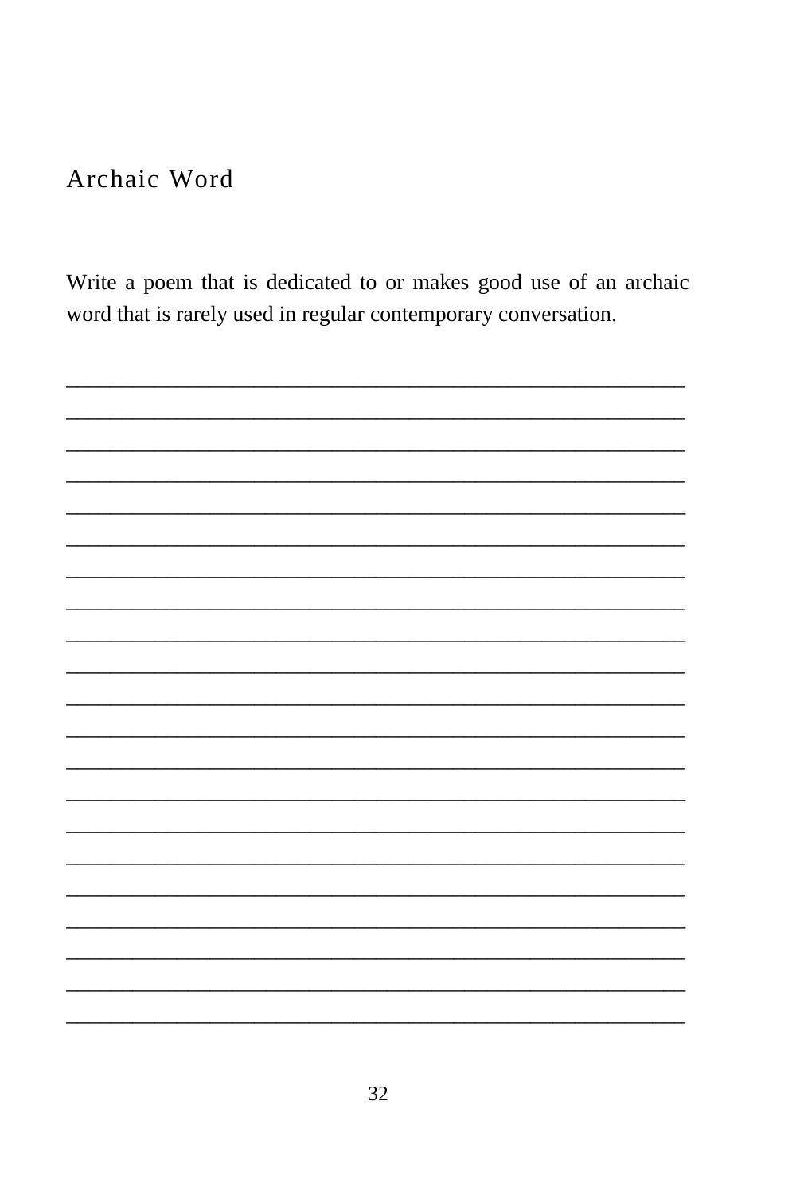## Archaic Word

Write a poem that is dedicated to or makes good use of an archaic word that is rarely used in regular contemporary conversation.

_______________________________________________________________
_______________________________________________________________
_______________________________________________________________
_______________________________________________________________
_______________________________________________________________
_______________________________________________________________
_______________________________________________________________
_______________________________________________________________
_______________________________________________________________
_______________________________________________________________
_______________________________________________________________
_______________________________________________________________
_______________________________________________________________
_______________________________________________________________
_______________________________________________________________
_______________________________________________________________
_______________________________________________________________
_______________________________________________________________
_______________________________________________________________
_______________________________________________________________
_______________________________________________________________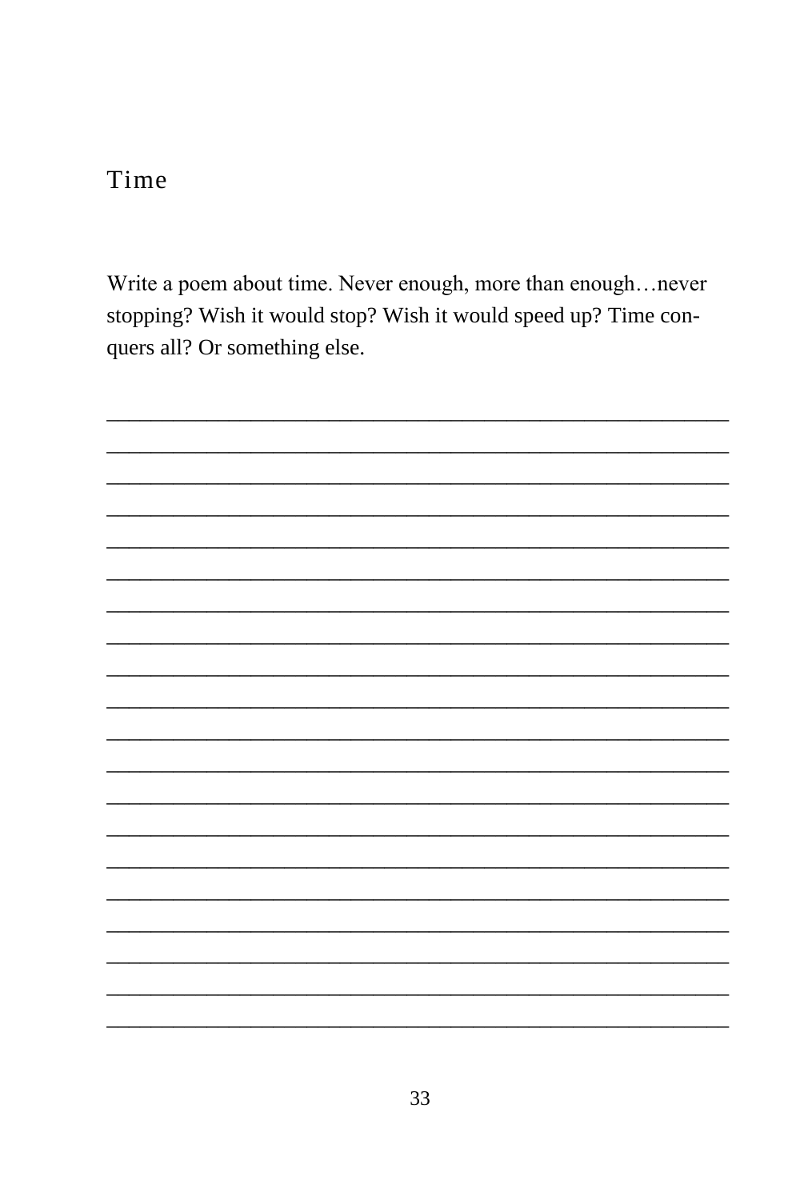# Time

Write a poem about time. Never enough, more than enough…never stopping? Wish it would stop? Wish it would speed up? Time conquers all? Or something else.

\_\_\_\_\_\_\_\_\_\_\_\_\_\_\_\_\_\_\_\_\_\_\_\_\_\_\_\_\_\_\_\_\_\_\_\_\_\_\_\_\_\_\_\_\_\_\_\_\_\_\_\_\_\_\_\_\_\_
\_\_\_\_\_\_\_\_\_\_\_\_\_\_\_\_\_\_\_\_\_\_\_\_\_\_\_\_\_\_\_\_\_\_\_\_\_\_\_\_\_\_\_\_\_\_\_\_\_\_\_\_\_\_\_\_\_\_
\_\_\_\_\_\_\_\_\_\_\_\_\_\_\_\_\_\_\_\_\_\_\_\_\_\_\_\_\_\_\_\_\_\_\_\_\_\_\_\_\_\_\_\_\_\_\_\_\_\_\_\_\_\_\_\_\_\_
\_\_\_\_\_\_\_\_\_\_\_\_\_\_\_\_\_\_\_\_\_\_\_\_\_\_\_\_\_\_\_\_\_\_\_\_\_\_\_\_\_\_\_\_\_\_\_\_\_\_\_\_\_\_\_\_\_\_
\_\_\_\_\_\_\_\_\_\_\_\_\_\_\_\_\_\_\_\_\_\_\_\_\_\_\_\_\_\_\_\_\_\_\_\_\_\_\_\_\_\_\_\_\_\_\_\_\_\_\_\_\_\_\_\_\_\_
\_\_\_\_\_\_\_\_\_\_\_\_\_\_\_\_\_\_\_\_\_\_\_\_\_\_\_\_\_\_\_\_\_\_\_\_\_\_\_\_\_\_\_\_\_\_\_\_\_\_\_\_\_\_\_\_\_\_
\_\_\_\_\_\_\_\_\_\_\_\_\_\_\_\_\_\_\_\_\_\_\_\_\_\_\_\_\_\_\_\_\_\_\_\_\_\_\_\_\_\_\_\_\_\_\_\_\_\_\_\_\_\_\_\_\_\_
\_\_\_\_\_\_\_\_\_\_\_\_\_\_\_\_\_\_\_\_\_\_\_\_\_\_\_\_\_\_\_\_\_\_\_\_\_\_\_\_\_\_\_\_\_\_\_\_\_\_\_\_\_\_\_\_\_\_
\_\_\_\_\_\_\_\_\_\_\_\_\_\_\_\_\_\_\_\_\_\_\_\_\_\_\_\_\_\_\_\_\_\_\_\_\_\_\_\_\_\_\_\_\_\_\_\_\_\_\_\_\_\_\_\_\_\_
\_\_\_\_\_\_\_\_\_\_\_\_\_\_\_\_\_\_\_\_\_\_\_\_\_\_\_\_\_\_\_\_\_\_\_\_\_\_\_\_\_\_\_\_\_\_\_\_\_\_\_\_\_\_\_\_\_\_
\_\_\_\_\_\_\_\_\_\_\_\_\_\_\_\_\_\_\_\_\_\_\_\_\_\_\_\_\_\_\_\_\_\_\_\_\_\_\_\_\_\_\_\_\_\_\_\_\_\_\_\_\_\_\_\_\_\_
\_\_\_\_\_\_\_\_\_\_\_\_\_\_\_\_\_\_\_\_\_\_\_\_\_\_\_\_\_\_\_\_\_\_\_\_\_\_\_\_\_\_\_\_\_\_\_\_\_\_\_\_\_\_\_\_\_\_
\_\_\_\_\_\_\_\_\_\_\_\_\_\_\_\_\_\_\_\_\_\_\_\_\_\_\_\_\_\_\_\_\_\_\_\_\_\_\_\_\_\_\_\_\_\_\_\_\_\_\_\_\_\_\_\_\_\_
\_\_\_\_\_\_\_\_\_\_\_\_\_\_\_\_\_\_\_\_\_\_\_\_\_\_\_\_\_\_\_\_\_\_\_\_\_\_\_\_\_\_\_\_\_\_\_\_\_\_\_\_\_\_\_\_\_\_
\_\_\_\_\_\_\_\_\_\_\_\_\_\_\_\_\_\_\_\_\_\_\_\_\_\_\_\_\_\_\_\_\_\_\_\_\_\_\_\_\_\_\_\_\_\_\_\_\_\_\_\_\_\_\_\_\_\_
\_\_\_\_\_\_\_\_\_\_\_\_\_\_\_\_\_\_\_\_\_\_\_\_\_\_\_\_\_\_\_\_\_\_\_\_\_\_\_\_\_\_\_\_\_\_\_\_\_\_\_\_\_\_\_\_\_\_
\_\_\_\_\_\_\_\_\_\_\_\_\_\_\_\_\_\_\_\_\_\_\_\_\_\_\_\_\_\_\_\_\_\_\_\_\_\_\_\_\_\_\_\_\_\_\_\_\_\_\_\_\_\_\_\_\_\_
\_\_\_\_\_\_\_\_\_\_\_\_\_\_\_\_\_\_\_\_\_\_\_\_\_\_\_\_\_\_\_\_\_\_\_\_\_\_\_\_\_\_\_\_\_\_\_\_\_\_\_\_\_\_\_\_\_\_
\_\_\_\_\_\_\_\_\_\_\_\_\_\_\_\_\_\_\_\_\_\_\_\_\_\_\_\_\_\_\_\_\_\_\_\_\_\_\_\_\_\_\_\_\_\_\_\_\_\_\_\_\_\_\_\_\_\_
\_\_\_\_\_\_\_\_\_\_\_\_\_\_\_\_\_\_\_\_\_\_\_\_\_\_\_\_\_\_\_\_\_\_\_\_\_\_\_\_\_\_\_\_\_\_\_\_\_\_\_\_\_\_\_\_\_\_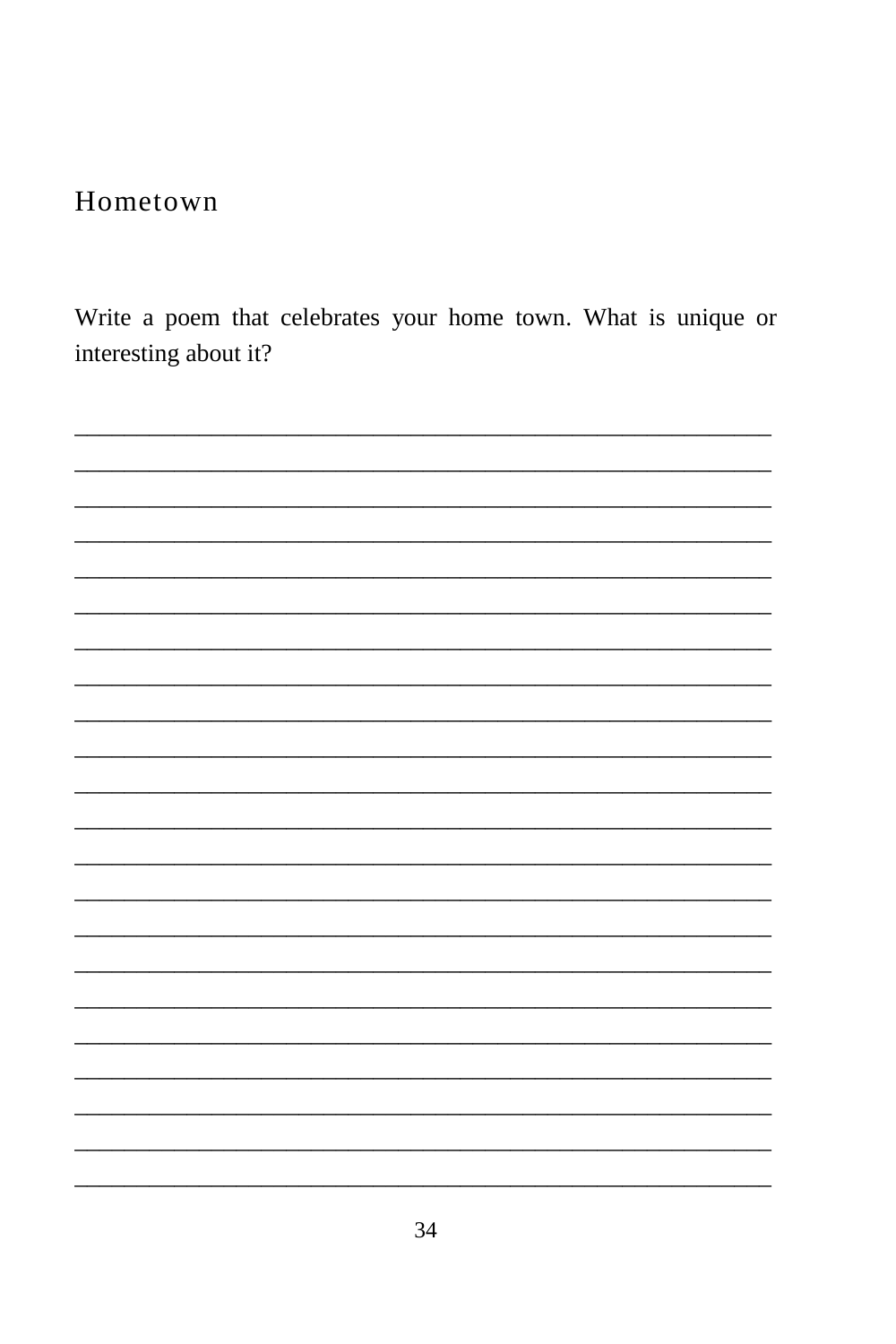## Hometown

Write a poem that celebrates your home town. What is unique or interesting about it?

\_\_\_\_\_\_\_\_\_\_\_\_\_\_\_\_\_\_\_\_\_\_\_\_\_\_\_\_\_\_\_\_\_\_\_\_\_\_\_\_\_\_\_\_\_\_\_\_\_\_\_\_\_\_\_\_\_\_
\_\_\_\_\_\_\_\_\_\_\_\_\_\_\_\_\_\_\_\_\_\_\_\_\_\_\_\_\_\_\_\_\_\_\_\_\_\_\_\_\_\_\_\_\_\_\_\_\_\_\_\_\_\_\_\_\_\_
\_\_\_\_\_\_\_\_\_\_\_\_\_\_\_\_\_\_\_\_\_\_\_\_\_\_\_\_\_\_\_\_\_\_\_\_\_\_\_\_\_\_\_\_\_\_\_\_\_\_\_\_\_\_\_\_\_\_
\_\_\_\_\_\_\_\_\_\_\_\_\_\_\_\_\_\_\_\_\_\_\_\_\_\_\_\_\_\_\_\_\_\_\_\_\_\_\_\_\_\_\_\_\_\_\_\_\_\_\_\_\_\_\_\_\_\_
\_\_\_\_\_\_\_\_\_\_\_\_\_\_\_\_\_\_\_\_\_\_\_\_\_\_\_\_\_\_\_\_\_\_\_\_\_\_\_\_\_\_\_\_\_\_\_\_\_\_\_\_\_\_\_\_\_\_
\_\_\_\_\_\_\_\_\_\_\_\_\_\_\_\_\_\_\_\_\_\_\_\_\_\_\_\_\_\_\_\_\_\_\_\_\_\_\_\_\_\_\_\_\_\_\_\_\_\_\_\_\_\_\_\_\_\_
\_\_\_\_\_\_\_\_\_\_\_\_\_\_\_\_\_\_\_\_\_\_\_\_\_\_\_\_\_\_\_\_\_\_\_\_\_\_\_\_\_\_\_\_\_\_\_\_\_\_\_\_\_\_\_\_\_\_
\_\_\_\_\_\_\_\_\_\_\_\_\_\_\_\_\_\_\_\_\_\_\_\_\_\_\_\_\_\_\_\_\_\_\_\_\_\_\_\_\_\_\_\_\_\_\_\_\_\_\_\_\_\_\_\_\_\_
\_\_\_\_\_\_\_\_\_\_\_\_\_\_\_\_\_\_\_\_\_\_\_\_\_\_\_\_\_\_\_\_\_\_\_\_\_\_\_\_\_\_\_\_\_\_\_\_\_\_\_\_\_\_\_\_\_\_
\_\_\_\_\_\_\_\_\_\_\_\_\_\_\_\_\_\_\_\_\_\_\_\_\_\_\_\_\_\_\_\_\_\_\_\_\_\_\_\_\_\_\_\_\_\_\_\_\_\_\_\_\_\_\_\_\_\_
\_\_\_\_\_\_\_\_\_\_\_\_\_\_\_\_\_\_\_\_\_\_\_\_\_\_\_\_\_\_\_\_\_\_\_\_\_\_\_\_\_\_\_\_\_\_\_\_\_\_\_\_\_\_\_\_\_\_
\_\_\_\_\_\_\_\_\_\_\_\_\_\_\_\_\_\_\_\_\_\_\_\_\_\_\_\_\_\_\_\_\_\_\_\_\_\_\_\_\_\_\_\_\_\_\_\_\_\_\_\_\_\_\_\_\_\_
\_\_\_\_\_\_\_\_\_\_\_\_\_\_\_\_\_\_\_\_\_\_\_\_\_\_\_\_\_\_\_\_\_\_\_\_\_\_\_\_\_\_\_\_\_\_\_\_\_\_\_\_\_\_\_\_\_\_
\_\_\_\_\_\_\_\_\_\_\_\_\_\_\_\_\_\_\_\_\_\_\_\_\_\_\_\_\_\_\_\_\_\_\_\_\_\_\_\_\_\_\_\_\_\_\_\_\_\_\_\_\_\_\_\_\_\_
\_\_\_\_\_\_\_\_\_\_\_\_\_\_\_\_\_\_\_\_\_\_\_\_\_\_\_\_\_\_\_\_\_\_\_\_\_\_\_\_\_\_\_\_\_\_\_\_\_\_\_\_\_\_\_\_\_\_
\_\_\_\_\_\_\_\_\_\_\_\_\_\_\_\_\_\_\_\_\_\_\_\_\_\_\_\_\_\_\_\_\_\_\_\_\_\_\_\_\_\_\_\_\_\_\_\_\_\_\_\_\_\_\_\_\_\_
\_\_\_\_\_\_\_\_\_\_\_\_\_\_\_\_\_\_\_\_\_\_\_\_\_\_\_\_\_\_\_\_\_\_\_\_\_\_\_\_\_\_\_\_\_\_\_\_\_\_\_\_\_\_\_\_\_\_
\_\_\_\_\_\_\_\_\_\_\_\_\_\_\_\_\_\_\_\_\_\_\_\_\_\_\_\_\_\_\_\_\_\_\_\_\_\_\_\_\_\_\_\_\_\_\_\_\_\_\_\_\_\_\_\_\_\_
\_\_\_\_\_\_\_\_\_\_\_\_\_\_\_\_\_\_\_\_\_\_\_\_\_\_\_\_\_\_\_\_\_\_\_\_\_\_\_\_\_\_\_\_\_\_\_\_\_\_\_\_\_\_\_\_\_\_
\_\_\_\_\_\_\_\_\_\_\_\_\_\_\_\_\_\_\_\_\_\_\_\_\_\_\_\_\_\_\_\_\_\_\_\_\_\_\_\_\_\_\_\_\_\_\_\_\_\_\_\_\_\_\_\_\_\_
\_\_\_\_\_\_\_\_\_\_\_\_\_\_\_\_\_\_\_\_\_\_\_\_\_\_\_\_\_\_\_\_\_\_\_\_\_\_\_\_\_\_\_\_\_\_\_\_\_\_\_\_\_\_\_\_\_\_
\_\_\_\_\_\_\_\_\_\_\_\_\_\_\_\_\_\_\_\_\_\_\_\_\_\_\_\_\_\_\_\_\_\_\_\_\_\_\_\_\_\_\_\_\_\_\_\_\_\_\_\_\_\_\_\_\_\_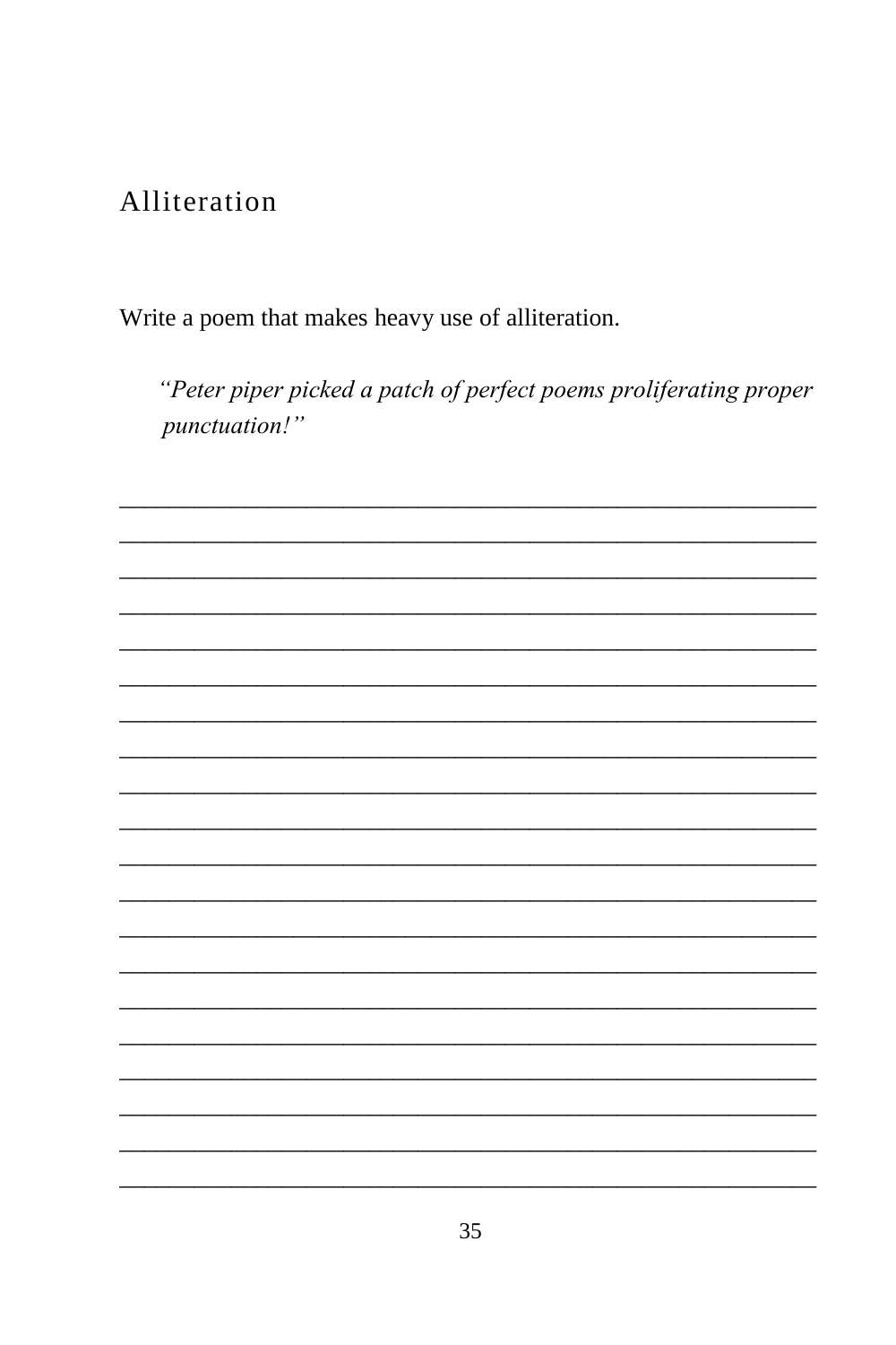## Alliteration

Write a poem that makes heavy use of alliteration.

> *"Peter piper picked a patch of perfect poems proliferating proper punctuation!"*

______________________________________________________________

______________________________________________________________

______________________________________________________________

______________________________________________________________

______________________________________________________________

______________________________________________________________

______________________________________________________________

______________________________________________________________

______________________________________________________________

______________________________________________________________

______________________________________________________________

______________________________________________________________

______________________________________________________________

______________________________________________________________

______________________________________________________________

______________________________________________________________

______________________________________________________________

______________________________________________________________

______________________________________________________________

______________________________________________________________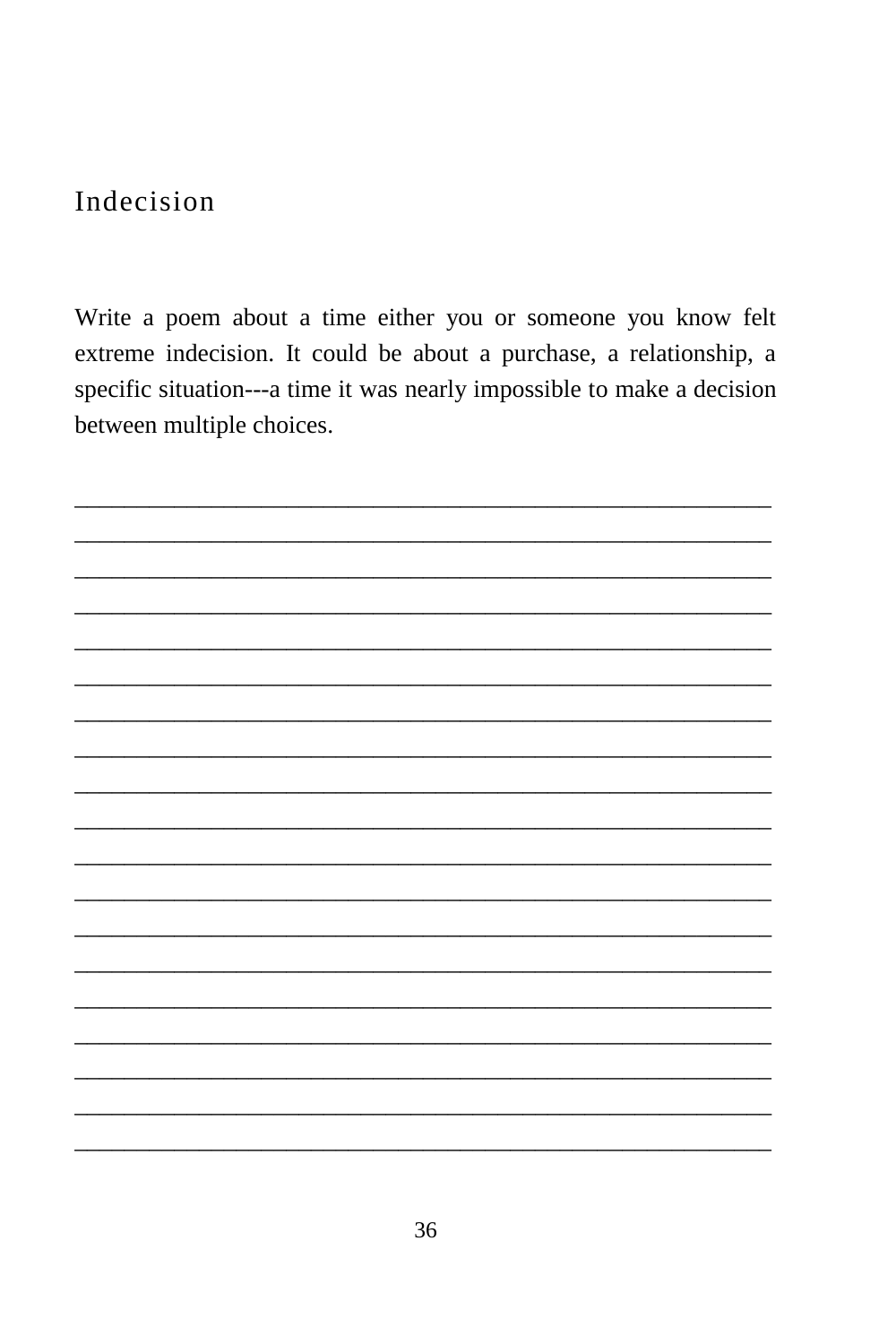## Indecision

Write a poem about a time either you or someone you know felt extreme indecision. It could be about a purchase, a relationship, a specific situation---a time it was nearly impossible to make a decision between multiple choices.

______________________________________________________________
______________________________________________________________
______________________________________________________________
______________________________________________________________
______________________________________________________________
______________________________________________________________
______________________________________________________________
______________________________________________________________
______________________________________________________________
______________________________________________________________
______________________________________________________________
______________________________________________________________
______________________________________________________________
______________________________________________________________
______________________________________________________________
______________________________________________________________
______________________________________________________________
______________________________________________________________
______________________________________________________________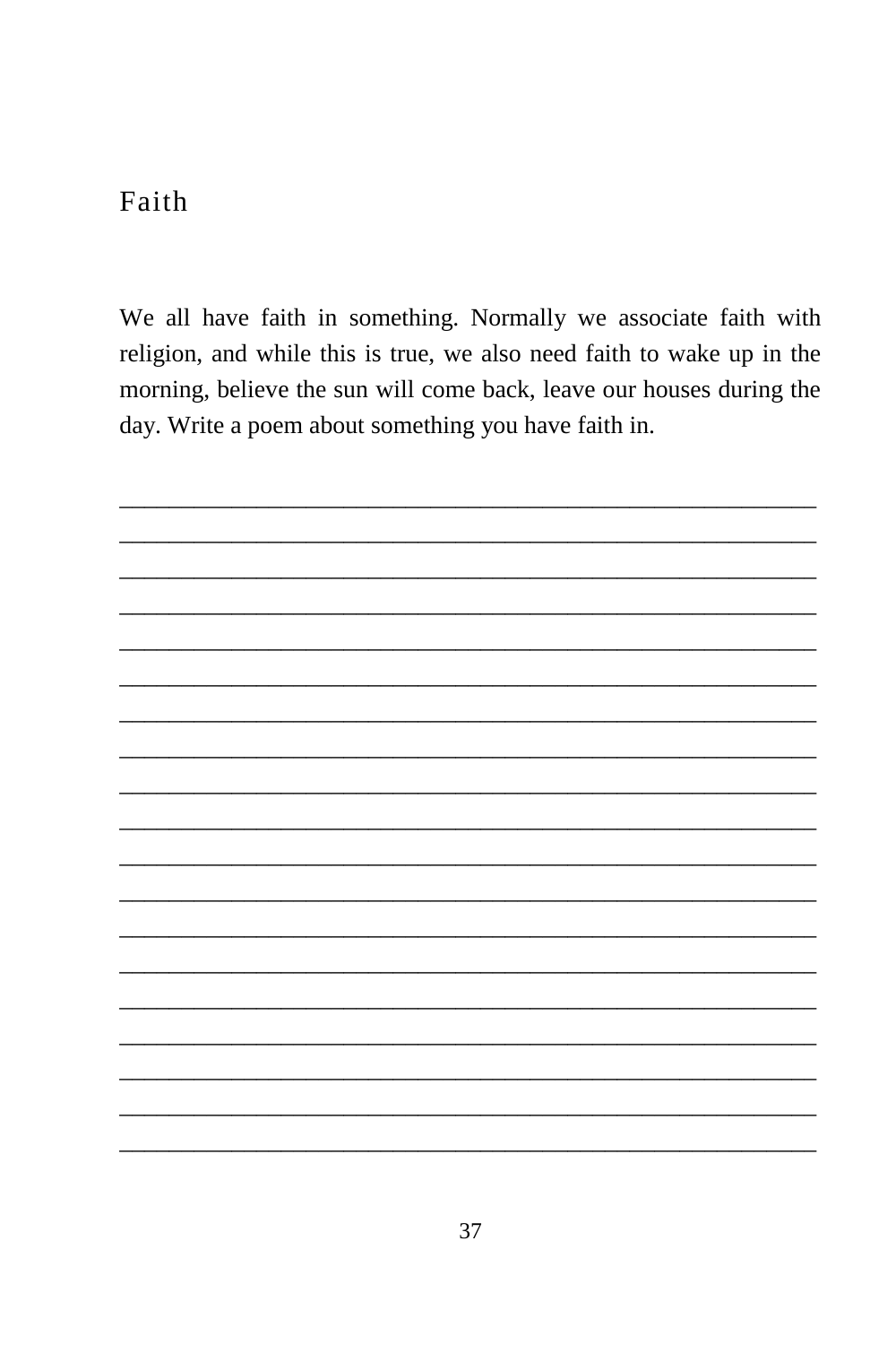# Faith

We all have faith in something. Normally we associate faith with religion, and while this is true, we also need faith to wake up in the morning, believe the sun will come back, leave our houses during the day. Write a poem about something you have faith in.

_______________________________________________________

_______________________________________________________

_______________________________________________________

_______________________________________________________

_______________________________________________________

_______________________________________________________

_______________________________________________________

_______________________________________________________

_______________________________________________________

_______________________________________________________

_______________________________________________________

_______________________________________________________

_______________________________________________________

_______________________________________________________

_______________________________________________________

_______________________________________________________

_______________________________________________________

_______________________________________________________

_______________________________________________________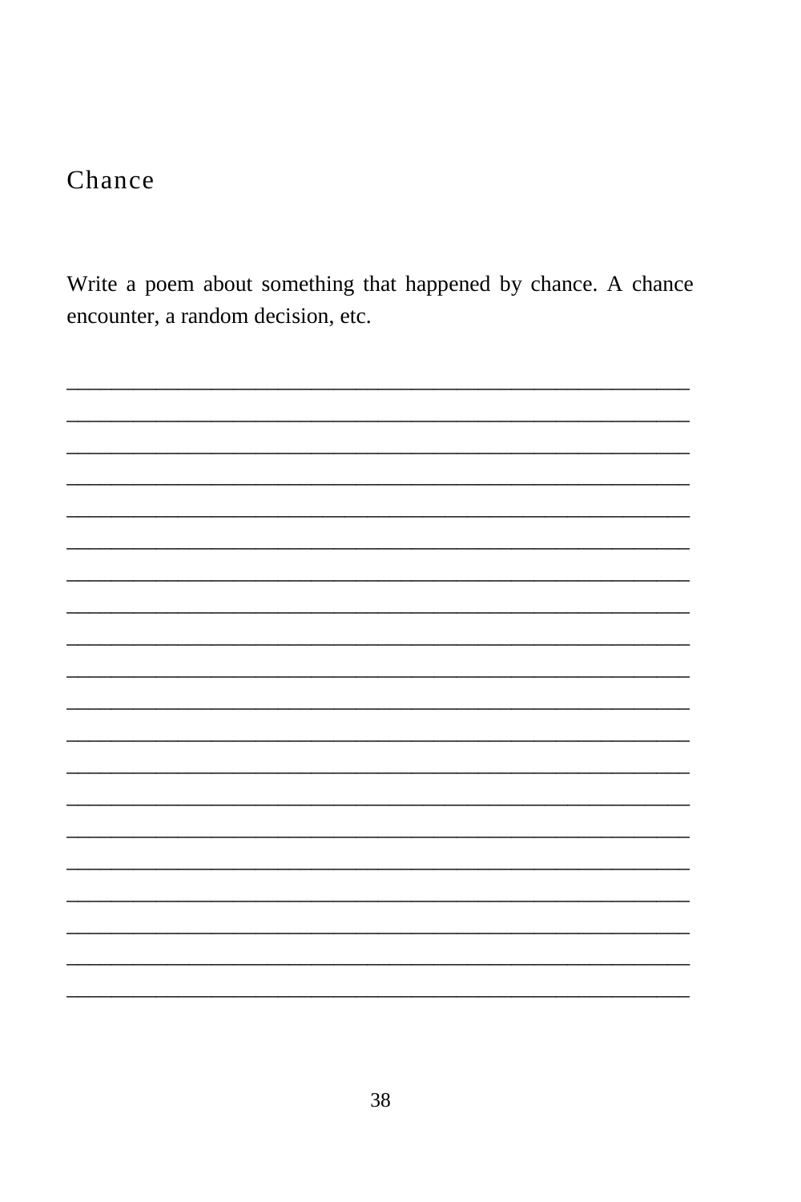## Chance

Write a poem about something that happened by chance. A chance encounter, a random decision, etc.

____________________________________________________________
____________________________________________________________
____________________________________________________________
____________________________________________________________
____________________________________________________________
____________________________________________________________
____________________________________________________________
____________________________________________________________
____________________________________________________________
____________________________________________________________
____________________________________________________________
____________________________________________________________
____________________________________________________________
____________________________________________________________
____________________________________________________________
____________________________________________________________
____________________________________________________________
____________________________________________________________
____________________________________________________________
____________________________________________________________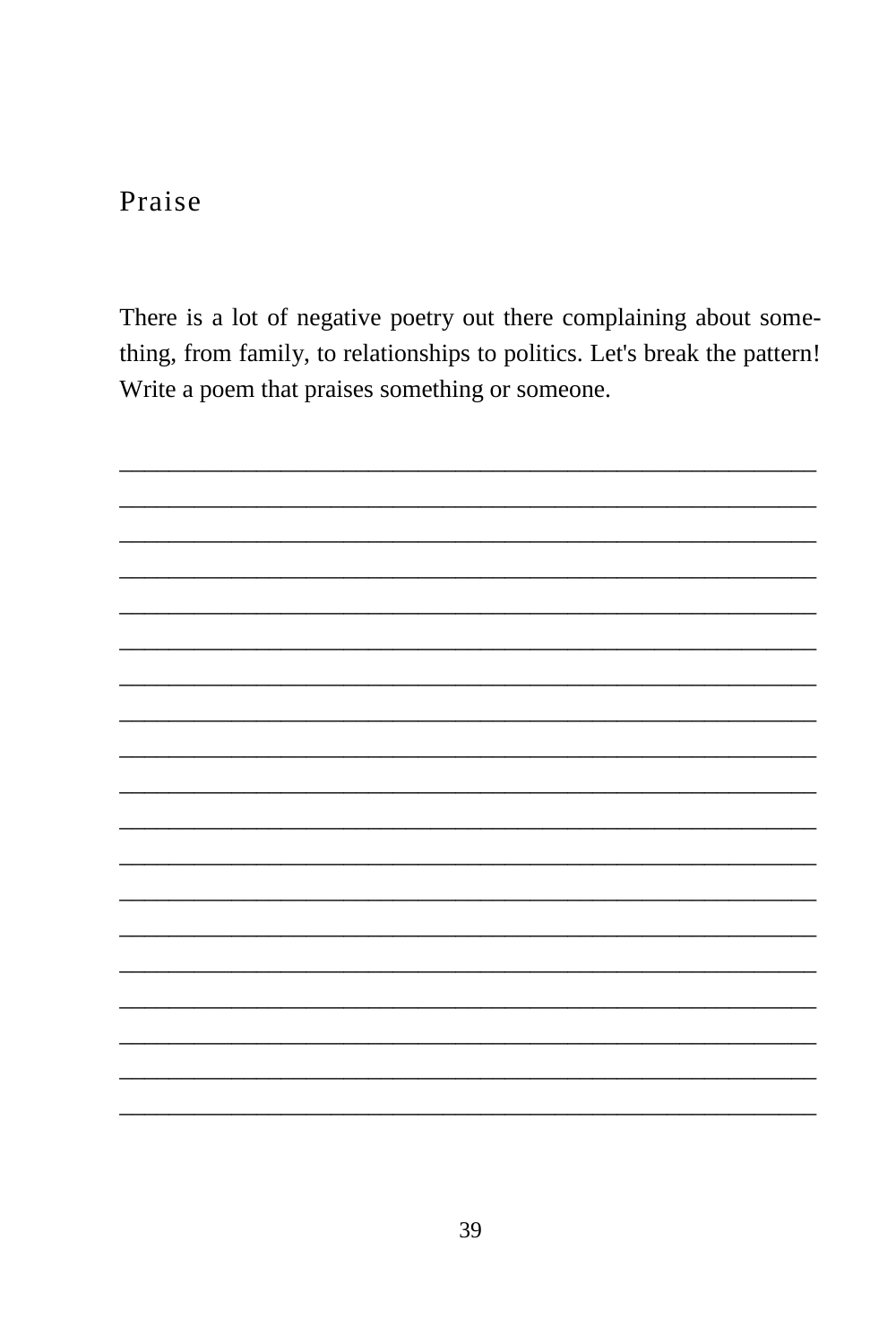## Praise

There is a lot of negative poetry out there complaining about something, from family, to relationships to politics. Let's break the pattern! Write a poem that praises something or someone.

___________________________________________________________

___________________________________________________________

___________________________________________________________

___________________________________________________________

___________________________________________________________

___________________________________________________________

___________________________________________________________

___________________________________________________________

___________________________________________________________

___________________________________________________________

___________________________________________________________

___________________________________________________________

___________________________________________________________

___________________________________________________________

___________________________________________________________

___________________________________________________________

___________________________________________________________

___________________________________________________________

___________________________________________________________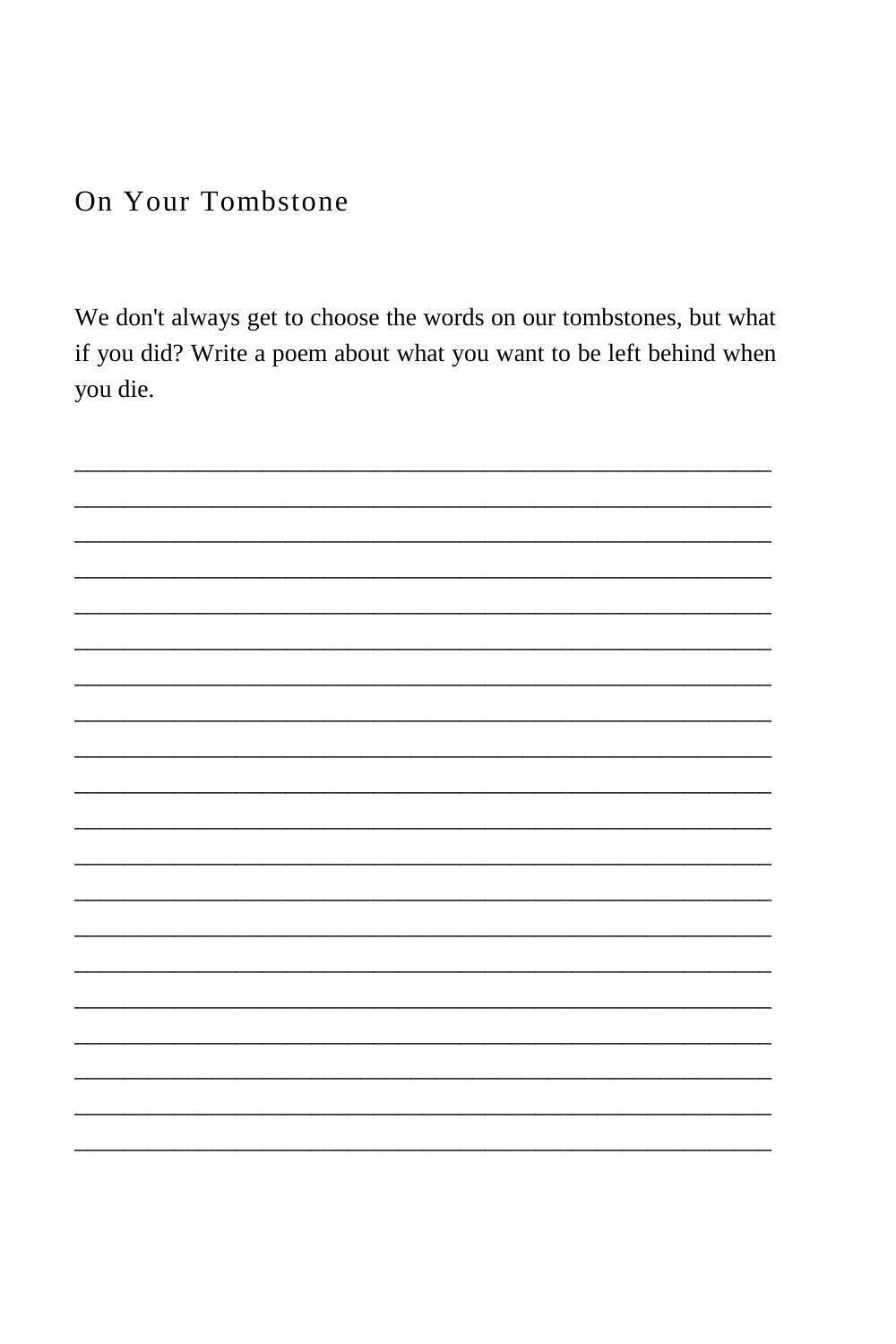## On Your Tombstone

We don't always get to choose the words on our tombstones, but what if you did? Write a poem about what you want to be left behind when you die.

____________________________________________________________

____________________________________________________________

____________________________________________________________

____________________________________________________________

____________________________________________________________

____________________________________________________________

____________________________________________________________

____________________________________________________________

____________________________________________________________

____________________________________________________________

____________________________________________________________

____________________________________________________________

____________________________________________________________

____________________________________________________________

____________________________________________________________

____________________________________________________________

____________________________________________________________

____________________________________________________________

____________________________________________________________

____________________________________________________________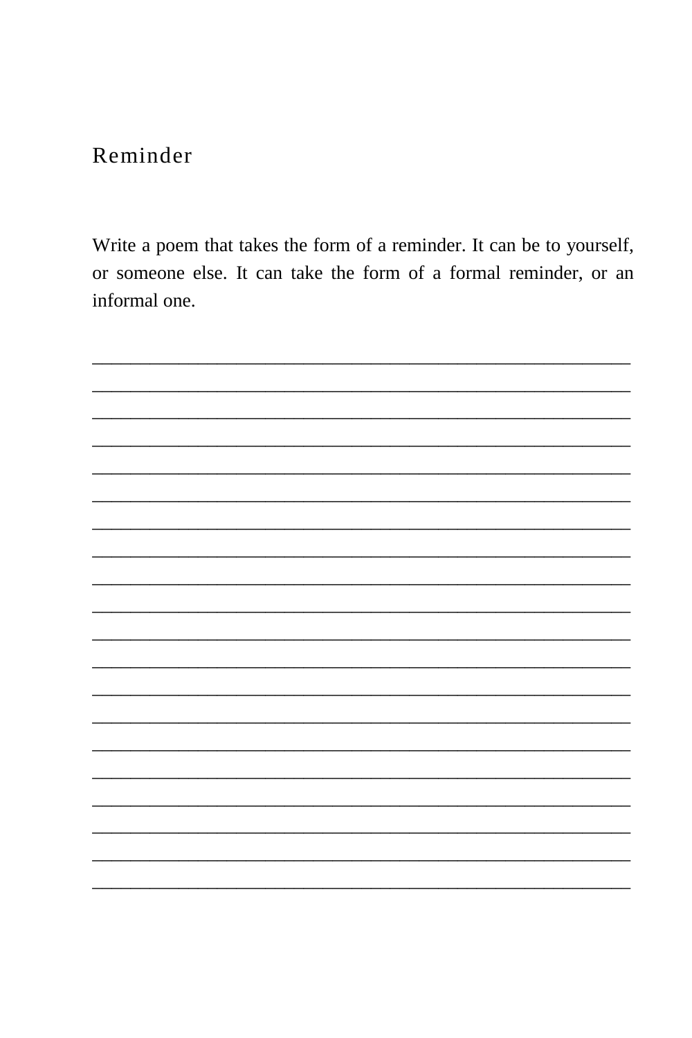# Reminder

Write a poem that takes the form of a reminder. It can be to yourself, or someone else. It can take the form of a formal reminder, or an informal one.

____________________________________________________________
____________________________________________________________
____________________________________________________________
____________________________________________________________
____________________________________________________________
____________________________________________________________
____________________________________________________________
____________________________________________________________
____________________________________________________________
____________________________________________________________
____________________________________________________________
____________________________________________________________
____________________________________________________________
____________________________________________________________
____________________________________________________________
____________________________________________________________
____________________________________________________________
____________________________________________________________
____________________________________________________________
____________________________________________________________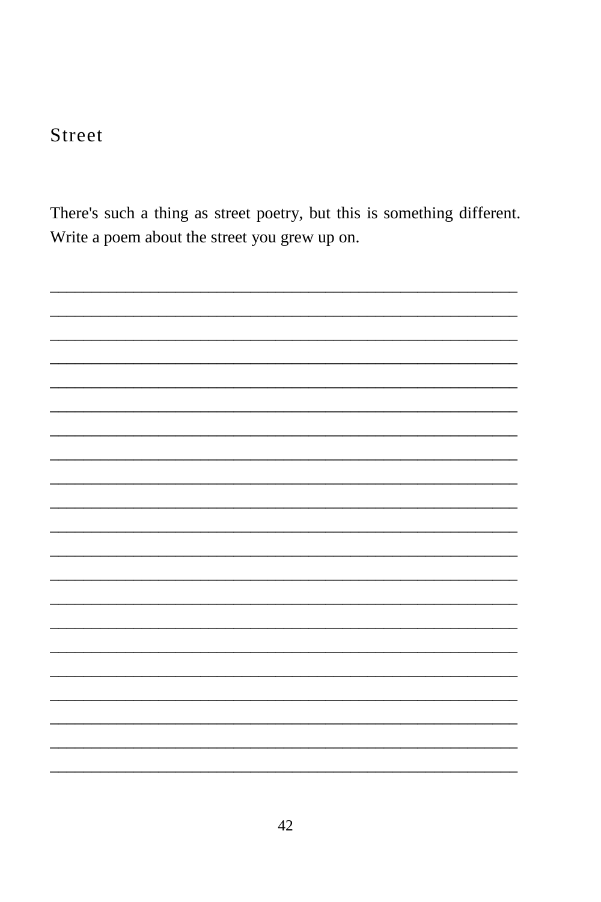## Street

There's such a thing as street poetry, but this is something different. Write a poem about the street you grew up on.

_______________________________________________________

_______________________________________________________

_______________________________________________________

_______________________________________________________

_______________________________________________________

_______________________________________________________

_______________________________________________________

_______________________________________________________

_______________________________________________________

_______________________________________________________

_______________________________________________________

_______________________________________________________

_______________________________________________________

_______________________________________________________

_______________________________________________________

_______________________________________________________

_______________________________________________________

_______________________________________________________

_______________________________________________________

_______________________________________________________

_______________________________________________________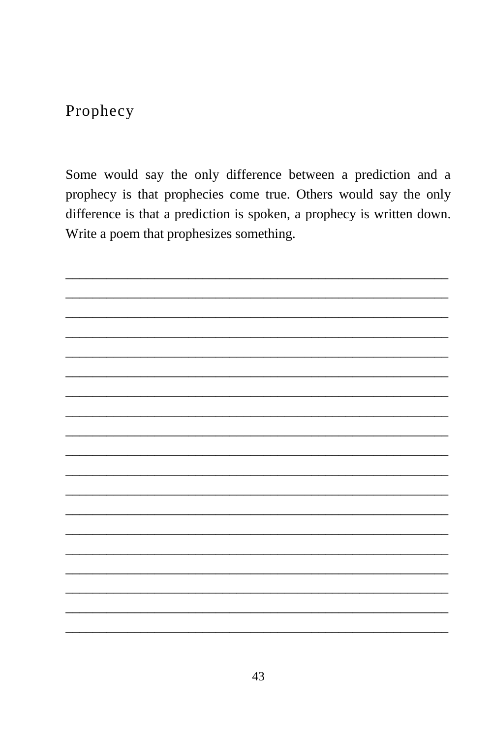## Prophecy

Some would say the only difference between a prediction and a prophecy is that prophecies come true. Others would say the only difference is that a prediction is spoken, a prophecy is written down. Write a poem that prophesizes something.

_______________________________________________________
_______________________________________________________
_______________________________________________________
_______________________________________________________
_______________________________________________________
_______________________________________________________
_______________________________________________________
_______________________________________________________
_______________________________________________________
_______________________________________________________
_______________________________________________________
_______________________________________________________
_______________________________________________________
_______________________________________________________
_______________________________________________________
_______________________________________________________
_______________________________________________________
_______________________________________________________
_______________________________________________________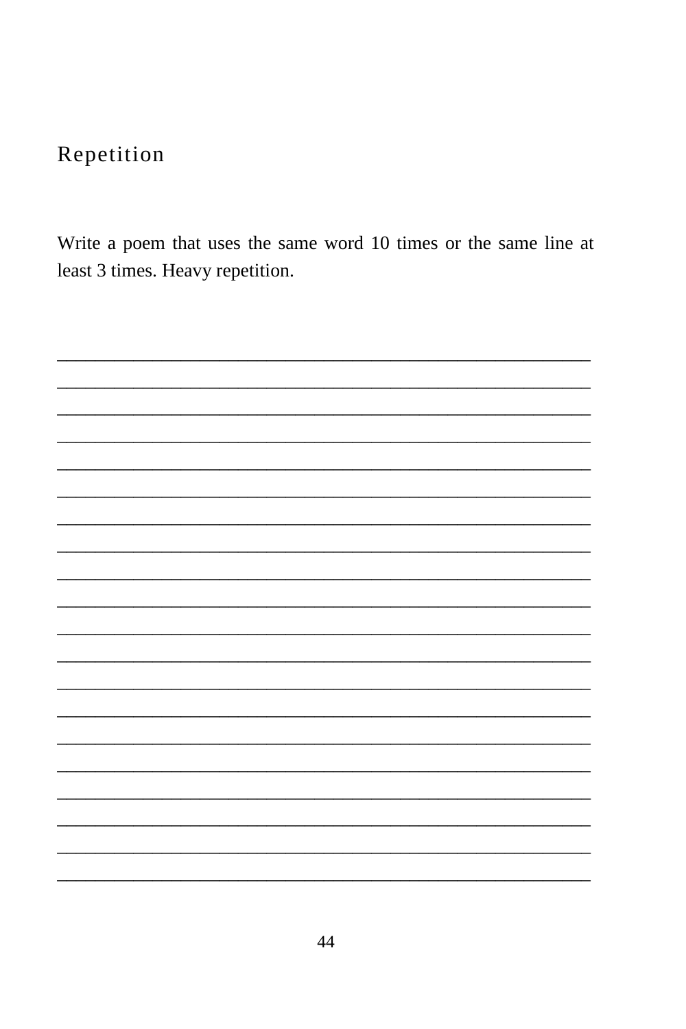## Repetition

Write a poem that uses the same word 10 times or the same line at least 3 times. Heavy repetition.

_____________________________________________________________
_____________________________________________________________
_____________________________________________________________
_____________________________________________________________
_____________________________________________________________
_____________________________________________________________
_____________________________________________________________
_____________________________________________________________
_____________________________________________________________
_____________________________________________________________
_____________________________________________________________
_____________________________________________________________
_____________________________________________________________
_____________________________________________________________
_____________________________________________________________
_____________________________________________________________
_____________________________________________________________
_____________________________________________________________
_____________________________________________________________
_____________________________________________________________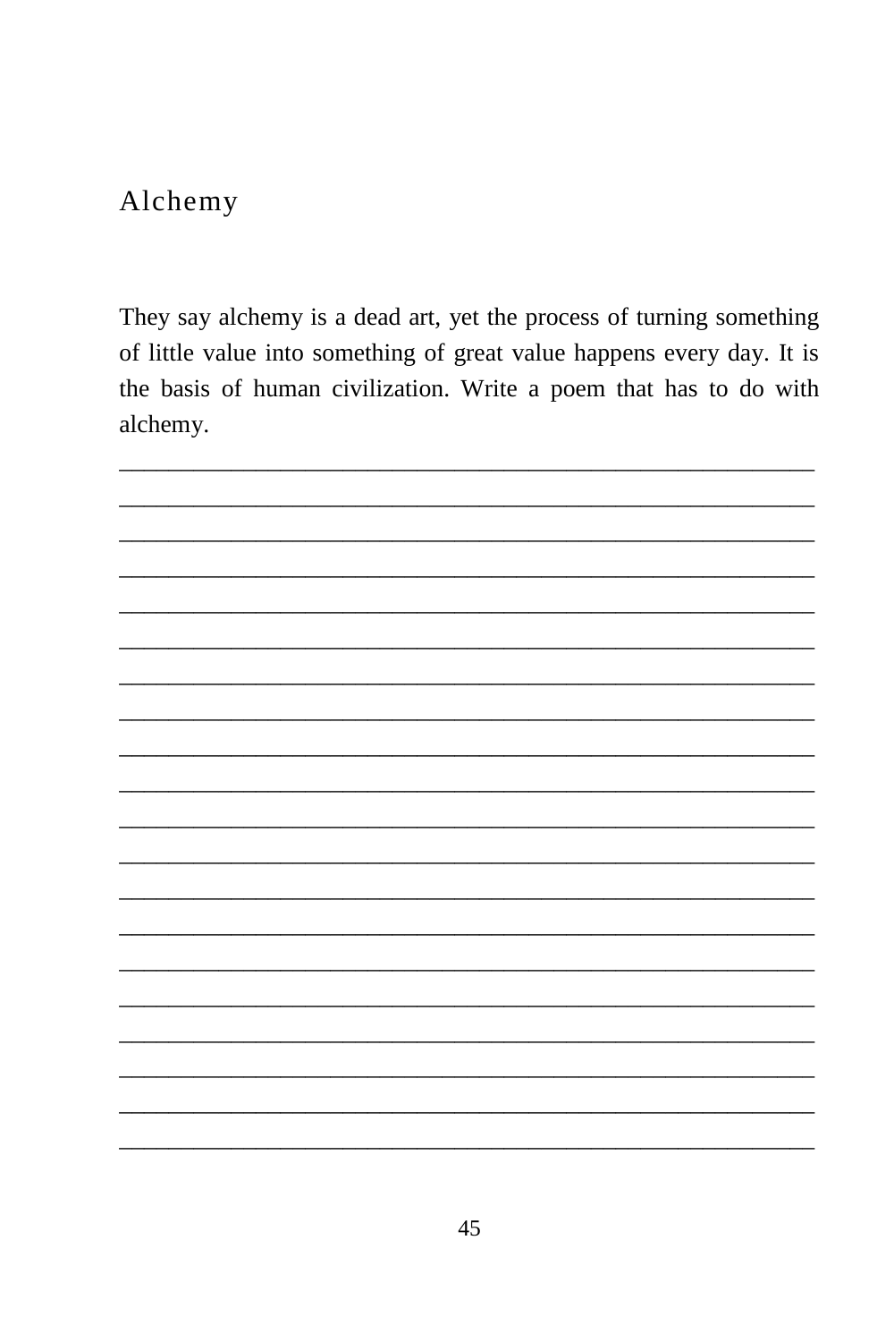# Alchemy

They say alchemy is a dead art, yet the process of turning something of little value into something of great value happens every day. It is the basis of human civilization. Write a poem that has to do with alchemy.

____________________________________________________________
____________________________________________________________
____________________________________________________________
____________________________________________________________
____________________________________________________________
____________________________________________________________
____________________________________________________________
____________________________________________________________
____________________________________________________________
____________________________________________________________
____________________________________________________________
____________________________________________________________
____________________________________________________________
____________________________________________________________
____________________________________________________________
____________________________________________________________
____________________________________________________________
____________________________________________________________
____________________________________________________________
____________________________________________________________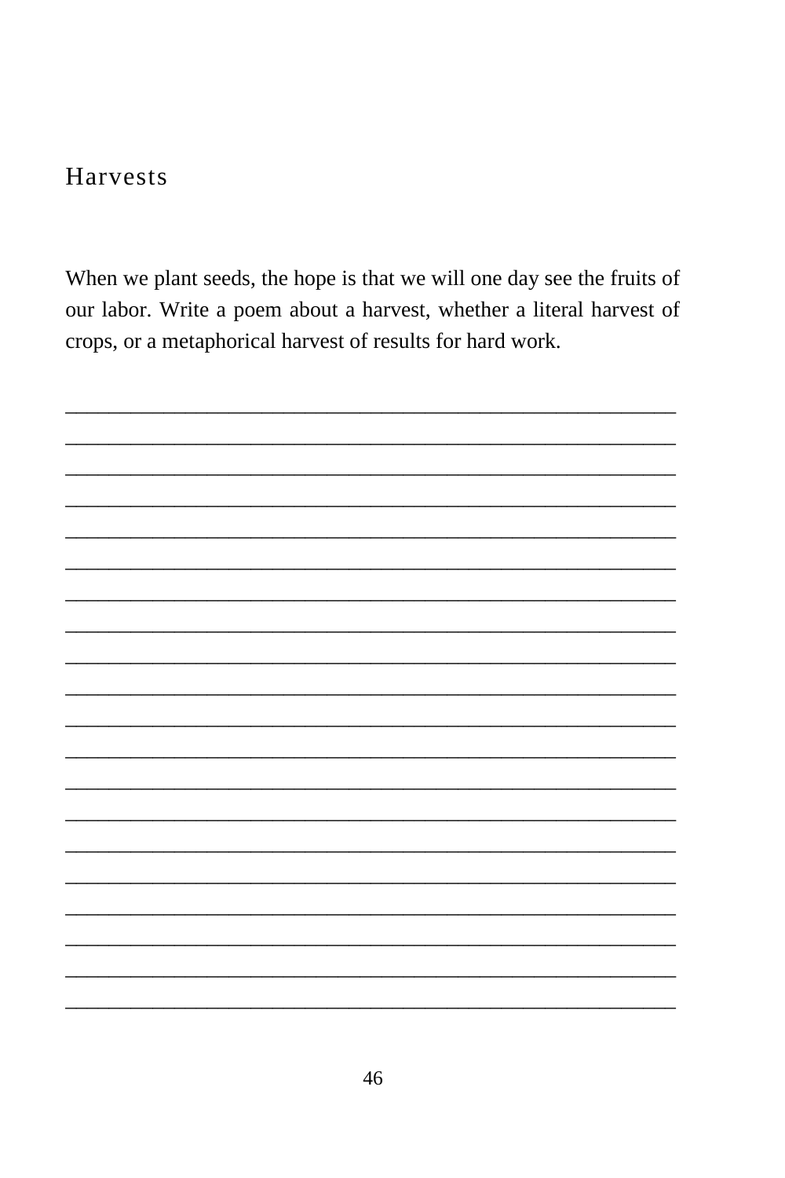## Harvests

When we plant seeds, the hope is that we will one day see the fruits of our labor. Write a poem about a harvest, whether a literal harvest of crops, or a metaphorical harvest of results for hard work.

\_\_\_\_\_\_\_\_\_\_\_\_\_\_\_\_\_\_\_\_\_\_\_\_\_\_\_\_\_\_\_\_\_\_\_\_\_\_\_\_\_\_\_\_\_\_\_\_\_\_\_\_\_\_\_\_\_\_\_\_

\_\_\_\_\_\_\_\_\_\_\_\_\_\_\_\_\_\_\_\_\_\_\_\_\_\_\_\_\_\_\_\_\_\_\_\_\_\_\_\_\_\_\_\_\_\_\_\_\_\_\_\_\_\_\_\_\_\_\_\_

\_\_\_\_\_\_\_\_\_\_\_\_\_\_\_\_\_\_\_\_\_\_\_\_\_\_\_\_\_\_\_\_\_\_\_\_\_\_\_\_\_\_\_\_\_\_\_\_\_\_\_\_\_\_\_\_\_\_\_\_

\_\_\_\_\_\_\_\_\_\_\_\_\_\_\_\_\_\_\_\_\_\_\_\_\_\_\_\_\_\_\_\_\_\_\_\_\_\_\_\_\_\_\_\_\_\_\_\_\_\_\_\_\_\_\_\_\_\_\_\_

\_\_\_\_\_\_\_\_\_\_\_\_\_\_\_\_\_\_\_\_\_\_\_\_\_\_\_\_\_\_\_\_\_\_\_\_\_\_\_\_\_\_\_\_\_\_\_\_\_\_\_\_\_\_\_\_\_\_\_\_

\_\_\_\_\_\_\_\_\_\_\_\_\_\_\_\_\_\_\_\_\_\_\_\_\_\_\_\_\_\_\_\_\_\_\_\_\_\_\_\_\_\_\_\_\_\_\_\_\_\_\_\_\_\_\_\_\_\_\_\_

\_\_\_\_\_\_\_\_\_\_\_\_\_\_\_\_\_\_\_\_\_\_\_\_\_\_\_\_\_\_\_\_\_\_\_\_\_\_\_\_\_\_\_\_\_\_\_\_\_\_\_\_\_\_\_\_\_\_\_\_

\_\_\_\_\_\_\_\_\_\_\_\_\_\_\_\_\_\_\_\_\_\_\_\_\_\_\_\_\_\_\_\_\_\_\_\_\_\_\_\_\_\_\_\_\_\_\_\_\_\_\_\_\_\_\_\_\_\_\_\_

\_\_\_\_\_\_\_\_\_\_\_\_\_\_\_\_\_\_\_\_\_\_\_\_\_\_\_\_\_\_\_\_\_\_\_\_\_\_\_\_\_\_\_\_\_\_\_\_\_\_\_\_\_\_\_\_\_\_\_\_

\_\_\_\_\_\_\_\_\_\_\_\_\_\_\_\_\_\_\_\_\_\_\_\_\_\_\_\_\_\_\_\_\_\_\_\_\_\_\_\_\_\_\_\_\_\_\_\_\_\_\_\_\_\_\_\_\_\_\_\_

\_\_\_\_\_\_\_\_\_\_\_\_\_\_\_\_\_\_\_\_\_\_\_\_\_\_\_\_\_\_\_\_\_\_\_\_\_\_\_\_\_\_\_\_\_\_\_\_\_\_\_\_\_\_\_\_\_\_\_\_

\_\_\_\_\_\_\_\_\_\_\_\_\_\_\_\_\_\_\_\_\_\_\_\_\_\_\_\_\_\_\_\_\_\_\_\_\_\_\_\_\_\_\_\_\_\_\_\_\_\_\_\_\_\_\_\_\_\_\_\_

\_\_\_\_\_\_\_\_\_\_\_\_\_\_\_\_\_\_\_\_\_\_\_\_\_\_\_\_\_\_\_\_\_\_\_\_\_\_\_\_\_\_\_\_\_\_\_\_\_\_\_\_\_\_\_\_\_\_\_\_

\_\_\_\_\_\_\_\_\_\_\_\_\_\_\_\_\_\_\_\_\_\_\_\_\_\_\_\_\_\_\_\_\_\_\_\_\_\_\_\_\_\_\_\_\_\_\_\_\_\_\_\_\_\_\_\_\_\_\_\_

\_\_\_\_\_\_\_\_\_\_\_\_\_\_\_\_\_\_\_\_\_\_\_\_\_\_\_\_\_\_\_\_\_\_\_\_\_\_\_\_\_\_\_\_\_\_\_\_\_\_\_\_\_\_\_\_\_\_\_\_

\_\_\_\_\_\_\_\_\_\_\_\_\_\_\_\_\_\_\_\_\_\_\_\_\_\_\_\_\_\_\_\_\_\_\_\_\_\_\_\_\_\_\_\_\_\_\_\_\_\_\_\_\_\_\_\_\_\_\_\_

\_\_\_\_\_\_\_\_\_\_\_\_\_\_\_\_\_\_\_\_\_\_\_\_\_\_\_\_\_\_\_\_\_\_\_\_\_\_\_\_\_\_\_\_\_\_\_\_\_\_\_\_\_\_\_\_\_\_\_\_

\_\_\_\_\_\_\_\_\_\_\_\_\_\_\_\_\_\_\_\_\_\_\_\_\_\_\_\_\_\_\_\_\_\_\_\_\_\_\_\_\_\_\_\_\_\_\_\_\_\_\_\_\_\_\_\_\_\_\_\_

\_\_\_\_\_\_\_\_\_\_\_\_\_\_\_\_\_\_\_\_\_\_\_\_\_\_\_\_\_\_\_\_\_\_\_\_\_\_\_\_\_\_\_\_\_\_\_\_\_\_\_\_\_\_\_\_\_\_\_\_

\_\_\_\_\_\_\_\_\_\_\_\_\_\_\_\_\_\_\_\_\_\_\_\_\_\_\_\_\_\_\_\_\_\_\_\_\_\_\_\_\_\_\_\_\_\_\_\_\_\_\_\_\_\_\_\_\_\_\_\_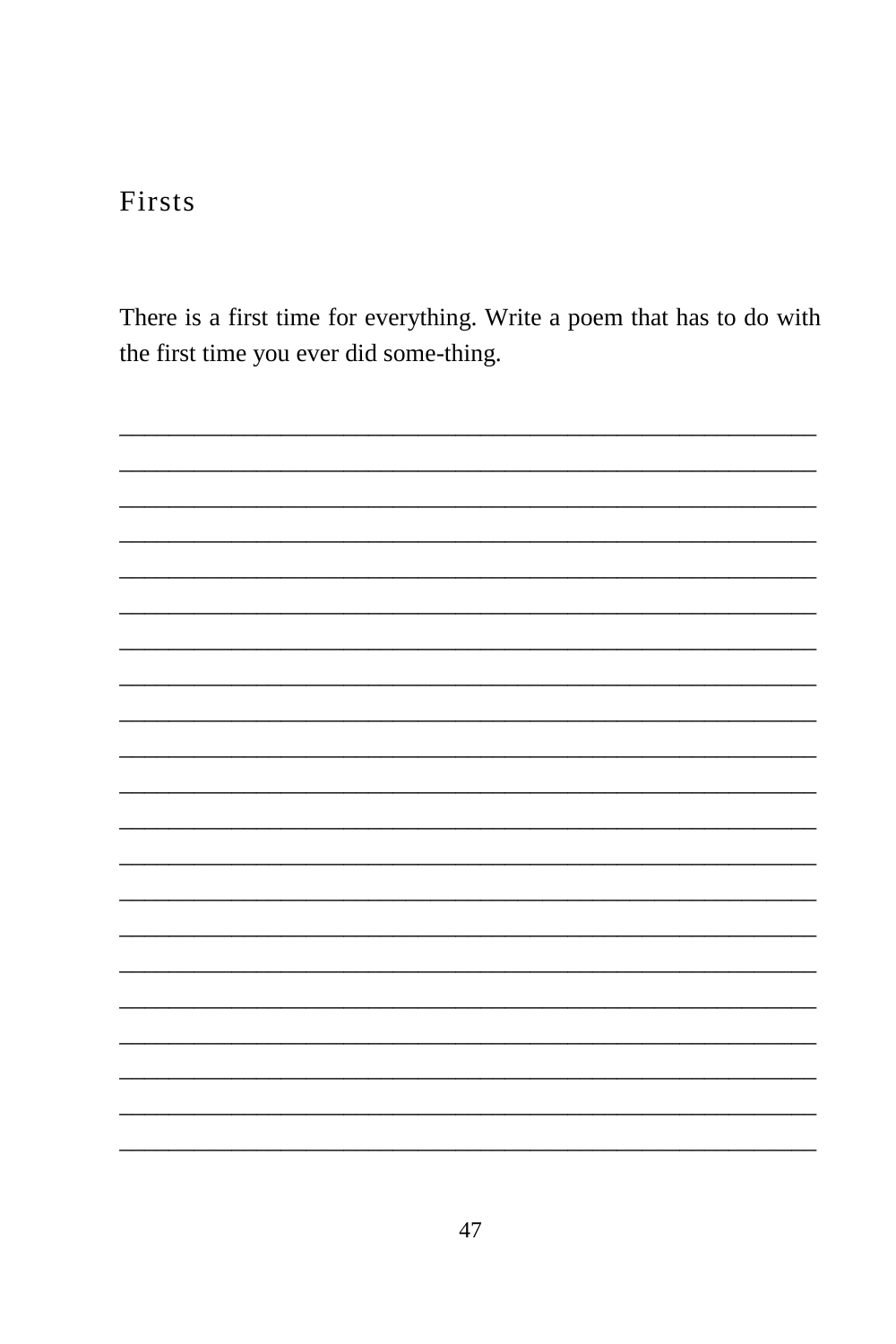# Firsts

There is a first time for everything. Write a poem that has to do with the first time you ever did some-thing.

_____________________________________________________________

_____________________________________________________________

_____________________________________________________________

_____________________________________________________________

_____________________________________________________________

_____________________________________________________________

_____________________________________________________________

_____________________________________________________________

_____________________________________________________________

_____________________________________________________________

_____________________________________________________________

_____________________________________________________________

_____________________________________________________________

_____________________________________________________________

_____________________________________________________________

_____________________________________________________________

_____________________________________________________________

_____________________________________________________________

_____________________________________________________________

_____________________________________________________________

_____________________________________________________________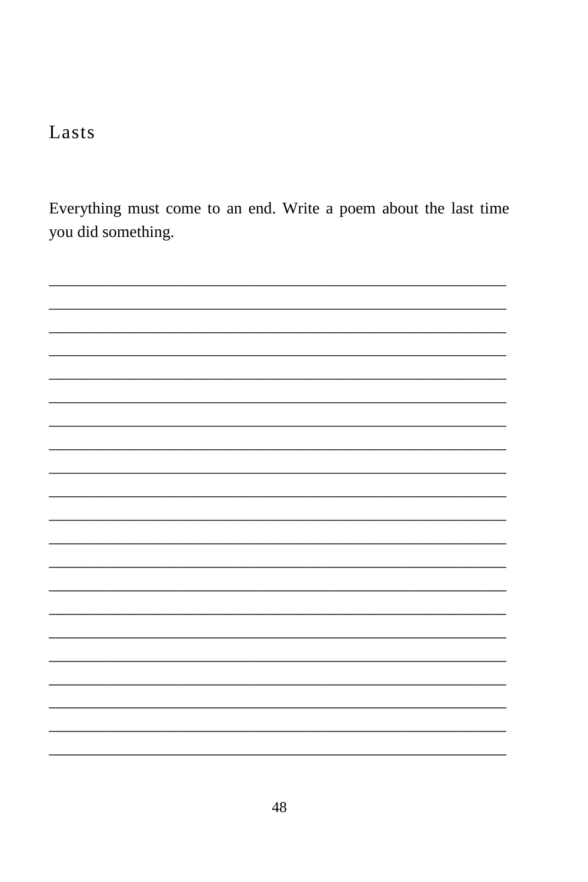# Lasts

Everything must come to an end. Write a poem about the last time you did something.

_______________________________________________________

_______________________________________________________

_______________________________________________________

_______________________________________________________

_______________________________________________________

_______________________________________________________

_______________________________________________________

_______________________________________________________

_______________________________________________________

_______________________________________________________

_______________________________________________________

_______________________________________________________

_______________________________________________________

_______________________________________________________

_______________________________________________________

_______________________________________________________

_______________________________________________________

_______________________________________________________

_______________________________________________________

_______________________________________________________

_______________________________________________________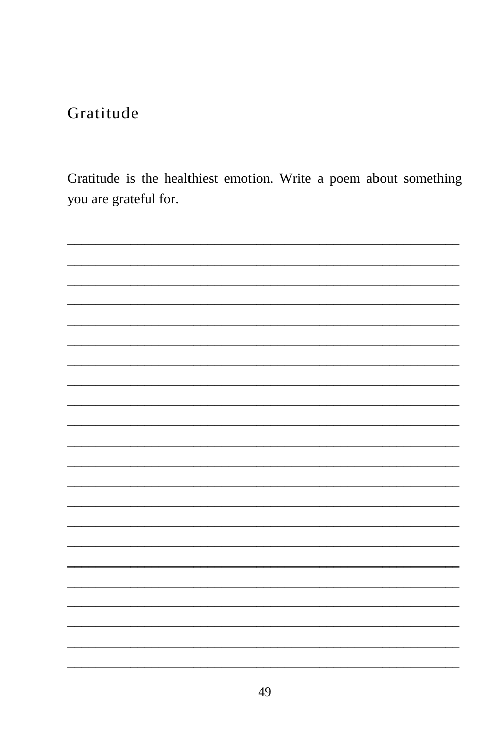## Gratitude

Gratitude is the healthiest emotion. Write a poem about something you are grateful for.

\_\_\_\_\_\_\_\_\_\_\_\_\_\_\_\_\_\_\_\_\_\_\_\_\_\_\_\_\_\_\_\_\_\_\_\_\_\_\_\_\_\_\_\_\_\_\_\_\_\_\_\_\_\_\_\_\_\_\_\_

\_\_\_\_\_\_\_\_\_\_\_\_\_\_\_\_\_\_\_\_\_\_\_\_\_\_\_\_\_\_\_\_\_\_\_\_\_\_\_\_\_\_\_\_\_\_\_\_\_\_\_\_\_\_\_\_\_\_\_\_

\_\_\_\_\_\_\_\_\_\_\_\_\_\_\_\_\_\_\_\_\_\_\_\_\_\_\_\_\_\_\_\_\_\_\_\_\_\_\_\_\_\_\_\_\_\_\_\_\_\_\_\_\_\_\_\_\_\_\_\_

\_\_\_\_\_\_\_\_\_\_\_\_\_\_\_\_\_\_\_\_\_\_\_\_\_\_\_\_\_\_\_\_\_\_\_\_\_\_\_\_\_\_\_\_\_\_\_\_\_\_\_\_\_\_\_\_\_\_\_\_

\_\_\_\_\_\_\_\_\_\_\_\_\_\_\_\_\_\_\_\_\_\_\_\_\_\_\_\_\_\_\_\_\_\_\_\_\_\_\_\_\_\_\_\_\_\_\_\_\_\_\_\_\_\_\_\_\_\_\_\_

\_\_\_\_\_\_\_\_\_\_\_\_\_\_\_\_\_\_\_\_\_\_\_\_\_\_\_\_\_\_\_\_\_\_\_\_\_\_\_\_\_\_\_\_\_\_\_\_\_\_\_\_\_\_\_\_\_\_\_\_

\_\_\_\_\_\_\_\_\_\_\_\_\_\_\_\_\_\_\_\_\_\_\_\_\_\_\_\_\_\_\_\_\_\_\_\_\_\_\_\_\_\_\_\_\_\_\_\_\_\_\_\_\_\_\_\_\_\_\_\_

\_\_\_\_\_\_\_\_\_\_\_\_\_\_\_\_\_\_\_\_\_\_\_\_\_\_\_\_\_\_\_\_\_\_\_\_\_\_\_\_\_\_\_\_\_\_\_\_\_\_\_\_\_\_\_\_\_\_\_\_

\_\_\_\_\_\_\_\_\_\_\_\_\_\_\_\_\_\_\_\_\_\_\_\_\_\_\_\_\_\_\_\_\_\_\_\_\_\_\_\_\_\_\_\_\_\_\_\_\_\_\_\_\_\_\_\_\_\_\_\_

\_\_\_\_\_\_\_\_\_\_\_\_\_\_\_\_\_\_\_\_\_\_\_\_\_\_\_\_\_\_\_\_\_\_\_\_\_\_\_\_\_\_\_\_\_\_\_\_\_\_\_\_\_\_\_\_\_\_\_\_

\_\_\_\_\_\_\_\_\_\_\_\_\_\_\_\_\_\_\_\_\_\_\_\_\_\_\_\_\_\_\_\_\_\_\_\_\_\_\_\_\_\_\_\_\_\_\_\_\_\_\_\_\_\_\_\_\_\_\_\_

\_\_\_\_\_\_\_\_\_\_\_\_\_\_\_\_\_\_\_\_\_\_\_\_\_\_\_\_\_\_\_\_\_\_\_\_\_\_\_\_\_\_\_\_\_\_\_\_\_\_\_\_\_\_\_\_\_\_\_\_

\_\_\_\_\_\_\_\_\_\_\_\_\_\_\_\_\_\_\_\_\_\_\_\_\_\_\_\_\_\_\_\_\_\_\_\_\_\_\_\_\_\_\_\_\_\_\_\_\_\_\_\_\_\_\_\_\_\_\_\_

\_\_\_\_\_\_\_\_\_\_\_\_\_\_\_\_\_\_\_\_\_\_\_\_\_\_\_\_\_\_\_\_\_\_\_\_\_\_\_\_\_\_\_\_\_\_\_\_\_\_\_\_\_\_\_\_\_\_\_\_

\_\_\_\_\_\_\_\_\_\_\_\_\_\_\_\_\_\_\_\_\_\_\_\_\_\_\_\_\_\_\_\_\_\_\_\_\_\_\_\_\_\_\_\_\_\_\_\_\_\_\_\_\_\_\_\_\_\_\_\_

\_\_\_\_\_\_\_\_\_\_\_\_\_\_\_\_\_\_\_\_\_\_\_\_\_\_\_\_\_\_\_\_\_\_\_\_\_\_\_\_\_\_\_\_\_\_\_\_\_\_\_\_\_\_\_\_\_\_\_\_

\_\_\_\_\_\_\_\_\_\_\_\_\_\_\_\_\_\_\_\_\_\_\_\_\_\_\_\_\_\_\_\_\_\_\_\_\_\_\_\_\_\_\_\_\_\_\_\_\_\_\_\_\_\_\_\_\_\_\_\_

\_\_\_\_\_\_\_\_\_\_\_\_\_\_\_\_\_\_\_\_\_\_\_\_\_\_\_\_\_\_\_\_\_\_\_\_\_\_\_\_\_\_\_\_\_\_\_\_\_\_\_\_\_\_\_\_\_\_\_\_

\_\_\_\_\_\_\_\_\_\_\_\_\_\_\_\_\_\_\_\_\_\_\_\_\_\_\_\_\_\_\_\_\_\_\_\_\_\_\_\_\_\_\_\_\_\_\_\_\_\_\_\_\_\_\_\_\_\_\_\_

\_\_\_\_\_\_\_\_\_\_\_\_\_\_\_\_\_\_\_\_\_\_\_\_\_\_\_\_\_\_\_\_\_\_\_\_\_\_\_\_\_\_\_\_\_\_\_\_\_\_\_\_\_\_\_\_\_\_\_\_

\_\_\_\_\_\_\_\_\_\_\_\_\_\_\_\_\_\_\_\_\_\_\_\_\_\_\_\_\_\_\_\_\_\_\_\_\_\_\_\_\_\_\_\_\_\_\_\_\_\_\_\_\_\_\_\_\_\_\_\_

\_\_\_\_\_\_\_\_\_\_\_\_\_\_\_\_\_\_\_\_\_\_\_\_\_\_\_\_\_\_\_\_\_\_\_\_\_\_\_\_\_\_\_\_\_\_\_\_\_\_\_\_\_\_\_\_\_\_\_\_

\_\_\_\_\_\_\_\_\_\_\_\_\_\_\_\_\_\_\_\_\_\_\_\_\_\_\_\_\_\_\_\_\_\_\_\_\_\_\_\_\_\_\_\_\_\_\_\_\_\_\_\_\_\_\_\_\_\_\_\_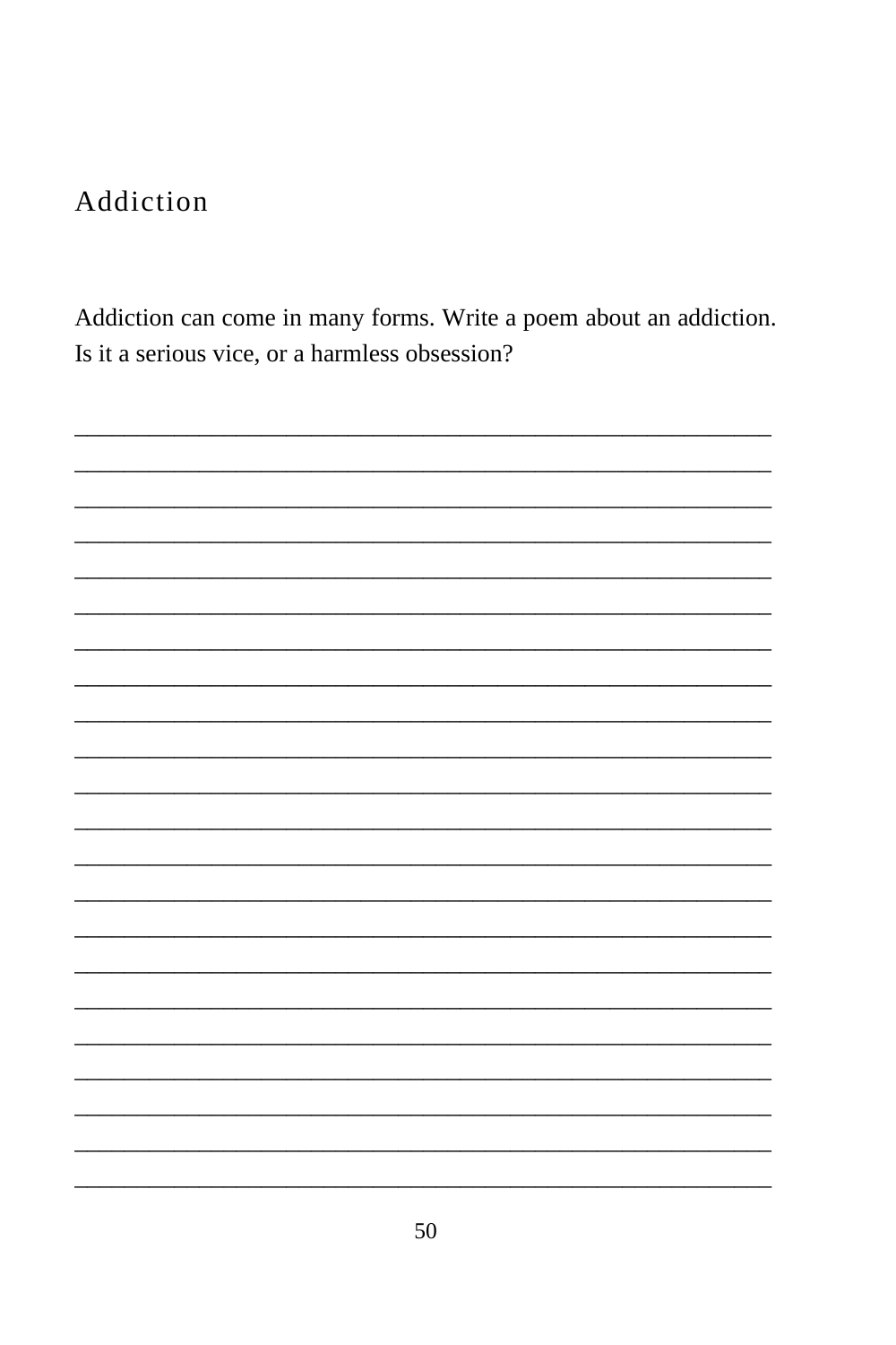## Addiction

Addiction can come in many forms. Write a poem about an addiction. Is it a serious vice, or a harmless obsession?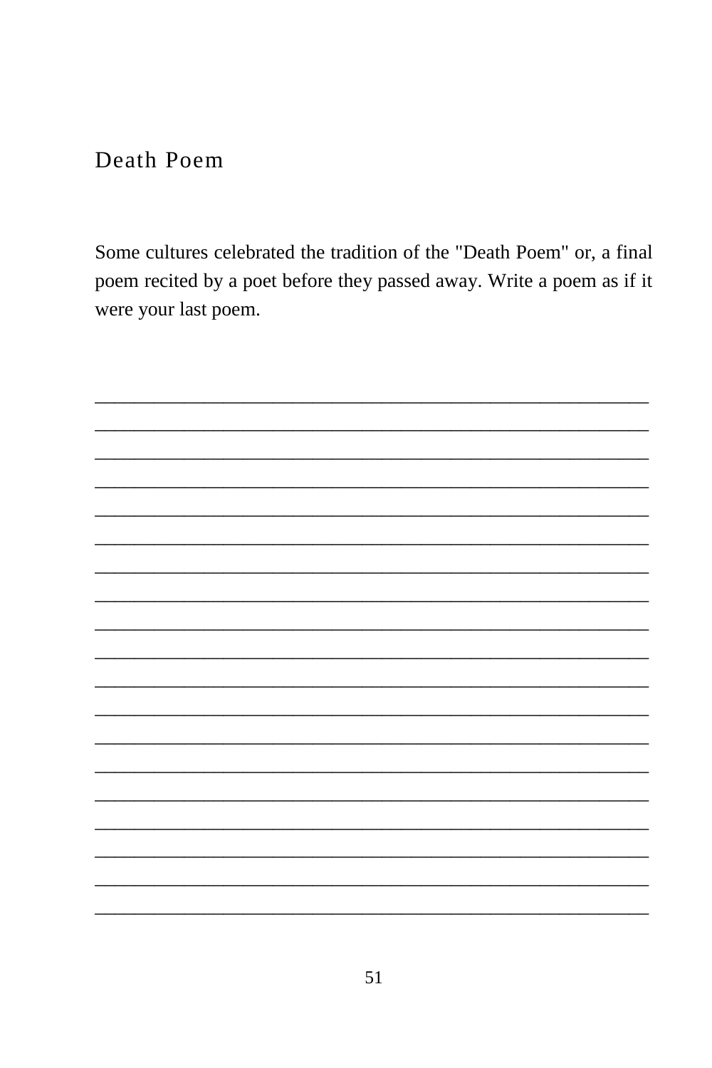## Death Poem

Some cultures celebrated the tradition of the "Death Poem" or, a final poem recited by a poet before they passed away. Write a poem as if it were your last poem.

_______________________________________________________
_______________________________________________________
_______________________________________________________
_______________________________________________________
_______________________________________________________
_______________________________________________________
_______________________________________________________
_______________________________________________________
_______________________________________________________
_______________________________________________________
_______________________________________________________
_______________________________________________________
_______________________________________________________
_______________________________________________________
_______________________________________________________
_______________________________________________________
_______________________________________________________
_______________________________________________________
_______________________________________________________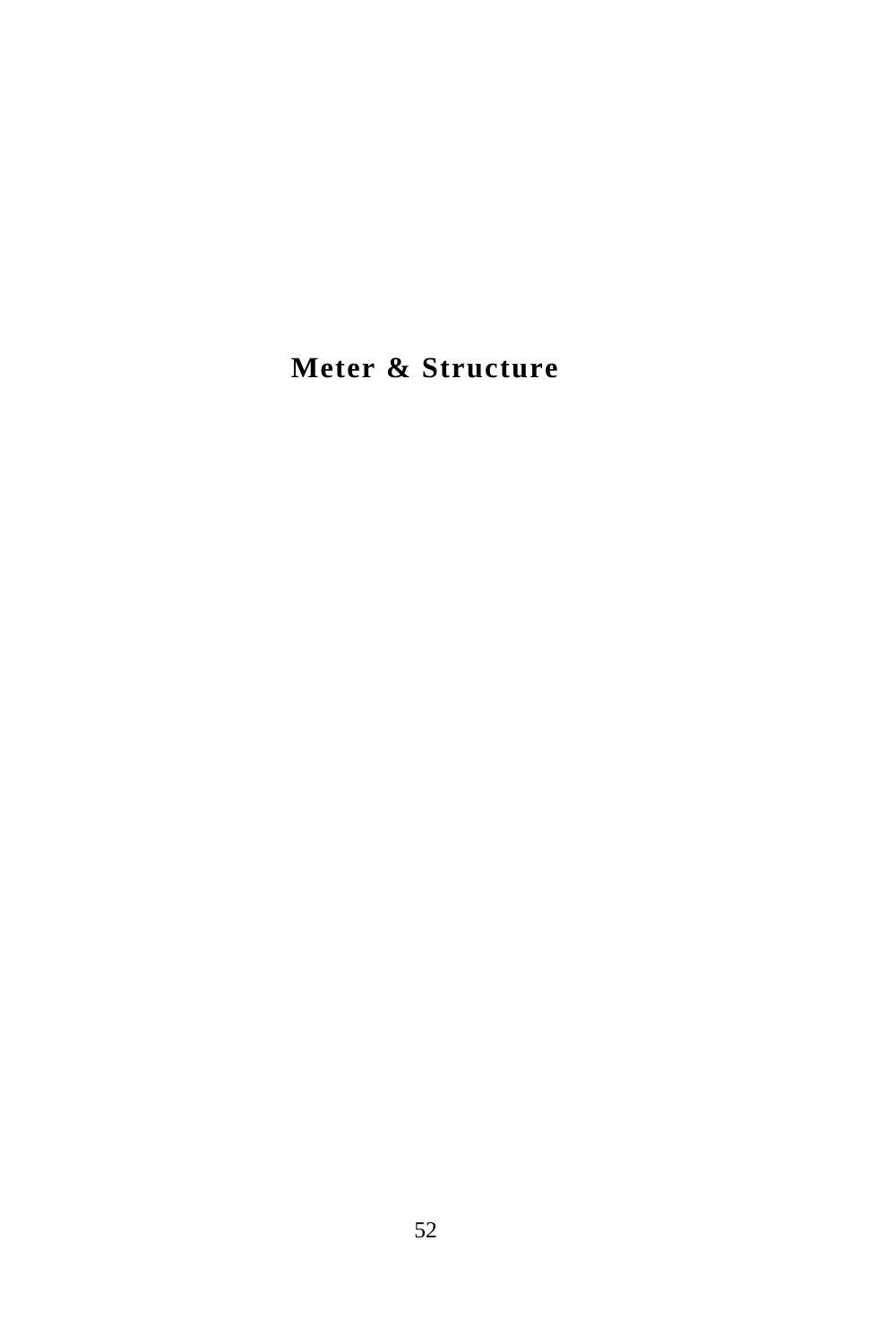# Meter & Structure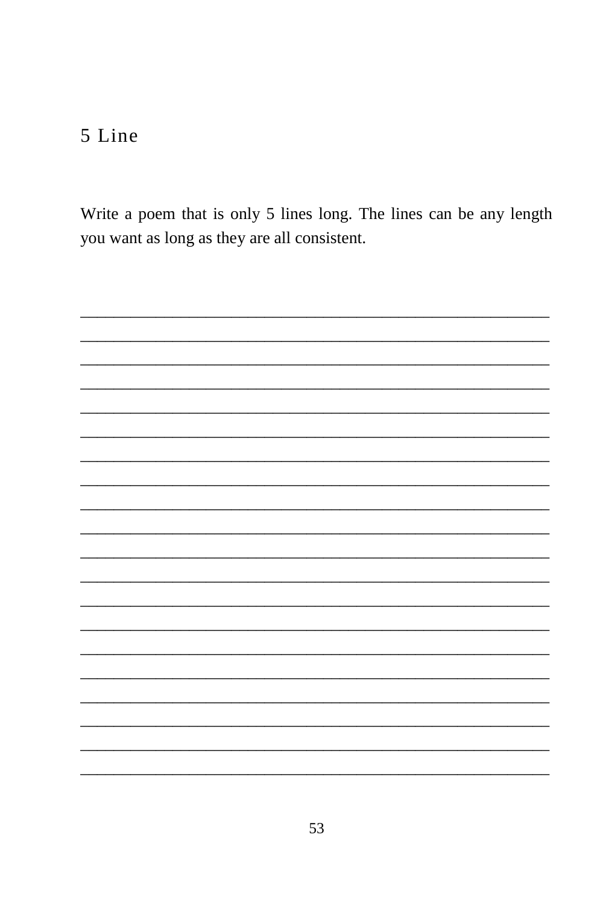# 5 Line

Write a poem that is only 5 lines long. The lines can be any length you want as long as they are all consistent.

____________________________________________________________

____________________________________________________________

____________________________________________________________

____________________________________________________________

____________________________________________________________

____________________________________________________________

____________________________________________________________

____________________________________________________________

____________________________________________________________

____________________________________________________________

____________________________________________________________

____________________________________________________________

____________________________________________________________

____________________________________________________________

____________________________________________________________

____________________________________________________________

____________________________________________________________

____________________________________________________________

____________________________________________________________

____________________________________________________________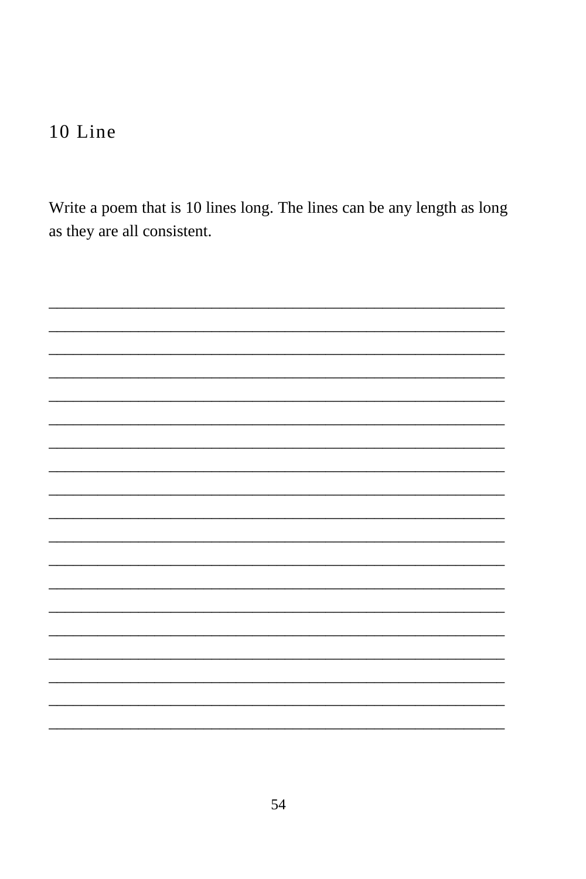## 10 Line

Write a poem that is 10 lines long. The lines can be any length as long as they are all consistent.

\_\_\_\_\_\_\_\_\_\_\_\_\_\_\_\_\_\_\_\_\_\_\_\_\_\_\_\_\_\_\_\_\_\_\_\_\_\_\_\_\_\_\_\_\_\_\_\_\_\_\_\_\_\_\_\_\_\_\_\_

\_\_\_\_\_\_\_\_\_\_\_\_\_\_\_\_\_\_\_\_\_\_\_\_\_\_\_\_\_\_\_\_\_\_\_\_\_\_\_\_\_\_\_\_\_\_\_\_\_\_\_\_\_\_\_\_\_\_\_\_

\_\_\_\_\_\_\_\_\_\_\_\_\_\_\_\_\_\_\_\_\_\_\_\_\_\_\_\_\_\_\_\_\_\_\_\_\_\_\_\_\_\_\_\_\_\_\_\_\_\_\_\_\_\_\_\_\_\_\_\_

\_\_\_\_\_\_\_\_\_\_\_\_\_\_\_\_\_\_\_\_\_\_\_\_\_\_\_\_\_\_\_\_\_\_\_\_\_\_\_\_\_\_\_\_\_\_\_\_\_\_\_\_\_\_\_\_\_\_\_\_

\_\_\_\_\_\_\_\_\_\_\_\_\_\_\_\_\_\_\_\_\_\_\_\_\_\_\_\_\_\_\_\_\_\_\_\_\_\_\_\_\_\_\_\_\_\_\_\_\_\_\_\_\_\_\_\_\_\_\_\_

\_\_\_\_\_\_\_\_\_\_\_\_\_\_\_\_\_\_\_\_\_\_\_\_\_\_\_\_\_\_\_\_\_\_\_\_\_\_\_\_\_\_\_\_\_\_\_\_\_\_\_\_\_\_\_\_\_\_\_\_

\_\_\_\_\_\_\_\_\_\_\_\_\_\_\_\_\_\_\_\_\_\_\_\_\_\_\_\_\_\_\_\_\_\_\_\_\_\_\_\_\_\_\_\_\_\_\_\_\_\_\_\_\_\_\_\_\_\_\_\_

\_\_\_\_\_\_\_\_\_\_\_\_\_\_\_\_\_\_\_\_\_\_\_\_\_\_\_\_\_\_\_\_\_\_\_\_\_\_\_\_\_\_\_\_\_\_\_\_\_\_\_\_\_\_\_\_\_\_\_\_

\_\_\_\_\_\_\_\_\_\_\_\_\_\_\_\_\_\_\_\_\_\_\_\_\_\_\_\_\_\_\_\_\_\_\_\_\_\_\_\_\_\_\_\_\_\_\_\_\_\_\_\_\_\_\_\_\_\_\_\_

\_\_\_\_\_\_\_\_\_\_\_\_\_\_\_\_\_\_\_\_\_\_\_\_\_\_\_\_\_\_\_\_\_\_\_\_\_\_\_\_\_\_\_\_\_\_\_\_\_\_\_\_\_\_\_\_\_\_\_\_

\_\_\_\_\_\_\_\_\_\_\_\_\_\_\_\_\_\_\_\_\_\_\_\_\_\_\_\_\_\_\_\_\_\_\_\_\_\_\_\_\_\_\_\_\_\_\_\_\_\_\_\_\_\_\_\_\_\_\_\_

\_\_\_\_\_\_\_\_\_\_\_\_\_\_\_\_\_\_\_\_\_\_\_\_\_\_\_\_\_\_\_\_\_\_\_\_\_\_\_\_\_\_\_\_\_\_\_\_\_\_\_\_\_\_\_\_\_\_\_\_

\_\_\_\_\_\_\_\_\_\_\_\_\_\_\_\_\_\_\_\_\_\_\_\_\_\_\_\_\_\_\_\_\_\_\_\_\_\_\_\_\_\_\_\_\_\_\_\_\_\_\_\_\_\_\_\_\_\_\_\_

\_\_\_\_\_\_\_\_\_\_\_\_\_\_\_\_\_\_\_\_\_\_\_\_\_\_\_\_\_\_\_\_\_\_\_\_\_\_\_\_\_\_\_\_\_\_\_\_\_\_\_\_\_\_\_\_\_\_\_\_

\_\_\_\_\_\_\_\_\_\_\_\_\_\_\_\_\_\_\_\_\_\_\_\_\_\_\_\_\_\_\_\_\_\_\_\_\_\_\_\_\_\_\_\_\_\_\_\_\_\_\_\_\_\_\_\_\_\_\_\_

\_\_\_\_\_\_\_\_\_\_\_\_\_\_\_\_\_\_\_\_\_\_\_\_\_\_\_\_\_\_\_\_\_\_\_\_\_\_\_\_\_\_\_\_\_\_\_\_\_\_\_\_\_\_\_\_\_\_\_\_

\_\_\_\_\_\_\_\_\_\_\_\_\_\_\_\_\_\_\_\_\_\_\_\_\_\_\_\_\_\_\_\_\_\_\_\_\_\_\_\_\_\_\_\_\_\_\_\_\_\_\_\_\_\_\_\_\_\_\_\_

\_\_\_\_\_\_\_\_\_\_\_\_\_\_\_\_\_\_\_\_\_\_\_\_\_\_\_\_\_\_\_\_\_\_\_\_\_\_\_\_\_\_\_\_\_\_\_\_\_\_\_\_\_\_\_\_\_\_\_\_

\_\_\_\_\_\_\_\_\_\_\_\_\_\_\_\_\_\_\_\_\_\_\_\_\_\_\_\_\_\_\_\_\_\_\_\_\_\_\_\_\_\_\_\_\_\_\_\_\_\_\_\_\_\_\_\_\_\_\_\_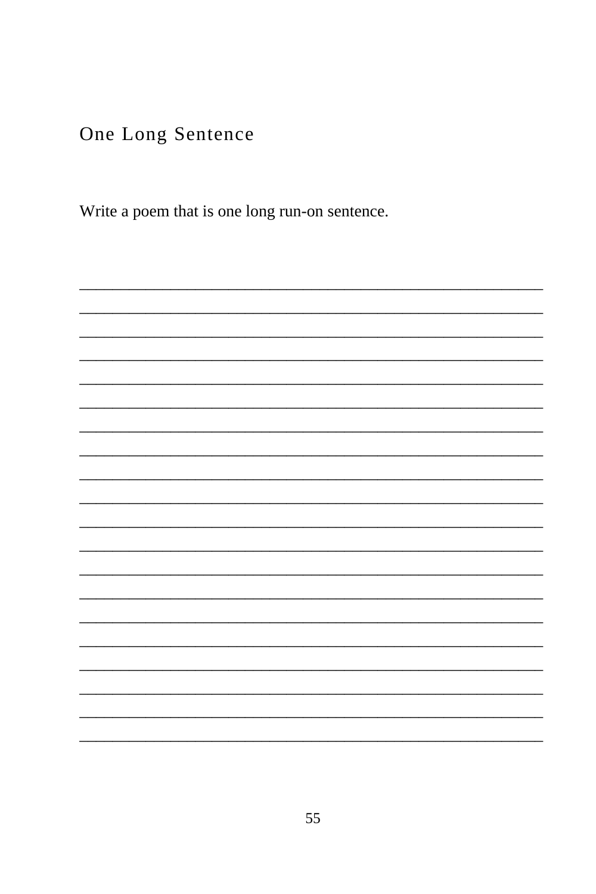## One Long Sentence

Write a poem that is one long run-on sentence.

\_\_\_\_\_\_\_\_\_\_\_\_\_\_\_\_\_\_\_\_\_\_\_\_\_\_\_\_\_\_\_\_\_\_\_\_\_\_\_\_\_\_\_\_\_\_\_\_\_\_\_\_\_\_\_\_\_\_\_\_
\_\_\_\_\_\_\_\_\_\_\_\_\_\_\_\_\_\_\_\_\_\_\_\_\_\_\_\_\_\_\_\_\_\_\_\_\_\_\_\_\_\_\_\_\_\_\_\_\_\_\_\_\_\_\_\_\_\_\_\_
\_\_\_\_\_\_\_\_\_\_\_\_\_\_\_\_\_\_\_\_\_\_\_\_\_\_\_\_\_\_\_\_\_\_\_\_\_\_\_\_\_\_\_\_\_\_\_\_\_\_\_\_\_\_\_\_\_\_\_\_
\_\_\_\_\_\_\_\_\_\_\_\_\_\_\_\_\_\_\_\_\_\_\_\_\_\_\_\_\_\_\_\_\_\_\_\_\_\_\_\_\_\_\_\_\_\_\_\_\_\_\_\_\_\_\_\_\_\_\_\_
\_\_\_\_\_\_\_\_\_\_\_\_\_\_\_\_\_\_\_\_\_\_\_\_\_\_\_\_\_\_\_\_\_\_\_\_\_\_\_\_\_\_\_\_\_\_\_\_\_\_\_\_\_\_\_\_\_\_\_\_
\_\_\_\_\_\_\_\_\_\_\_\_\_\_\_\_\_\_\_\_\_\_\_\_\_\_\_\_\_\_\_\_\_\_\_\_\_\_\_\_\_\_\_\_\_\_\_\_\_\_\_\_\_\_\_\_\_\_\_\_
\_\_\_\_\_\_\_\_\_\_\_\_\_\_\_\_\_\_\_\_\_\_\_\_\_\_\_\_\_\_\_\_\_\_\_\_\_\_\_\_\_\_\_\_\_\_\_\_\_\_\_\_\_\_\_\_\_\_\_\_
\_\_\_\_\_\_\_\_\_\_\_\_\_\_\_\_\_\_\_\_\_\_\_\_\_\_\_\_\_\_\_\_\_\_\_\_\_\_\_\_\_\_\_\_\_\_\_\_\_\_\_\_\_\_\_\_\_\_\_\_
\_\_\_\_\_\_\_\_\_\_\_\_\_\_\_\_\_\_\_\_\_\_\_\_\_\_\_\_\_\_\_\_\_\_\_\_\_\_\_\_\_\_\_\_\_\_\_\_\_\_\_\_\_\_\_\_\_\_\_\_
\_\_\_\_\_\_\_\_\_\_\_\_\_\_\_\_\_\_\_\_\_\_\_\_\_\_\_\_\_\_\_\_\_\_\_\_\_\_\_\_\_\_\_\_\_\_\_\_\_\_\_\_\_\_\_\_\_\_\_\_
\_\_\_\_\_\_\_\_\_\_\_\_\_\_\_\_\_\_\_\_\_\_\_\_\_\_\_\_\_\_\_\_\_\_\_\_\_\_\_\_\_\_\_\_\_\_\_\_\_\_\_\_\_\_\_\_\_\_\_\_
\_\_\_\_\_\_\_\_\_\_\_\_\_\_\_\_\_\_\_\_\_\_\_\_\_\_\_\_\_\_\_\_\_\_\_\_\_\_\_\_\_\_\_\_\_\_\_\_\_\_\_\_\_\_\_\_\_\_\_\_
\_\_\_\_\_\_\_\_\_\_\_\_\_\_\_\_\_\_\_\_\_\_\_\_\_\_\_\_\_\_\_\_\_\_\_\_\_\_\_\_\_\_\_\_\_\_\_\_\_\_\_\_\_\_\_\_\_\_\_\_
\_\_\_\_\_\_\_\_\_\_\_\_\_\_\_\_\_\_\_\_\_\_\_\_\_\_\_\_\_\_\_\_\_\_\_\_\_\_\_\_\_\_\_\_\_\_\_\_\_\_\_\_\_\_\_\_\_\_\_\_
\_\_\_\_\_\_\_\_\_\_\_\_\_\_\_\_\_\_\_\_\_\_\_\_\_\_\_\_\_\_\_\_\_\_\_\_\_\_\_\_\_\_\_\_\_\_\_\_\_\_\_\_\_\_\_\_\_\_\_\_
\_\_\_\_\_\_\_\_\_\_\_\_\_\_\_\_\_\_\_\_\_\_\_\_\_\_\_\_\_\_\_\_\_\_\_\_\_\_\_\_\_\_\_\_\_\_\_\_\_\_\_\_\_\_\_\_\_\_\_\_
\_\_\_\_\_\_\_\_\_\_\_\_\_\_\_\_\_\_\_\_\_\_\_\_\_\_\_\_\_\_\_\_\_\_\_\_\_\_\_\_\_\_\_\_\_\_\_\_\_\_\_\_\_\_\_\_\_\_\_\_
\_\_\_\_\_\_\_\_\_\_\_\_\_\_\_\_\_\_\_\_\_\_\_\_\_\_\_\_\_\_\_\_\_\_\_\_\_\_\_\_\_\_\_\_\_\_\_\_\_\_\_\_\_\_\_\_\_\_\_\_
\_\_\_\_\_\_\_\_\_\_\_\_\_\_\_\_\_\_\_\_\_\_\_\_\_\_\_\_\_\_\_\_\_\_\_\_\_\_\_\_\_\_\_\_\_\_\_\_\_\_\_\_\_\_\_\_\_\_\_\_
\_\_\_\_\_\_\_\_\_\_\_\_\_\_\_\_\_\_\_\_\_\_\_\_\_\_\_\_\_\_\_\_\_\_\_\_\_\_\_\_\_\_\_\_\_\_\_\_\_\_\_\_\_\_\_\_\_\_\_\_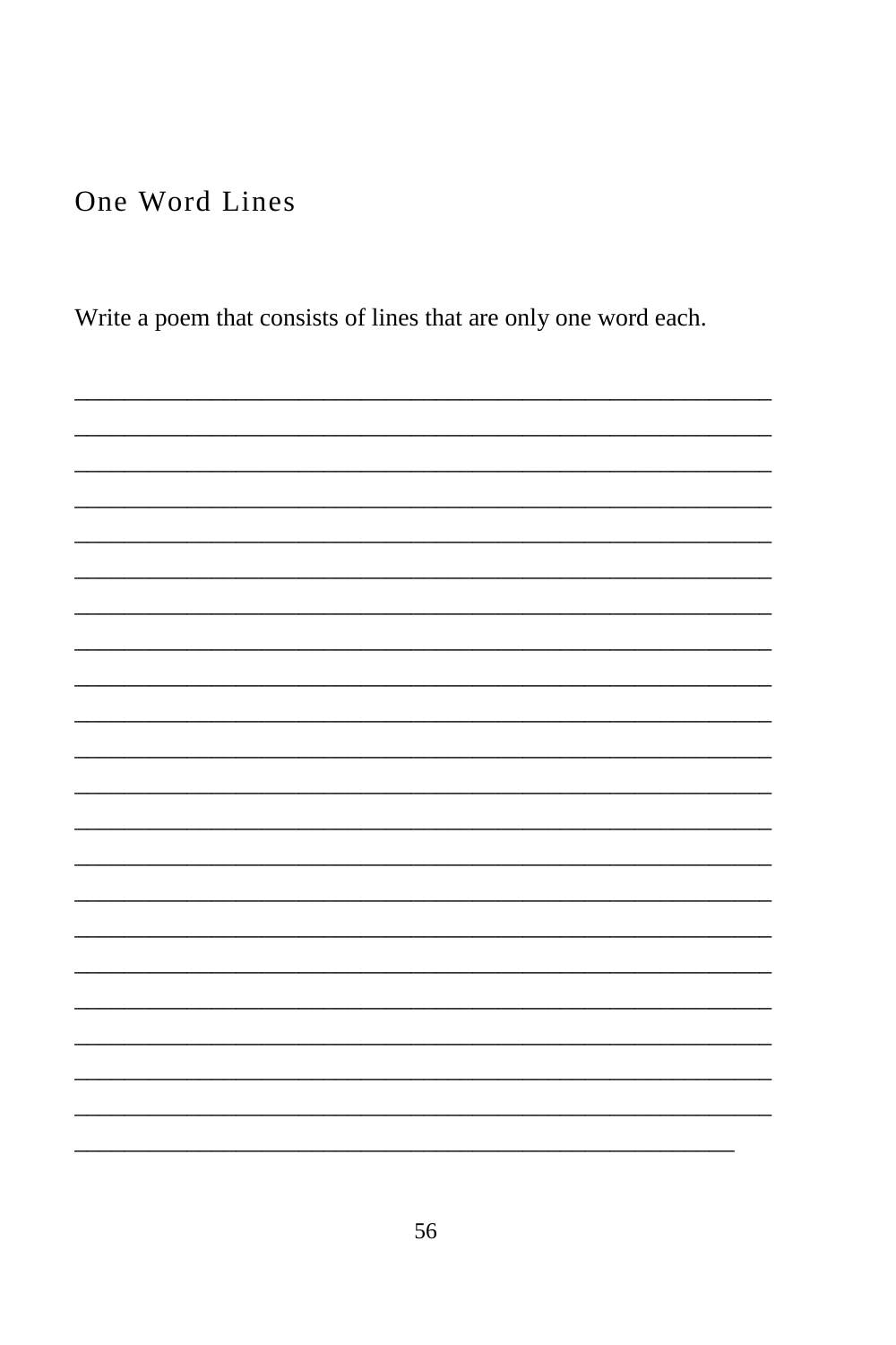## One Word Lines

Write a poem that consists of lines that are only one word each.

______________________________________________________________

______________________________________________________________

______________________________________________________________

______________________________________________________________

______________________________________________________________

______________________________________________________________

______________________________________________________________

______________________________________________________________

______________________________________________________________

______________________________________________________________

______________________________________________________________

______________________________________________________________

______________________________________________________________

______________________________________________________________

______________________________________________________________

______________________________________________________________

______________________________________________________________

______________________________________________________________

______________________________________________________________

______________________________________________________________

______________________________________________________________

__________________________________________________________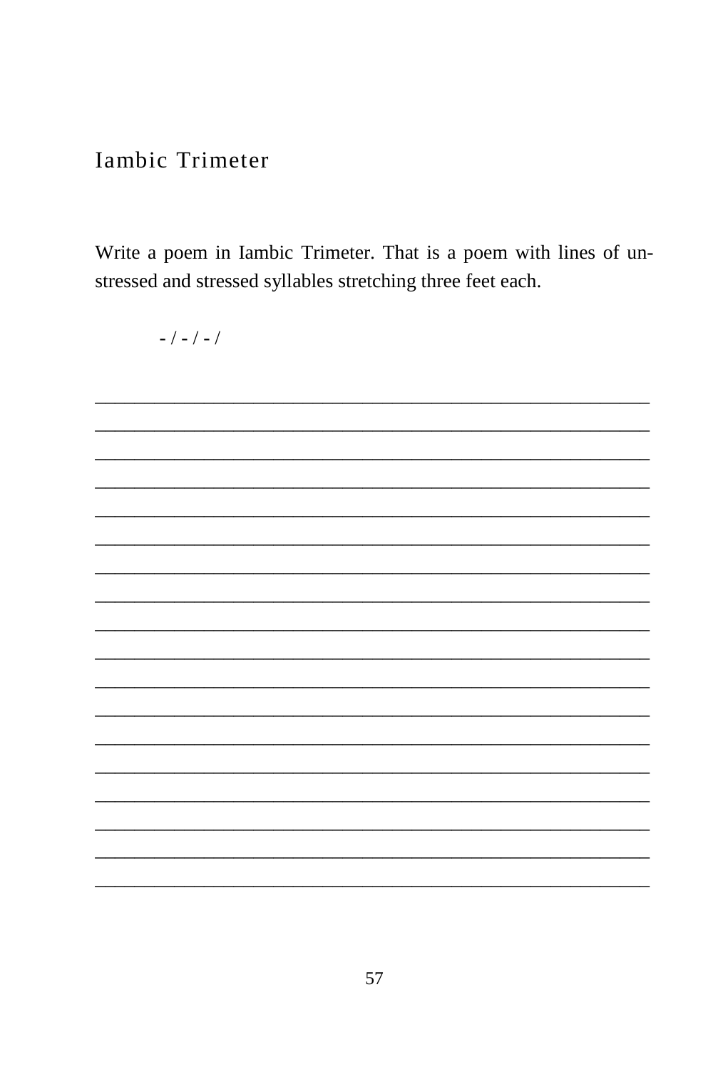# Iambic Trimeter

Write a poem in Iambic Trimeter. That is a poem with lines of unstressed and stressed syllables stretching three feet each.

- / - / - /

______________________________________________________________

______________________________________________________________

______________________________________________________________

______________________________________________________________

______________________________________________________________

______________________________________________________________

______________________________________________________________

______________________________________________________________

______________________________________________________________

______________________________________________________________

______________________________________________________________

______________________________________________________________

______________________________________________________________

______________________________________________________________

______________________________________________________________

______________________________________________________________

______________________________________________________________

______________________________________________________________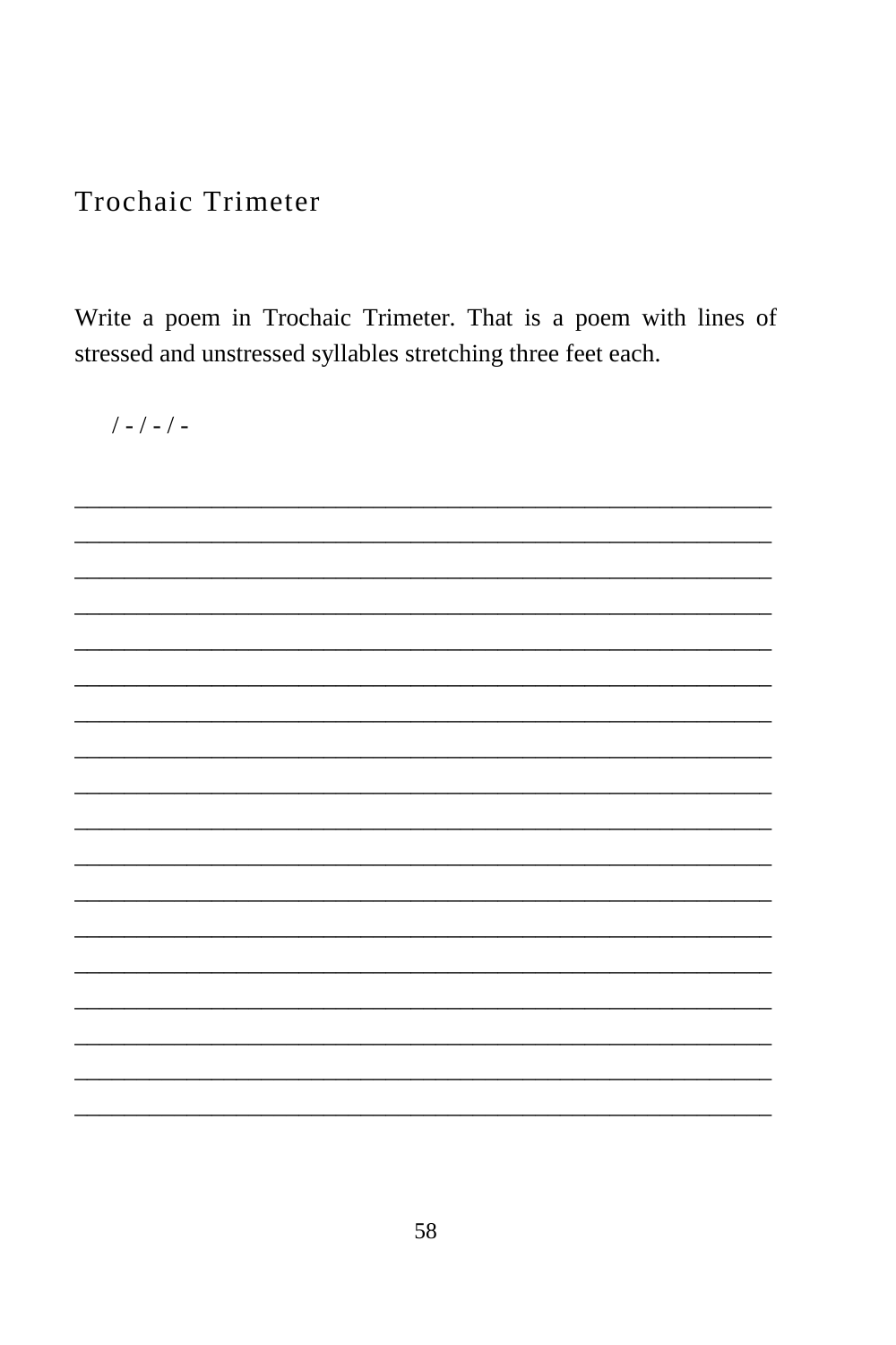## Trochaic Trimeter

Write a poem in Trochaic Trimeter. That is a poem with lines of stressed and unstressed syllables stretching three feet each.

/ - / - / -

\_\_\_\_\_\_\_\_\_\_\_\_\_\_\_\_\_\_\_\_\_\_\_\_\_\_\_\_\_\_\_\_\_\_\_\_\_\_\_\_\_\_\_\_\_\_\_\_\_\_\_\_\_\_

\_\_\_\_\_\_\_\_\_\_\_\_\_\_\_\_\_\_\_\_\_\_\_\_\_\_\_\_\_\_\_\_\_\_\_\_\_\_\_\_\_\_\_\_\_\_\_\_\_\_\_\_\_\_

\_\_\_\_\_\_\_\_\_\_\_\_\_\_\_\_\_\_\_\_\_\_\_\_\_\_\_\_\_\_\_\_\_\_\_\_\_\_\_\_\_\_\_\_\_\_\_\_\_\_\_\_\_\_

\_\_\_\_\_\_\_\_\_\_\_\_\_\_\_\_\_\_\_\_\_\_\_\_\_\_\_\_\_\_\_\_\_\_\_\_\_\_\_\_\_\_\_\_\_\_\_\_\_\_\_\_\_\_

\_\_\_\_\_\_\_\_\_\_\_\_\_\_\_\_\_\_\_\_\_\_\_\_\_\_\_\_\_\_\_\_\_\_\_\_\_\_\_\_\_\_\_\_\_\_\_\_\_\_\_\_\_\_

\_\_\_\_\_\_\_\_\_\_\_\_\_\_\_\_\_\_\_\_\_\_\_\_\_\_\_\_\_\_\_\_\_\_\_\_\_\_\_\_\_\_\_\_\_\_\_\_\_\_\_\_\_\_

\_\_\_\_\_\_\_\_\_\_\_\_\_\_\_\_\_\_\_\_\_\_\_\_\_\_\_\_\_\_\_\_\_\_\_\_\_\_\_\_\_\_\_\_\_\_\_\_\_\_\_\_\_\_

\_\_\_\_\_\_\_\_\_\_\_\_\_\_\_\_\_\_\_\_\_\_\_\_\_\_\_\_\_\_\_\_\_\_\_\_\_\_\_\_\_\_\_\_\_\_\_\_\_\_\_\_\_\_

\_\_\_\_\_\_\_\_\_\_\_\_\_\_\_\_\_\_\_\_\_\_\_\_\_\_\_\_\_\_\_\_\_\_\_\_\_\_\_\_\_\_\_\_\_\_\_\_\_\_\_\_\_\_

\_\_\_\_\_\_\_\_\_\_\_\_\_\_\_\_\_\_\_\_\_\_\_\_\_\_\_\_\_\_\_\_\_\_\_\_\_\_\_\_\_\_\_\_\_\_\_\_\_\_\_\_\_\_

\_\_\_\_\_\_\_\_\_\_\_\_\_\_\_\_\_\_\_\_\_\_\_\_\_\_\_\_\_\_\_\_\_\_\_\_\_\_\_\_\_\_\_\_\_\_\_\_\_\_\_\_\_\_

\_\_\_\_\_\_\_\_\_\_\_\_\_\_\_\_\_\_\_\_\_\_\_\_\_\_\_\_\_\_\_\_\_\_\_\_\_\_\_\_\_\_\_\_\_\_\_\_\_\_\_\_\_\_

\_\_\_\_\_\_\_\_\_\_\_\_\_\_\_\_\_\_\_\_\_\_\_\_\_\_\_\_\_\_\_\_\_\_\_\_\_\_\_\_\_\_\_\_\_\_\_\_\_\_\_\_\_\_

\_\_\_\_\_\_\_\_\_\_\_\_\_\_\_\_\_\_\_\_\_\_\_\_\_\_\_\_\_\_\_\_\_\_\_\_\_\_\_\_\_\_\_\_\_\_\_\_\_\_\_\_\_\_

\_\_\_\_\_\_\_\_\_\_\_\_\_\_\_\_\_\_\_\_\_\_\_\_\_\_\_\_\_\_\_\_\_\_\_\_\_\_\_\_\_\_\_\_\_\_\_\_\_\_\_\_\_\_

\_\_\_\_\_\_\_\_\_\_\_\_\_\_\_\_\_\_\_\_\_\_\_\_\_\_\_\_\_\_\_\_\_\_\_\_\_\_\_\_\_\_\_\_\_\_\_\_\_\_\_\_\_\_

\_\_\_\_\_\_\_\_\_\_\_\_\_\_\_\_\_\_\_\_\_\_\_\_\_\_\_\_\_\_\_\_\_\_\_\_\_\_\_\_\_\_\_\_\_\_\_\_\_\_\_\_\_\_

\_\_\_\_\_\_\_\_\_\_\_\_\_\_\_\_\_\_\_\_\_\_\_\_\_\_\_\_\_\_\_\_\_\_\_\_\_\_\_\_\_\_\_\_\_\_\_\_\_\_\_\_\_\_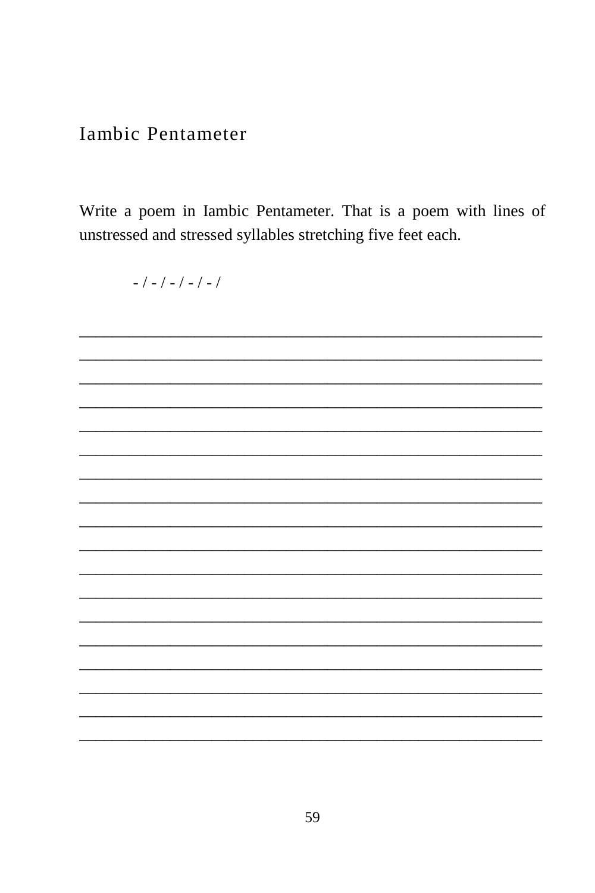# Iambic Pentameter

Write a poem in Iambic Pentameter. That is a poem with lines of unstressed and stressed syllables stretching five feet each.

- / - / - / - / - /

______________________________________________________________

______________________________________________________________

______________________________________________________________

______________________________________________________________

______________________________________________________________

______________________________________________________________

______________________________________________________________

______________________________________________________________

______________________________________________________________

______________________________________________________________

______________________________________________________________

______________________________________________________________

______________________________________________________________

______________________________________________________________

______________________________________________________________

______________________________________________________________

______________________________________________________________

______________________________________________________________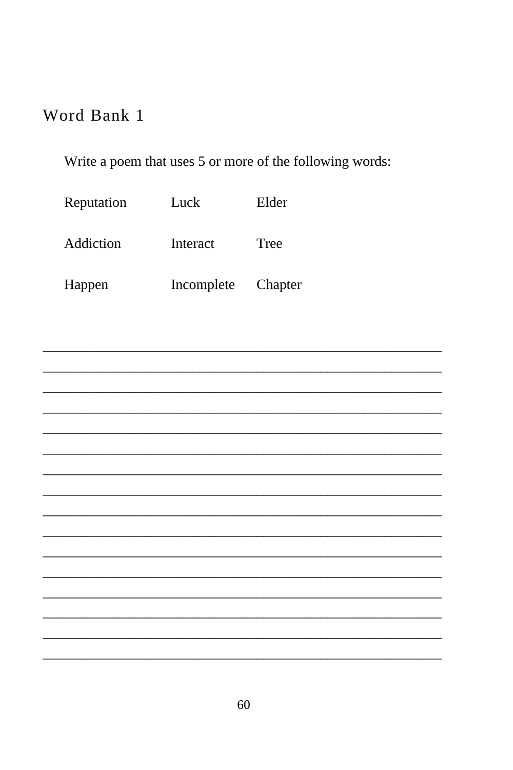## Word Bank 1

Write a poem that uses 5 or more of the following words:

| | | |
|---|---|---|
| Reputation | Luck | Elder |
| Addiction | Interact | Tree |
| Happen | Incomplete | Chapter |

________________________________________________________________

________________________________________________________________

________________________________________________________________

________________________________________________________________

________________________________________________________________

________________________________________________________________

________________________________________________________________

________________________________________________________________

________________________________________________________________

________________________________________________________________

________________________________________________________________

________________________________________________________________

________________________________________________________________

________________________________________________________________

________________________________________________________________

________________________________________________________________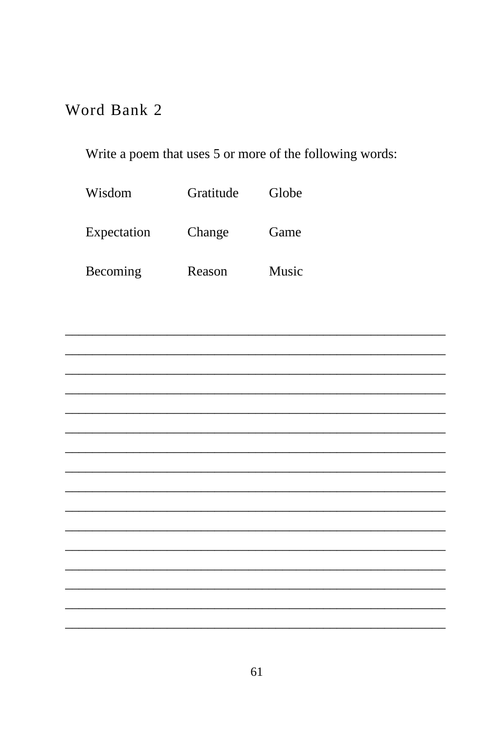## Word Bank 2

Write a poem that uses 5 or more of the following words:

| | | |
|---|---|---|
| Wisdom | Gratitude | Globe |
| Expectation | Change | Game |
| Becoming | Reason | Music |

______________________________________________________________________
______________________________________________________________________
______________________________________________________________________
______________________________________________________________________
______________________________________________________________________
______________________________________________________________________
______________________________________________________________________
______________________________________________________________________
______________________________________________________________________
______________________________________________________________________
______________________________________________________________________
______________________________________________________________________
______________________________________________________________________
______________________________________________________________________
______________________________________________________________________
______________________________________________________________________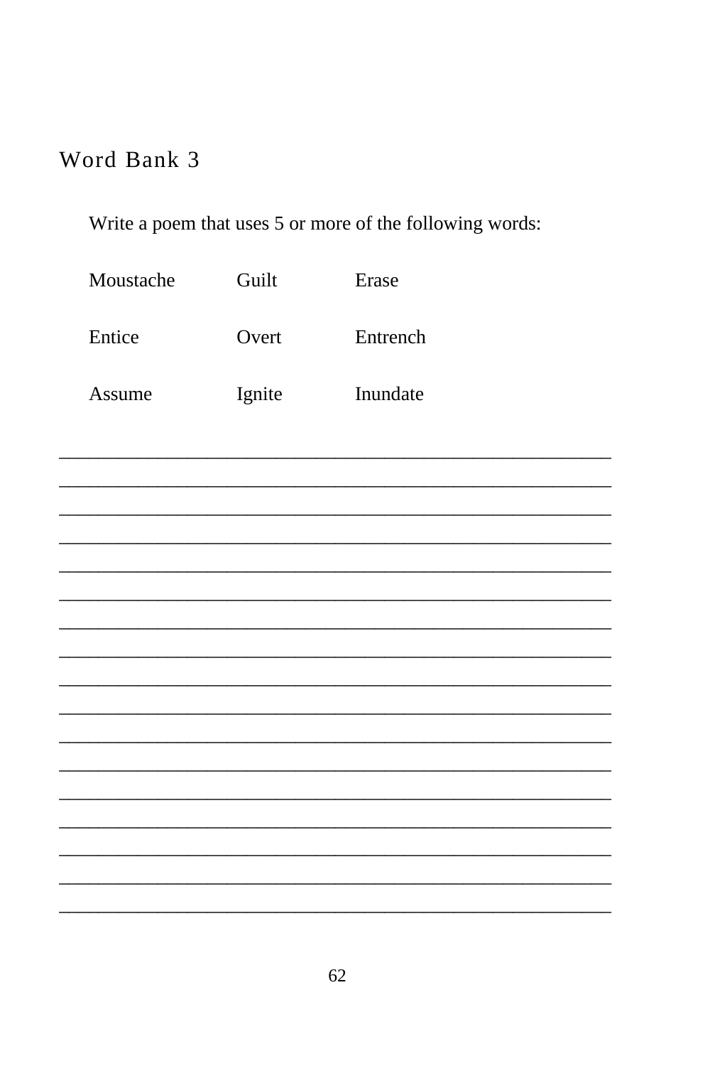## Word Bank 3

Write a poem that uses 5 or more of the following words:

| | | |
|---|---|---|
| Moustache | Guilt | Erase |
| Entice | Overt | Entrench |
| Assume | Ignite | Inundate |

___________________________________________________________

___________________________________________________________

___________________________________________________________

___________________________________________________________

___________________________________________________________

___________________________________________________________

___________________________________________________________

___________________________________________________________

___________________________________________________________

___________________________________________________________

___________________________________________________________

___________________________________________________________

___________________________________________________________

___________________________________________________________

___________________________________________________________

___________________________________________________________

___________________________________________________________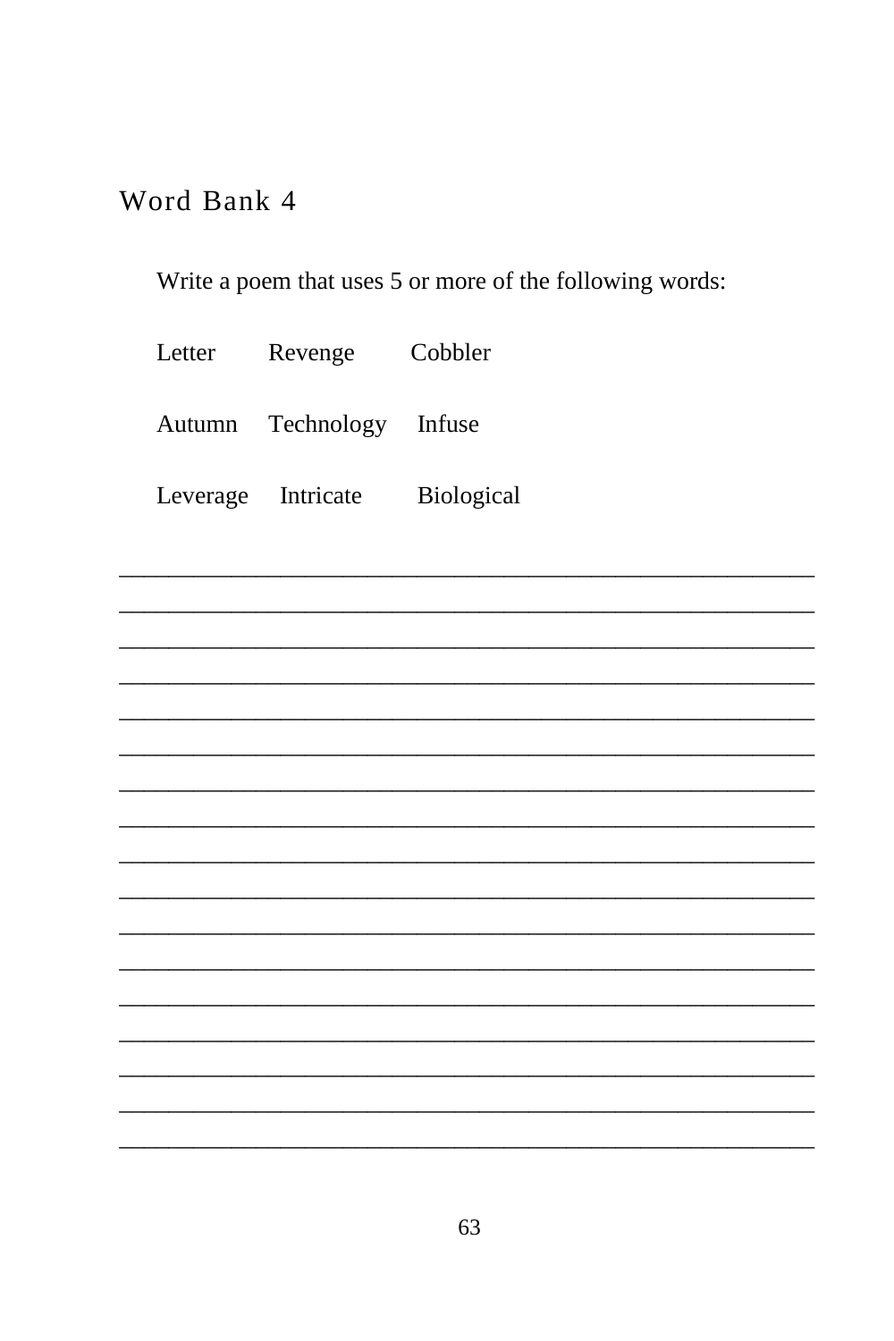## Word Bank 4

Write a poem that uses 5 or more of the following words:

| | | |
|---|---|---|
| Letter | Revenge | Cobbler |
| Autumn | Technology | Infuse |
| Leverage | Intricate | Biological |

______________________________________________________________

______________________________________________________________

______________________________________________________________

______________________________________________________________

______________________________________________________________

______________________________________________________________

______________________________________________________________

______________________________________________________________

______________________________________________________________

______________________________________________________________

______________________________________________________________

______________________________________________________________

______________________________________________________________

______________________________________________________________

______________________________________________________________

______________________________________________________________

______________________________________________________________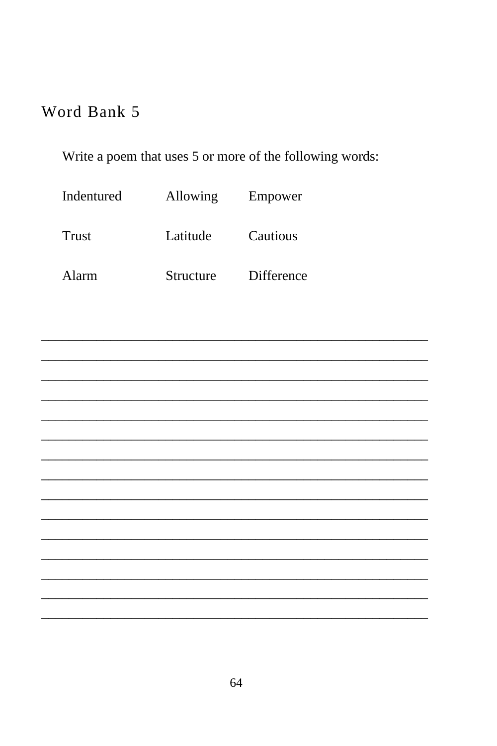## Word Bank 5

Write a poem that uses 5 or more of the following words:

| | | |
|---|---|---|
| Indentured | Allowing | Empower |
| Trust | Latitude | Cautious |
| Alarm | Structure | Difference |

_______________________________________________________
_______________________________________________________
_______________________________________________________
_______________________________________________________
_______________________________________________________
_______________________________________________________
_______________________________________________________
_______________________________________________________
_______________________________________________________
_______________________________________________________
_______________________________________________________
_______________________________________________________
_______________________________________________________
_______________________________________________________
_______________________________________________________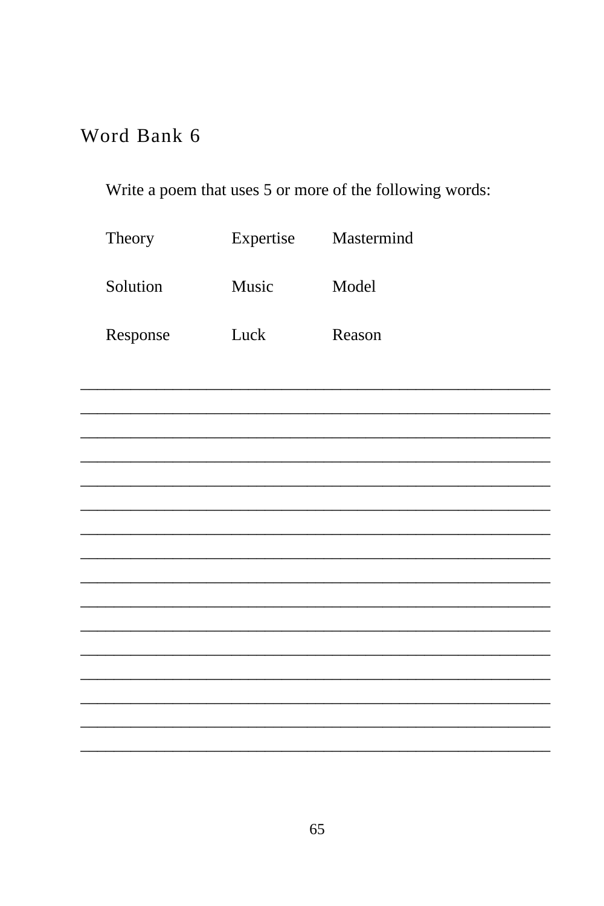## Word Bank 6

Write a poem that uses 5 or more of the following words:

| | | |
|---|---|---|
| Theory | Expertise | Mastermind |
| Solution | Music | Model |
| Response | Luck | Reason |

________________________________________________________________

________________________________________________________________

________________________________________________________________

________________________________________________________________

________________________________________________________________

________________________________________________________________

________________________________________________________________

________________________________________________________________

________________________________________________________________

________________________________________________________________

________________________________________________________________

________________________________________________________________

________________________________________________________________

________________________________________________________________

________________________________________________________________

________________________________________________________________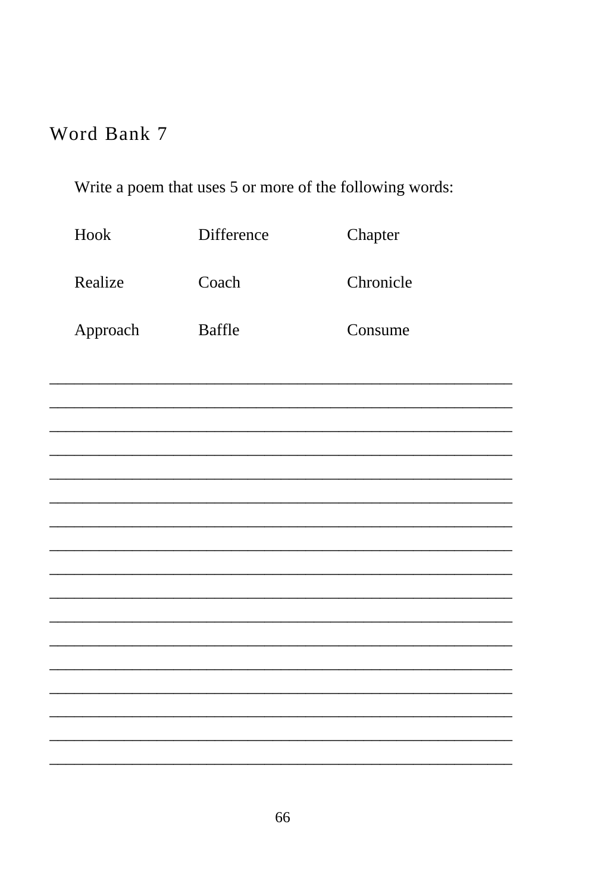## Word Bank 7

Write a poem that uses 5 or more of the following words:

| | | |
|---|---|---|
| Hook | Difference | Chapter |
| Realize | Coach | Chronicle |
| Approach | Baffle | Consume |

_______________________________________________________

_______________________________________________________

_______________________________________________________

_______________________________________________________

_______________________________________________________

_______________________________________________________

_______________________________________________________

_______________________________________________________

_______________________________________________________

_______________________________________________________

_______________________________________________________

_______________________________________________________

_______________________________________________________

_______________________________________________________

_______________________________________________________

_______________________________________________________

_______________________________________________________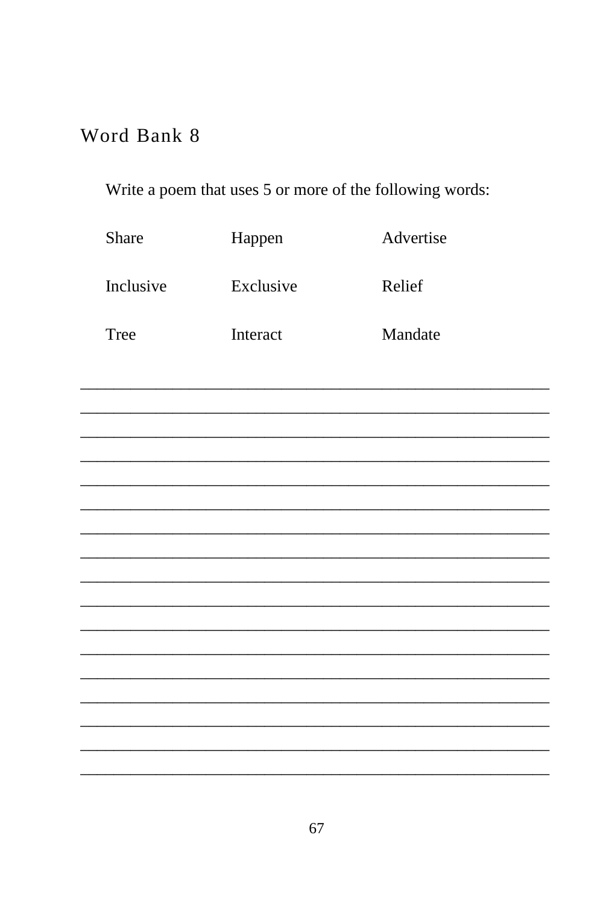## Word Bank 8

Write a poem that uses 5 or more of the following words:

| | | |
|---|---|---|
| Share | Happen | Advertise |
| Inclusive | Exclusive | Relief |
| Tree | Interact | Mandate |

_______________________________________________________________

_______________________________________________________________

_______________________________________________________________

_______________________________________________________________

_______________________________________________________________

_______________________________________________________________

_______________________________________________________________

_______________________________________________________________

_______________________________________________________________

_______________________________________________________________

_______________________________________________________________

_______________________________________________________________

_______________________________________________________________

_______________________________________________________________

_______________________________________________________________

_______________________________________________________________

_______________________________________________________________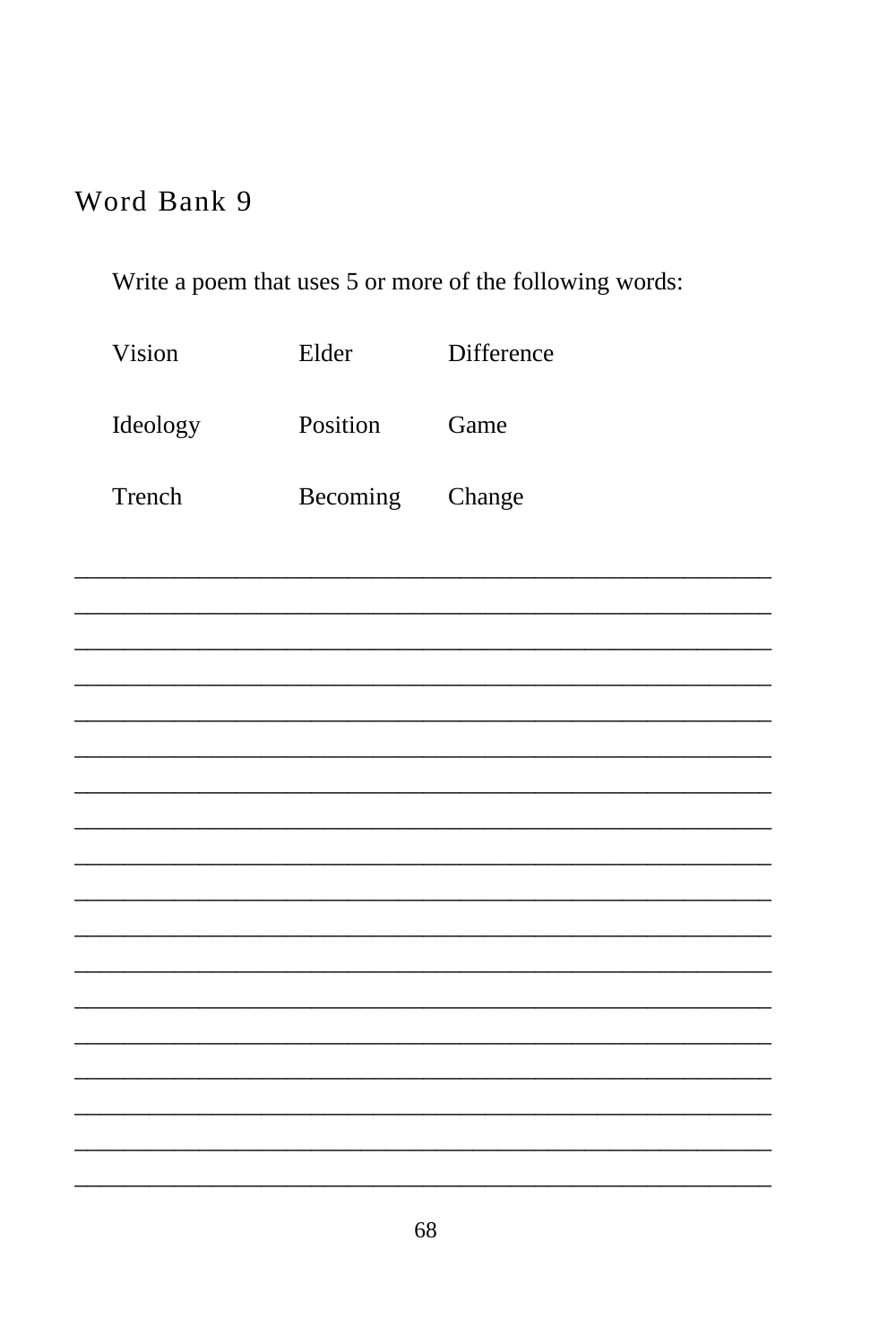## Word Bank 9

Write a poem that uses 5 or more of the following words:

| | | |
|---|---|---|
| Vision | Elder | Difference |
| Ideology | Position | Game |
| Trench | Becoming | Change |

______________________________________________________________

______________________________________________________________

______________________________________________________________

______________________________________________________________

______________________________________________________________

______________________________________________________________

______________________________________________________________

______________________________________________________________

______________________________________________________________

______________________________________________________________

______________________________________________________________

______________________________________________________________

______________________________________________________________

______________________________________________________________

______________________________________________________________

______________________________________________________________

______________________________________________________________

______________________________________________________________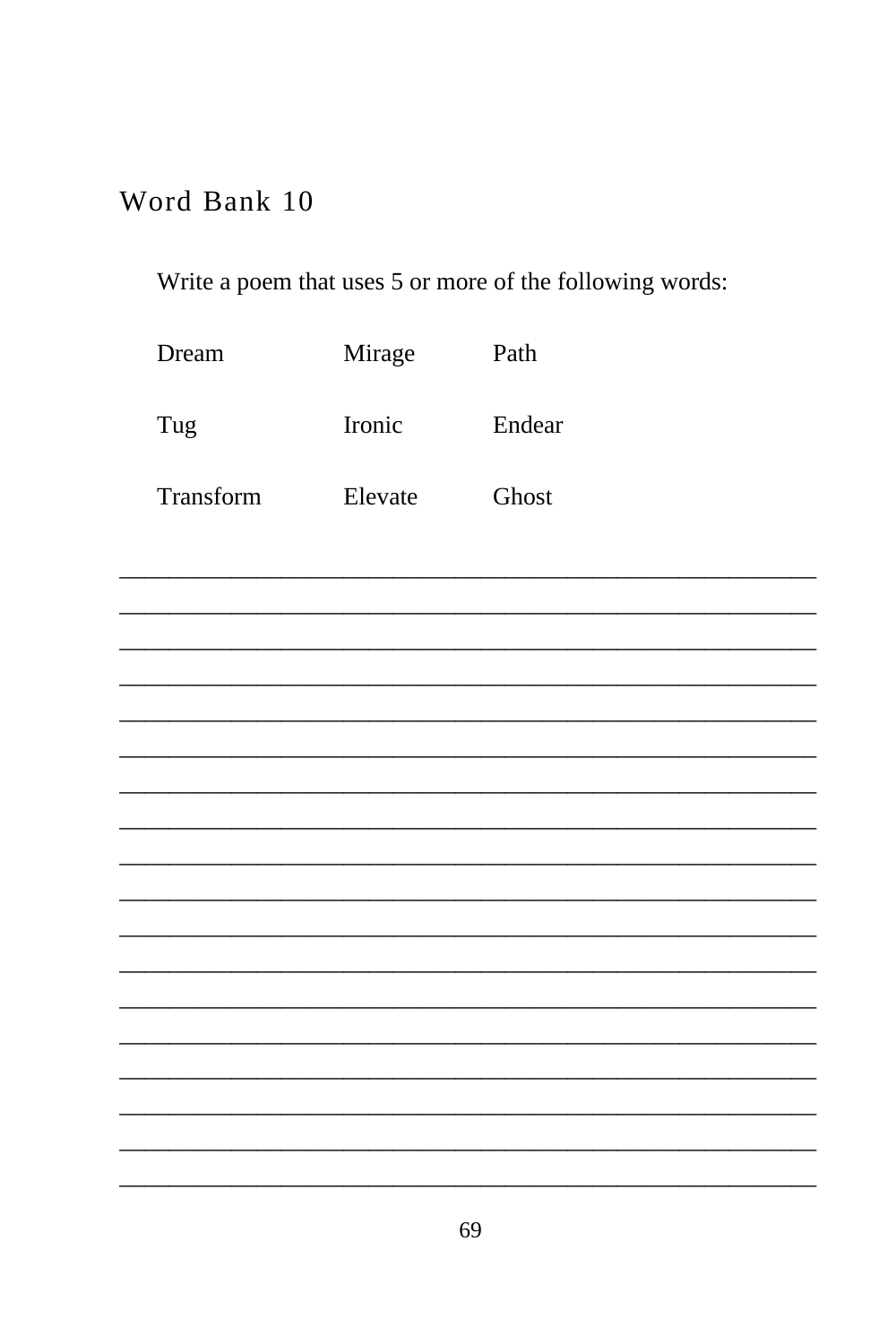## Word Bank 10

Write a poem that uses 5 or more of the following words:

| | | |
|---|---|---|
| Dream | Mirage | Path |
| Tug | Ironic | Endear |
| Transform | Elevate | Ghost |

_______________________________________________

_______________________________________________

_______________________________________________

_______________________________________________

_______________________________________________

_______________________________________________

_______________________________________________

_______________________________________________

_______________________________________________

_______________________________________________

_______________________________________________

_______________________________________________

_______________________________________________

_______________________________________________

_______________________________________________

_______________________________________________

_______________________________________________

_______________________________________________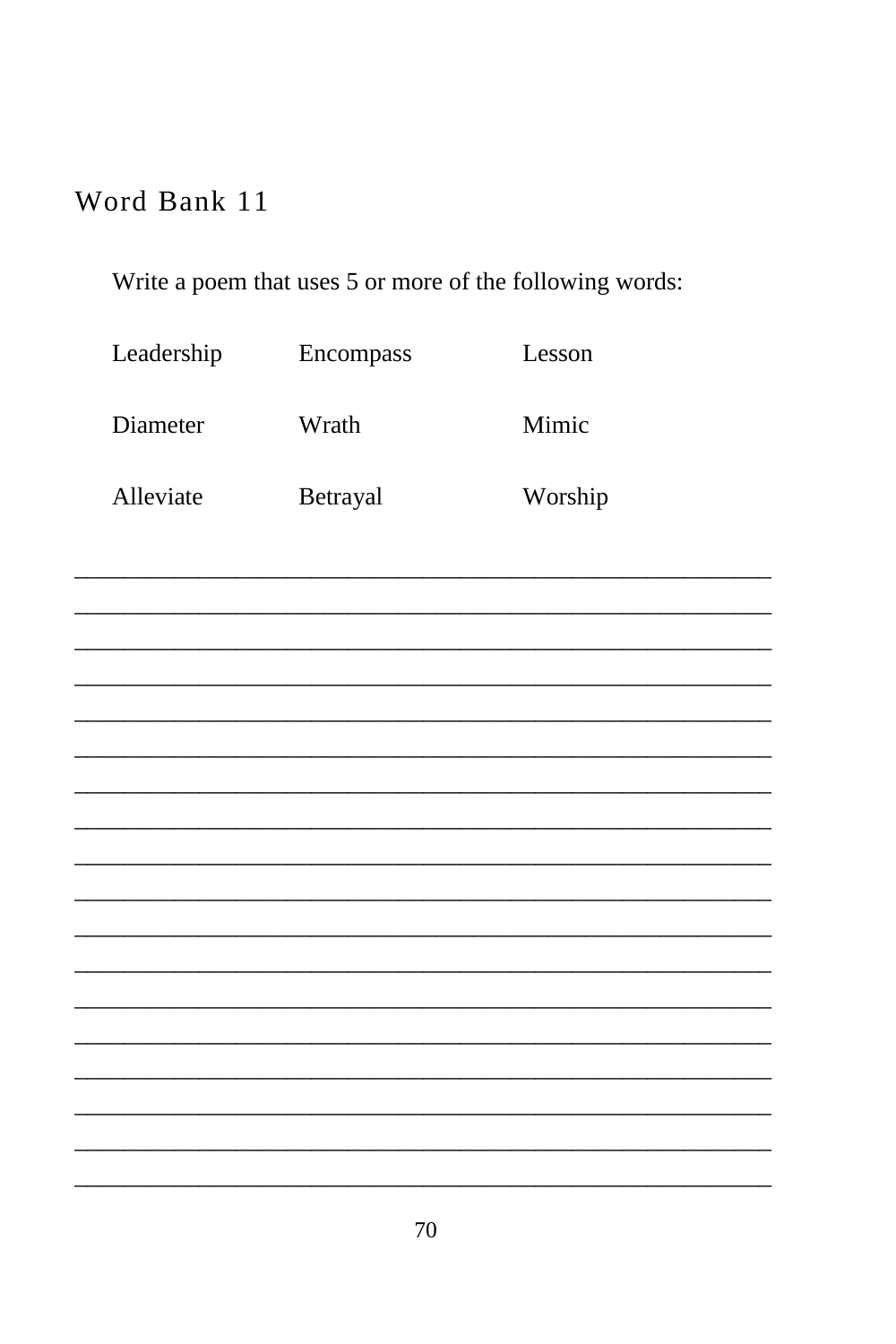## Word Bank 11

Write a poem that uses 5 or more of the following words:

| Leadership | Encompass | Lesson |
| --- | --- | --- |
| Diameter | Wrath | Mimic |
| Alleviate | Betrayal | Worship |

__________________________________________________________

__________________________________________________________

__________________________________________________________

__________________________________________________________

__________________________________________________________

__________________________________________________________

__________________________________________________________

__________________________________________________________

__________________________________________________________

__________________________________________________________

__________________________________________________________

__________________________________________________________

__________________________________________________________

__________________________________________________________

__________________________________________________________

__________________________________________________________

__________________________________________________________

__________________________________________________________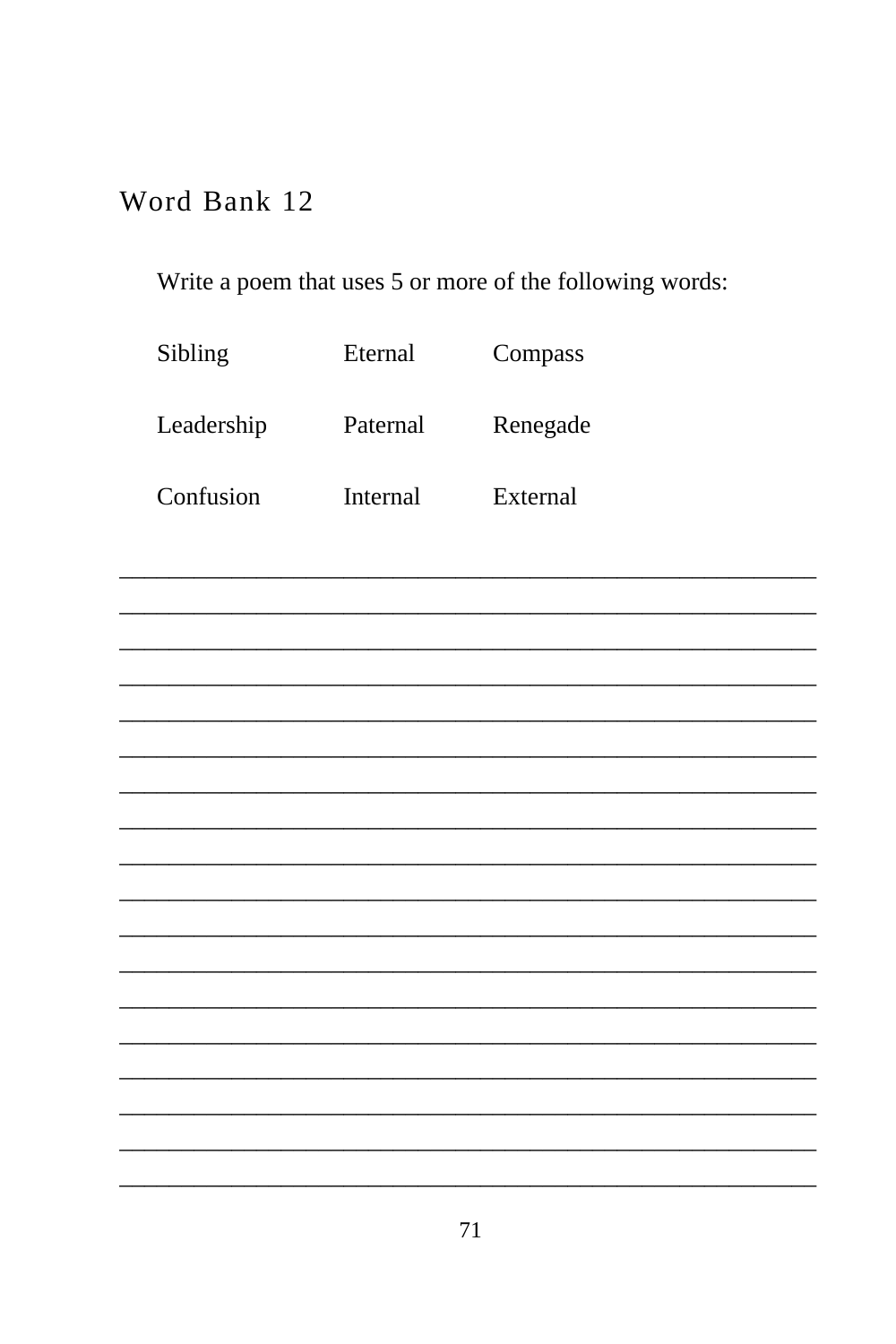## Word Bank 12

Write a poem that uses 5 or more of the following words:

| Sibling | Eternal | Compass |
|---|---|---|
| Leadership | Paternal | Renegade |
| Confusion | Internal | External |

\_\_\_\_\_\_\_\_\_\_\_\_\_\_\_\_\_\_\_\_\_\_\_\_\_\_\_\_\_\_\_\_\_\_\_\_\_\_\_\_\_\_\_\_\_\_\_\_\_\_\_\_\_\_

\_\_\_\_\_\_\_\_\_\_\_\_\_\_\_\_\_\_\_\_\_\_\_\_\_\_\_\_\_\_\_\_\_\_\_\_\_\_\_\_\_\_\_\_\_\_\_\_\_\_\_\_\_\_

\_\_\_\_\_\_\_\_\_\_\_\_\_\_\_\_\_\_\_\_\_\_\_\_\_\_\_\_\_\_\_\_\_\_\_\_\_\_\_\_\_\_\_\_\_\_\_\_\_\_\_\_\_\_

\_\_\_\_\_\_\_\_\_\_\_\_\_\_\_\_\_\_\_\_\_\_\_\_\_\_\_\_\_\_\_\_\_\_\_\_\_\_\_\_\_\_\_\_\_\_\_\_\_\_\_\_\_\_

\_\_\_\_\_\_\_\_\_\_\_\_\_\_\_\_\_\_\_\_\_\_\_\_\_\_\_\_\_\_\_\_\_\_\_\_\_\_\_\_\_\_\_\_\_\_\_\_\_\_\_\_\_\_

\_\_\_\_\_\_\_\_\_\_\_\_\_\_\_\_\_\_\_\_\_\_\_\_\_\_\_\_\_\_\_\_\_\_\_\_\_\_\_\_\_\_\_\_\_\_\_\_\_\_\_\_\_\_

\_\_\_\_\_\_\_\_\_\_\_\_\_\_\_\_\_\_\_\_\_\_\_\_\_\_\_\_\_\_\_\_\_\_\_\_\_\_\_\_\_\_\_\_\_\_\_\_\_\_\_\_\_\_

\_\_\_\_\_\_\_\_\_\_\_\_\_\_\_\_\_\_\_\_\_\_\_\_\_\_\_\_\_\_\_\_\_\_\_\_\_\_\_\_\_\_\_\_\_\_\_\_\_\_\_\_\_\_

\_\_\_\_\_\_\_\_\_\_\_\_\_\_\_\_\_\_\_\_\_\_\_\_\_\_\_\_\_\_\_\_\_\_\_\_\_\_\_\_\_\_\_\_\_\_\_\_\_\_\_\_\_\_

\_\_\_\_\_\_\_\_\_\_\_\_\_\_\_\_\_\_\_\_\_\_\_\_\_\_\_\_\_\_\_\_\_\_\_\_\_\_\_\_\_\_\_\_\_\_\_\_\_\_\_\_\_\_

\_\_\_\_\_\_\_\_\_\_\_\_\_\_\_\_\_\_\_\_\_\_\_\_\_\_\_\_\_\_\_\_\_\_\_\_\_\_\_\_\_\_\_\_\_\_\_\_\_\_\_\_\_\_

\_\_\_\_\_\_\_\_\_\_\_\_\_\_\_\_\_\_\_\_\_\_\_\_\_\_\_\_\_\_\_\_\_\_\_\_\_\_\_\_\_\_\_\_\_\_\_\_\_\_\_\_\_\_

\_\_\_\_\_\_\_\_\_\_\_\_\_\_\_\_\_\_\_\_\_\_\_\_\_\_\_\_\_\_\_\_\_\_\_\_\_\_\_\_\_\_\_\_\_\_\_\_\_\_\_\_\_\_

\_\_\_\_\_\_\_\_\_\_\_\_\_\_\_\_\_\_\_\_\_\_\_\_\_\_\_\_\_\_\_\_\_\_\_\_\_\_\_\_\_\_\_\_\_\_\_\_\_\_\_\_\_\_

\_\_\_\_\_\_\_\_\_\_\_\_\_\_\_\_\_\_\_\_\_\_\_\_\_\_\_\_\_\_\_\_\_\_\_\_\_\_\_\_\_\_\_\_\_\_\_\_\_\_\_\_\_\_

\_\_\_\_\_\_\_\_\_\_\_\_\_\_\_\_\_\_\_\_\_\_\_\_\_\_\_\_\_\_\_\_\_\_\_\_\_\_\_\_\_\_\_\_\_\_\_\_\_\_\_\_\_\_

\_\_\_\_\_\_\_\_\_\_\_\_\_\_\_\_\_\_\_\_\_\_\_\_\_\_\_\_\_\_\_\_\_\_\_\_\_\_\_\_\_\_\_\_\_\_\_\_\_\_\_\_\_\_

\_\_\_\_\_\_\_\_\_\_\_\_\_\_\_\_\_\_\_\_\_\_\_\_\_\_\_\_\_\_\_\_\_\_\_\_\_\_\_\_\_\_\_\_\_\_\_\_\_\_\_\_\_\_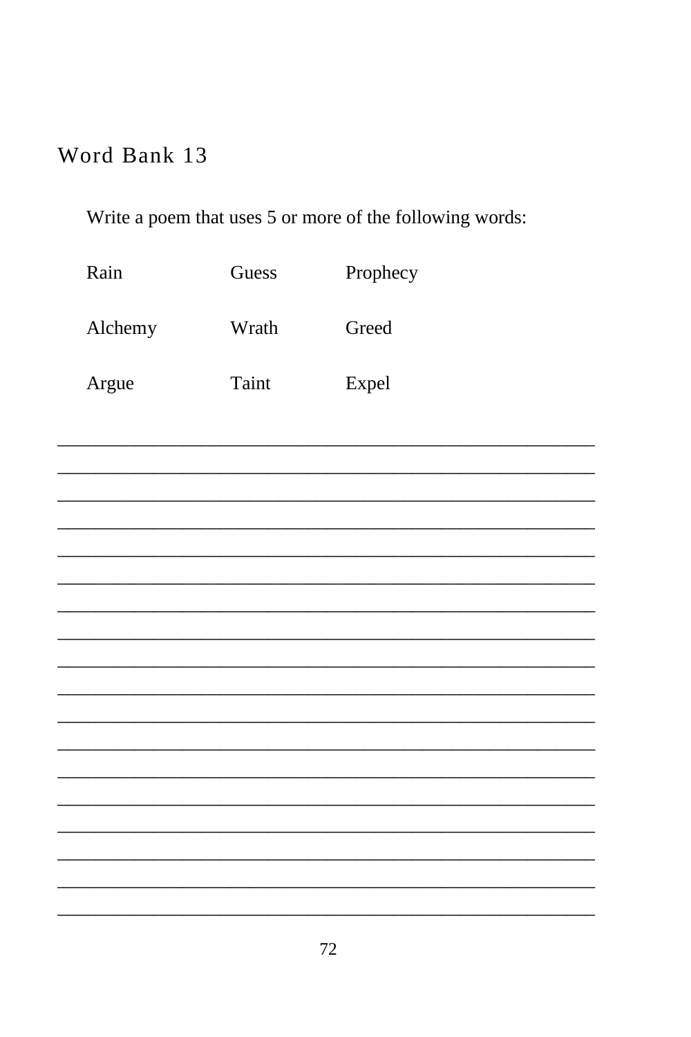## Word Bank 13

Write a poem that uses 5 or more of the following words:

| | | |
|---|---|---|
| Rain | Guess | Prophecy |
| Alchemy | Wrath | Greed |
| Argue | Taint | Expel |

______________________________________________________________

______________________________________________________________

______________________________________________________________

______________________________________________________________

______________________________________________________________

______________________________________________________________

______________________________________________________________

______________________________________________________________

______________________________________________________________

______________________________________________________________

______________________________________________________________

______________________________________________________________

______________________________________________________________

______________________________________________________________

______________________________________________________________

______________________________________________________________

______________________________________________________________

______________________________________________________________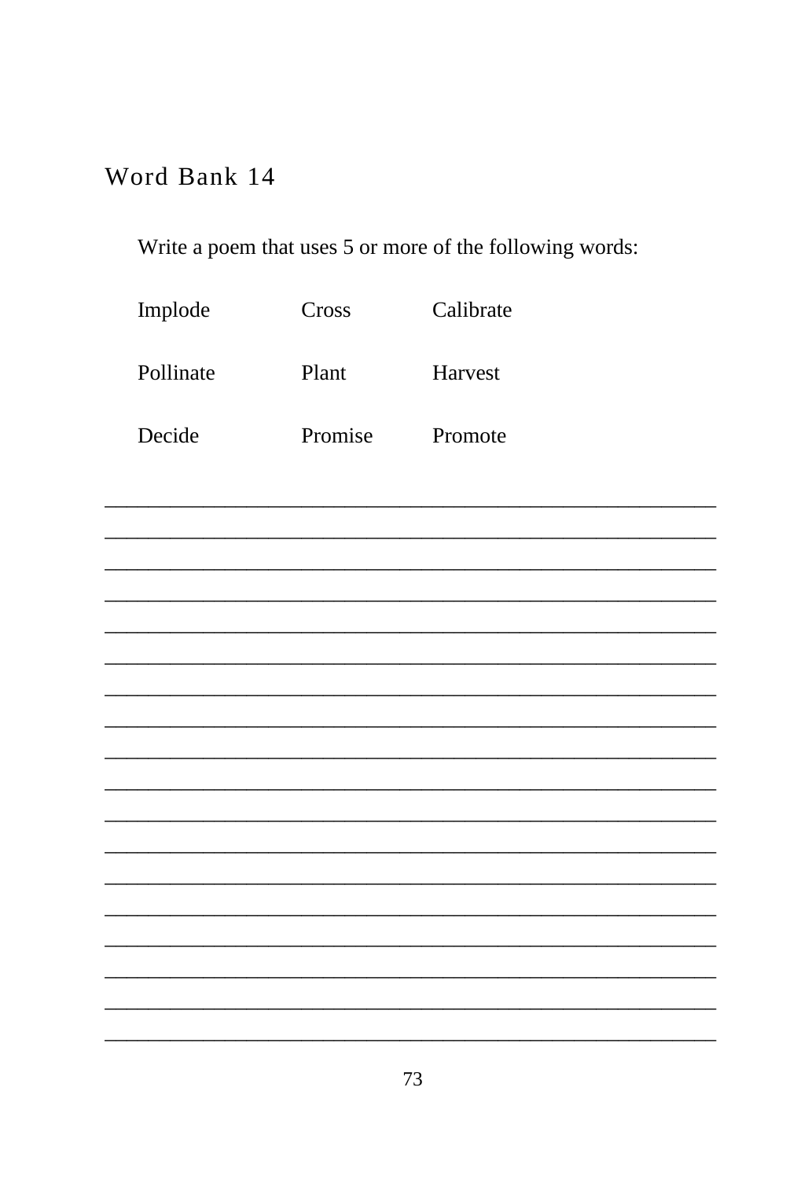## Word Bank 14

Write a poem that uses 5 or more of the following words:

| | | |
|---|---|---|
| Implode | Cross | Calibrate |
| Pollinate | Plant | Harvest |
| Decide | Promise | Promote |

\_\_\_\_\_\_\_\_\_\_\_\_\_\_\_\_\_\_\_\_\_\_\_\_\_\_\_\_\_\_\_\_\_\_\_\_\_\_\_\_\_\_\_\_\_\_\_\_\_\_\_\_\_\_

\_\_\_\_\_\_\_\_\_\_\_\_\_\_\_\_\_\_\_\_\_\_\_\_\_\_\_\_\_\_\_\_\_\_\_\_\_\_\_\_\_\_\_\_\_\_\_\_\_\_\_\_\_\_

\_\_\_\_\_\_\_\_\_\_\_\_\_\_\_\_\_\_\_\_\_\_\_\_\_\_\_\_\_\_\_\_\_\_\_\_\_\_\_\_\_\_\_\_\_\_\_\_\_\_\_\_\_\_

\_\_\_\_\_\_\_\_\_\_\_\_\_\_\_\_\_\_\_\_\_\_\_\_\_\_\_\_\_\_\_\_\_\_\_\_\_\_\_\_\_\_\_\_\_\_\_\_\_\_\_\_\_\_

\_\_\_\_\_\_\_\_\_\_\_\_\_\_\_\_\_\_\_\_\_\_\_\_\_\_\_\_\_\_\_\_\_\_\_\_\_\_\_\_\_\_\_\_\_\_\_\_\_\_\_\_\_\_

\_\_\_\_\_\_\_\_\_\_\_\_\_\_\_\_\_\_\_\_\_\_\_\_\_\_\_\_\_\_\_\_\_\_\_\_\_\_\_\_\_\_\_\_\_\_\_\_\_\_\_\_\_\_

\_\_\_\_\_\_\_\_\_\_\_\_\_\_\_\_\_\_\_\_\_\_\_\_\_\_\_\_\_\_\_\_\_\_\_\_\_\_\_\_\_\_\_\_\_\_\_\_\_\_\_\_\_\_

\_\_\_\_\_\_\_\_\_\_\_\_\_\_\_\_\_\_\_\_\_\_\_\_\_\_\_\_\_\_\_\_\_\_\_\_\_\_\_\_\_\_\_\_\_\_\_\_\_\_\_\_\_\_

\_\_\_\_\_\_\_\_\_\_\_\_\_\_\_\_\_\_\_\_\_\_\_\_\_\_\_\_\_\_\_\_\_\_\_\_\_\_\_\_\_\_\_\_\_\_\_\_\_\_\_\_\_\_

\_\_\_\_\_\_\_\_\_\_\_\_\_\_\_\_\_\_\_\_\_\_\_\_\_\_\_\_\_\_\_\_\_\_\_\_\_\_\_\_\_\_\_\_\_\_\_\_\_\_\_\_\_\_

\_\_\_\_\_\_\_\_\_\_\_\_\_\_\_\_\_\_\_\_\_\_\_\_\_\_\_\_\_\_\_\_\_\_\_\_\_\_\_\_\_\_\_\_\_\_\_\_\_\_\_\_\_\_

\_\_\_\_\_\_\_\_\_\_\_\_\_\_\_\_\_\_\_\_\_\_\_\_\_\_\_\_\_\_\_\_\_\_\_\_\_\_\_\_\_\_\_\_\_\_\_\_\_\_\_\_\_\_

\_\_\_\_\_\_\_\_\_\_\_\_\_\_\_\_\_\_\_\_\_\_\_\_\_\_\_\_\_\_\_\_\_\_\_\_\_\_\_\_\_\_\_\_\_\_\_\_\_\_\_\_\_\_

\_\_\_\_\_\_\_\_\_\_\_\_\_\_\_\_\_\_\_\_\_\_\_\_\_\_\_\_\_\_\_\_\_\_\_\_\_\_\_\_\_\_\_\_\_\_\_\_\_\_\_\_\_\_

\_\_\_\_\_\_\_\_\_\_\_\_\_\_\_\_\_\_\_\_\_\_\_\_\_\_\_\_\_\_\_\_\_\_\_\_\_\_\_\_\_\_\_\_\_\_\_\_\_\_\_\_\_\_

\_\_\_\_\_\_\_\_\_\_\_\_\_\_\_\_\_\_\_\_\_\_\_\_\_\_\_\_\_\_\_\_\_\_\_\_\_\_\_\_\_\_\_\_\_\_\_\_\_\_\_\_\_\_

\_\_\_\_\_\_\_\_\_\_\_\_\_\_\_\_\_\_\_\_\_\_\_\_\_\_\_\_\_\_\_\_\_\_\_\_\_\_\_\_\_\_\_\_\_\_\_\_\_\_\_\_\_\_

\_\_\_\_\_\_\_\_\_\_\_\_\_\_\_\_\_\_\_\_\_\_\_\_\_\_\_\_\_\_\_\_\_\_\_\_\_\_\_\_\_\_\_\_\_\_\_\_\_\_\_\_\_\_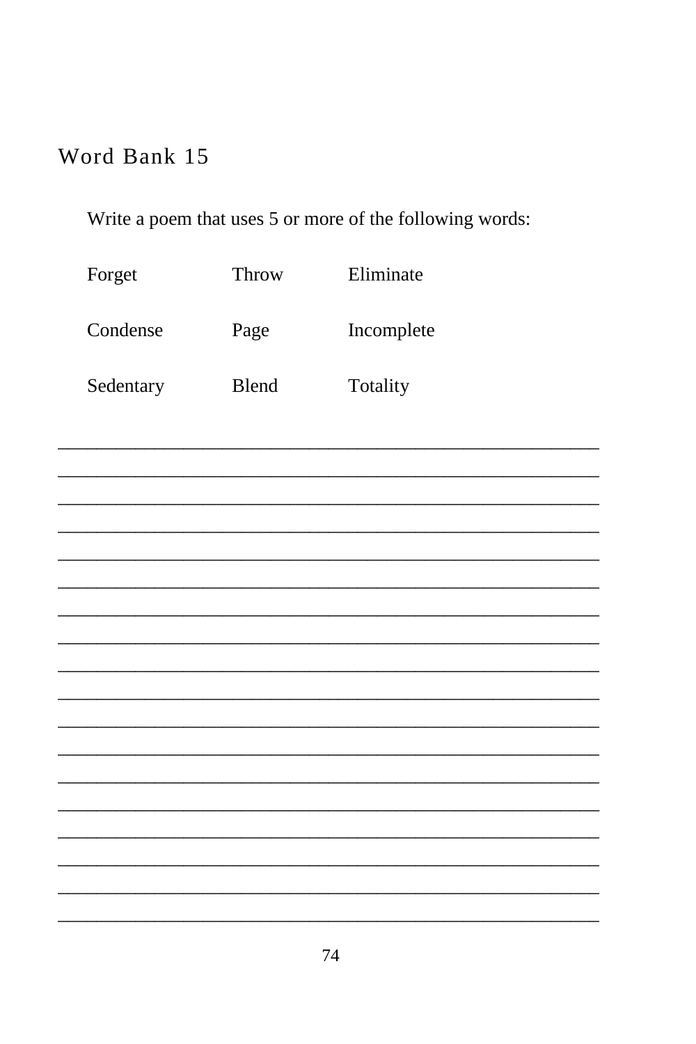## Word Bank 15

Write a poem that uses 5 or more of the following words:

| | | |
|---|---|---|
| Forget | Throw | Eliminate |
| Condense | Page | Incomplete |
| Sedentary | Blend | Totality |

\_\_\_\_\_\_\_\_\_\_\_\_\_\_\_\_\_\_\_\_\_\_\_\_\_\_\_\_\_\_\_\_\_\_\_\_\_\_\_\_\_\_\_\_\_\_\_\_\_\_\_\_

\_\_\_\_\_\_\_\_\_\_\_\_\_\_\_\_\_\_\_\_\_\_\_\_\_\_\_\_\_\_\_\_\_\_\_\_\_\_\_\_\_\_\_\_\_\_\_\_\_\_\_\_

\_\_\_\_\_\_\_\_\_\_\_\_\_\_\_\_\_\_\_\_\_\_\_\_\_\_\_\_\_\_\_\_\_\_\_\_\_\_\_\_\_\_\_\_\_\_\_\_\_\_\_\_

\_\_\_\_\_\_\_\_\_\_\_\_\_\_\_\_\_\_\_\_\_\_\_\_\_\_\_\_\_\_\_\_\_\_\_\_\_\_\_\_\_\_\_\_\_\_\_\_\_\_\_\_

\_\_\_\_\_\_\_\_\_\_\_\_\_\_\_\_\_\_\_\_\_\_\_\_\_\_\_\_\_\_\_\_\_\_\_\_\_\_\_\_\_\_\_\_\_\_\_\_\_\_\_\_

\_\_\_\_\_\_\_\_\_\_\_\_\_\_\_\_\_\_\_\_\_\_\_\_\_\_\_\_\_\_\_\_\_\_\_\_\_\_\_\_\_\_\_\_\_\_\_\_\_\_\_\_

\_\_\_\_\_\_\_\_\_\_\_\_\_\_\_\_\_\_\_\_\_\_\_\_\_\_\_\_\_\_\_\_\_\_\_\_\_\_\_\_\_\_\_\_\_\_\_\_\_\_\_\_

\_\_\_\_\_\_\_\_\_\_\_\_\_\_\_\_\_\_\_\_\_\_\_\_\_\_\_\_\_\_\_\_\_\_\_\_\_\_\_\_\_\_\_\_\_\_\_\_\_\_\_\_

\_\_\_\_\_\_\_\_\_\_\_\_\_\_\_\_\_\_\_\_\_\_\_\_\_\_\_\_\_\_\_\_\_\_\_\_\_\_\_\_\_\_\_\_\_\_\_\_\_\_\_\_

\_\_\_\_\_\_\_\_\_\_\_\_\_\_\_\_\_\_\_\_\_\_\_\_\_\_\_\_\_\_\_\_\_\_\_\_\_\_\_\_\_\_\_\_\_\_\_\_\_\_\_\_

\_\_\_\_\_\_\_\_\_\_\_\_\_\_\_\_\_\_\_\_\_\_\_\_\_\_\_\_\_\_\_\_\_\_\_\_\_\_\_\_\_\_\_\_\_\_\_\_\_\_\_\_

\_\_\_\_\_\_\_\_\_\_\_\_\_\_\_\_\_\_\_\_\_\_\_\_\_\_\_\_\_\_\_\_\_\_\_\_\_\_\_\_\_\_\_\_\_\_\_\_\_\_\_\_

\_\_\_\_\_\_\_\_\_\_\_\_\_\_\_\_\_\_\_\_\_\_\_\_\_\_\_\_\_\_\_\_\_\_\_\_\_\_\_\_\_\_\_\_\_\_\_\_\_\_\_\_

\_\_\_\_\_\_\_\_\_\_\_\_\_\_\_\_\_\_\_\_\_\_\_\_\_\_\_\_\_\_\_\_\_\_\_\_\_\_\_\_\_\_\_\_\_\_\_\_\_\_\_\_

\_\_\_\_\_\_\_\_\_\_\_\_\_\_\_\_\_\_\_\_\_\_\_\_\_\_\_\_\_\_\_\_\_\_\_\_\_\_\_\_\_\_\_\_\_\_\_\_\_\_\_\_

\_\_\_\_\_\_\_\_\_\_\_\_\_\_\_\_\_\_\_\_\_\_\_\_\_\_\_\_\_\_\_\_\_\_\_\_\_\_\_\_\_\_\_\_\_\_\_\_\_\_\_\_

\_\_\_\_\_\_\_\_\_\_\_\_\_\_\_\_\_\_\_\_\_\_\_\_\_\_\_\_\_\_\_\_\_\_\_\_\_\_\_\_\_\_\_\_\_\_\_\_\_\_\_\_

\_\_\_\_\_\_\_\_\_\_\_\_\_\_\_\_\_\_\_\_\_\_\_\_\_\_\_\_\_\_\_\_\_\_\_\_\_\_\_\_\_\_\_\_\_\_\_\_\_\_\_\_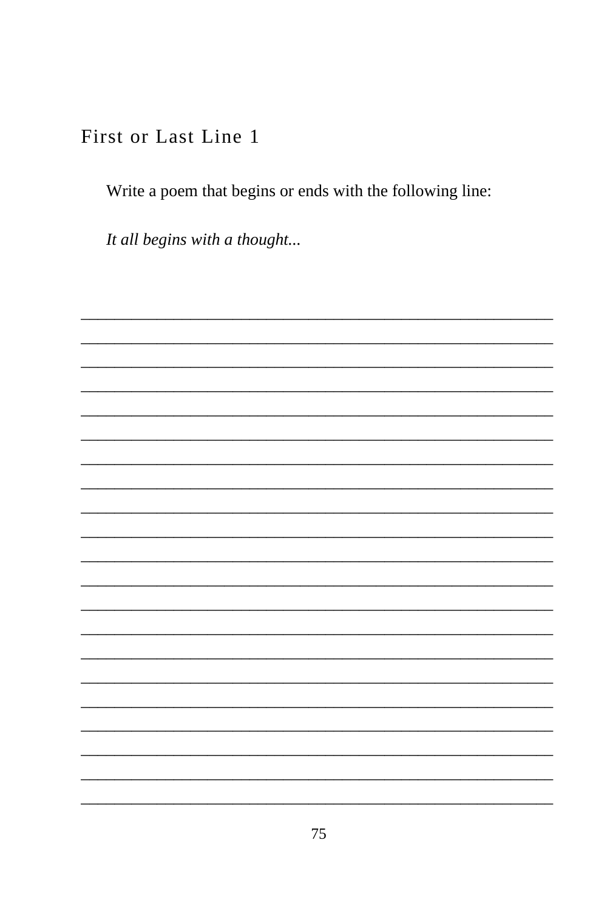## First or Last Line 1

Write a poem that begins or ends with the following line:

*It all begins with a thought...*

\_\_\_\_\_\_\_\_\_\_\_\_\_\_\_\_\_\_\_\_\_\_\_\_\_\_\_\_\_\_\_\_\_\_\_\_\_\_\_\_\_\_\_\_\_\_\_\_\_\_\_\_\_\_\_\_

\_\_\_\_\_\_\_\_\_\_\_\_\_\_\_\_\_\_\_\_\_\_\_\_\_\_\_\_\_\_\_\_\_\_\_\_\_\_\_\_\_\_\_\_\_\_\_\_\_\_\_\_\_\_\_\_

\_\_\_\_\_\_\_\_\_\_\_\_\_\_\_\_\_\_\_\_\_\_\_\_\_\_\_\_\_\_\_\_\_\_\_\_\_\_\_\_\_\_\_\_\_\_\_\_\_\_\_\_\_\_\_\_

\_\_\_\_\_\_\_\_\_\_\_\_\_\_\_\_\_\_\_\_\_\_\_\_\_\_\_\_\_\_\_\_\_\_\_\_\_\_\_\_\_\_\_\_\_\_\_\_\_\_\_\_\_\_\_\_

\_\_\_\_\_\_\_\_\_\_\_\_\_\_\_\_\_\_\_\_\_\_\_\_\_\_\_\_\_\_\_\_\_\_\_\_\_\_\_\_\_\_\_\_\_\_\_\_\_\_\_\_\_\_\_\_

\_\_\_\_\_\_\_\_\_\_\_\_\_\_\_\_\_\_\_\_\_\_\_\_\_\_\_\_\_\_\_\_\_\_\_\_\_\_\_\_\_\_\_\_\_\_\_\_\_\_\_\_\_\_\_\_

\_\_\_\_\_\_\_\_\_\_\_\_\_\_\_\_\_\_\_\_\_\_\_\_\_\_\_\_\_\_\_\_\_\_\_\_\_\_\_\_\_\_\_\_\_\_\_\_\_\_\_\_\_\_\_\_

\_\_\_\_\_\_\_\_\_\_\_\_\_\_\_\_\_\_\_\_\_\_\_\_\_\_\_\_\_\_\_\_\_\_\_\_\_\_\_\_\_\_\_\_\_\_\_\_\_\_\_\_\_\_\_\_

\_\_\_\_\_\_\_\_\_\_\_\_\_\_\_\_\_\_\_\_\_\_\_\_\_\_\_\_\_\_\_\_\_\_\_\_\_\_\_\_\_\_\_\_\_\_\_\_\_\_\_\_\_\_\_\_

\_\_\_\_\_\_\_\_\_\_\_\_\_\_\_\_\_\_\_\_\_\_\_\_\_\_\_\_\_\_\_\_\_\_\_\_\_\_\_\_\_\_\_\_\_\_\_\_\_\_\_\_\_\_\_\_

\_\_\_\_\_\_\_\_\_\_\_\_\_\_\_\_\_\_\_\_\_\_\_\_\_\_\_\_\_\_\_\_\_\_\_\_\_\_\_\_\_\_\_\_\_\_\_\_\_\_\_\_\_\_\_\_

\_\_\_\_\_\_\_\_\_\_\_\_\_\_\_\_\_\_\_\_\_\_\_\_\_\_\_\_\_\_\_\_\_\_\_\_\_\_\_\_\_\_\_\_\_\_\_\_\_\_\_\_\_\_\_\_

\_\_\_\_\_\_\_\_\_\_\_\_\_\_\_\_\_\_\_\_\_\_\_\_\_\_\_\_\_\_\_\_\_\_\_\_\_\_\_\_\_\_\_\_\_\_\_\_\_\_\_\_\_\_\_\_

\_\_\_\_\_\_\_\_\_\_\_\_\_\_\_\_\_\_\_\_\_\_\_\_\_\_\_\_\_\_\_\_\_\_\_\_\_\_\_\_\_\_\_\_\_\_\_\_\_\_\_\_\_\_\_\_

\_\_\_\_\_\_\_\_\_\_\_\_\_\_\_\_\_\_\_\_\_\_\_\_\_\_\_\_\_\_\_\_\_\_\_\_\_\_\_\_\_\_\_\_\_\_\_\_\_\_\_\_\_\_\_\_

\_\_\_\_\_\_\_\_\_\_\_\_\_\_\_\_\_\_\_\_\_\_\_\_\_\_\_\_\_\_\_\_\_\_\_\_\_\_\_\_\_\_\_\_\_\_\_\_\_\_\_\_\_\_\_\_

\_\_\_\_\_\_\_\_\_\_\_\_\_\_\_\_\_\_\_\_\_\_\_\_\_\_\_\_\_\_\_\_\_\_\_\_\_\_\_\_\_\_\_\_\_\_\_\_\_\_\_\_\_\_\_\_

\_\_\_\_\_\_\_\_\_\_\_\_\_\_\_\_\_\_\_\_\_\_\_\_\_\_\_\_\_\_\_\_\_\_\_\_\_\_\_\_\_\_\_\_\_\_\_\_\_\_\_\_\_\_\_\_

\_\_\_\_\_\_\_\_\_\_\_\_\_\_\_\_\_\_\_\_\_\_\_\_\_\_\_\_\_\_\_\_\_\_\_\_\_\_\_\_\_\_\_\_\_\_\_\_\_\_\_\_\_\_\_\_

\_\_\_\_\_\_\_\_\_\_\_\_\_\_\_\_\_\_\_\_\_\_\_\_\_\_\_\_\_\_\_\_\_\_\_\_\_\_\_\_\_\_\_\_\_\_\_\_\_\_\_\_\_\_\_\_

\_\_\_\_\_\_\_\_\_\_\_\_\_\_\_\_\_\_\_\_\_\_\_\_\_\_\_\_\_\_\_\_\_\_\_\_\_\_\_\_\_\_\_\_\_\_\_\_\_\_\_\_\_\_\_\_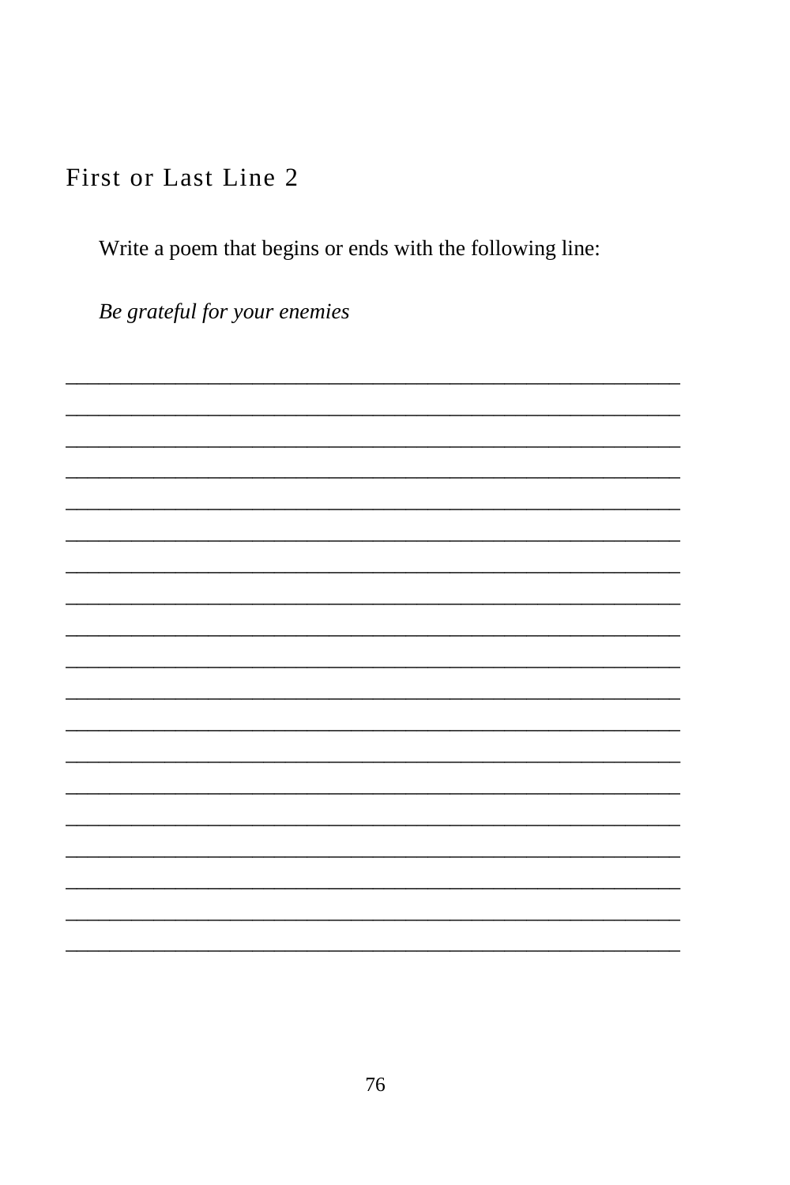## First or Last Line 2

Write a poem that begins or ends with the following line:

*Be grateful for your enemies*

___________________________________________________________

___________________________________________________________

___________________________________________________________

___________________________________________________________

___________________________________________________________

___________________________________________________________

___________________________________________________________

___________________________________________________________

___________________________________________________________

___________________________________________________________

___________________________________________________________

___________________________________________________________

___________________________________________________________

___________________________________________________________

___________________________________________________________

___________________________________________________________

___________________________________________________________

___________________________________________________________

___________________________________________________________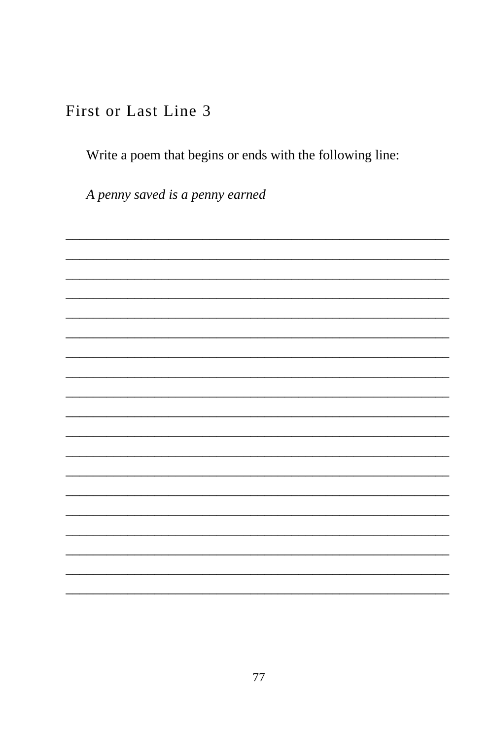## First or Last Line 3

Write a poem that begins or ends with the following line:

*A penny saved is a penny earned*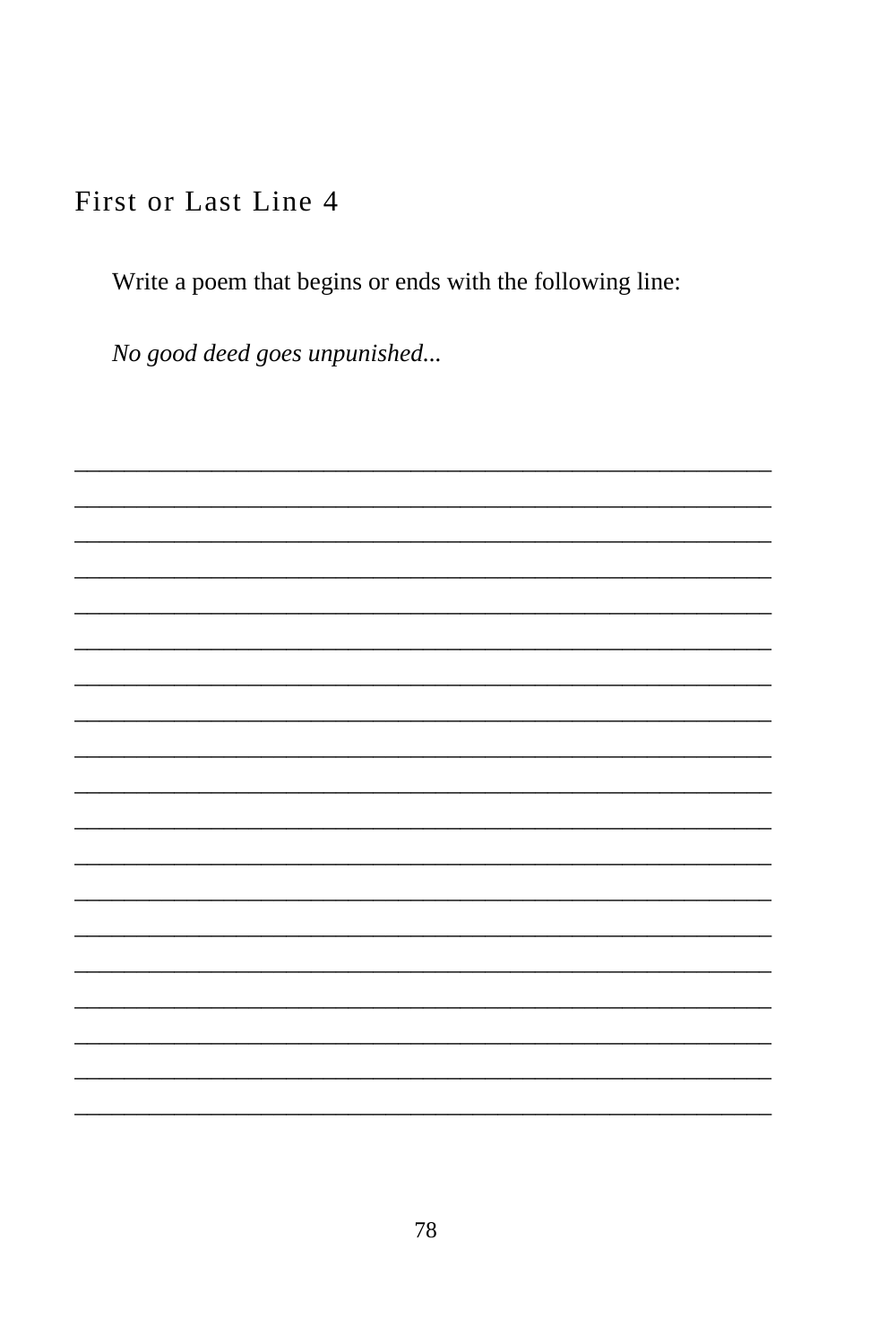## First or Last Line 4

Write a poem that begins or ends with the following line:

*No good deed goes unpunished...*

___________________________________________________________

___________________________________________________________

___________________________________________________________

___________________________________________________________

___________________________________________________________

___________________________________________________________

___________________________________________________________

___________________________________________________________

___________________________________________________________

___________________________________________________________

___________________________________________________________

___________________________________________________________

___________________________________________________________

___________________________________________________________

___________________________________________________________

___________________________________________________________

___________________________________________________________

___________________________________________________________

___________________________________________________________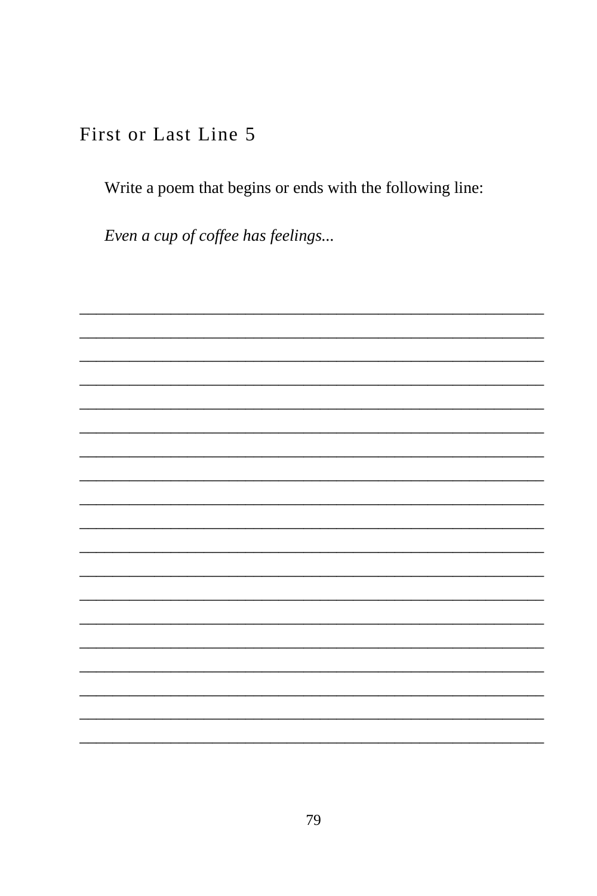## First or Last Line 5

Write a poem that begins or ends with the following line:

*Even a cup of coffee has feelings...*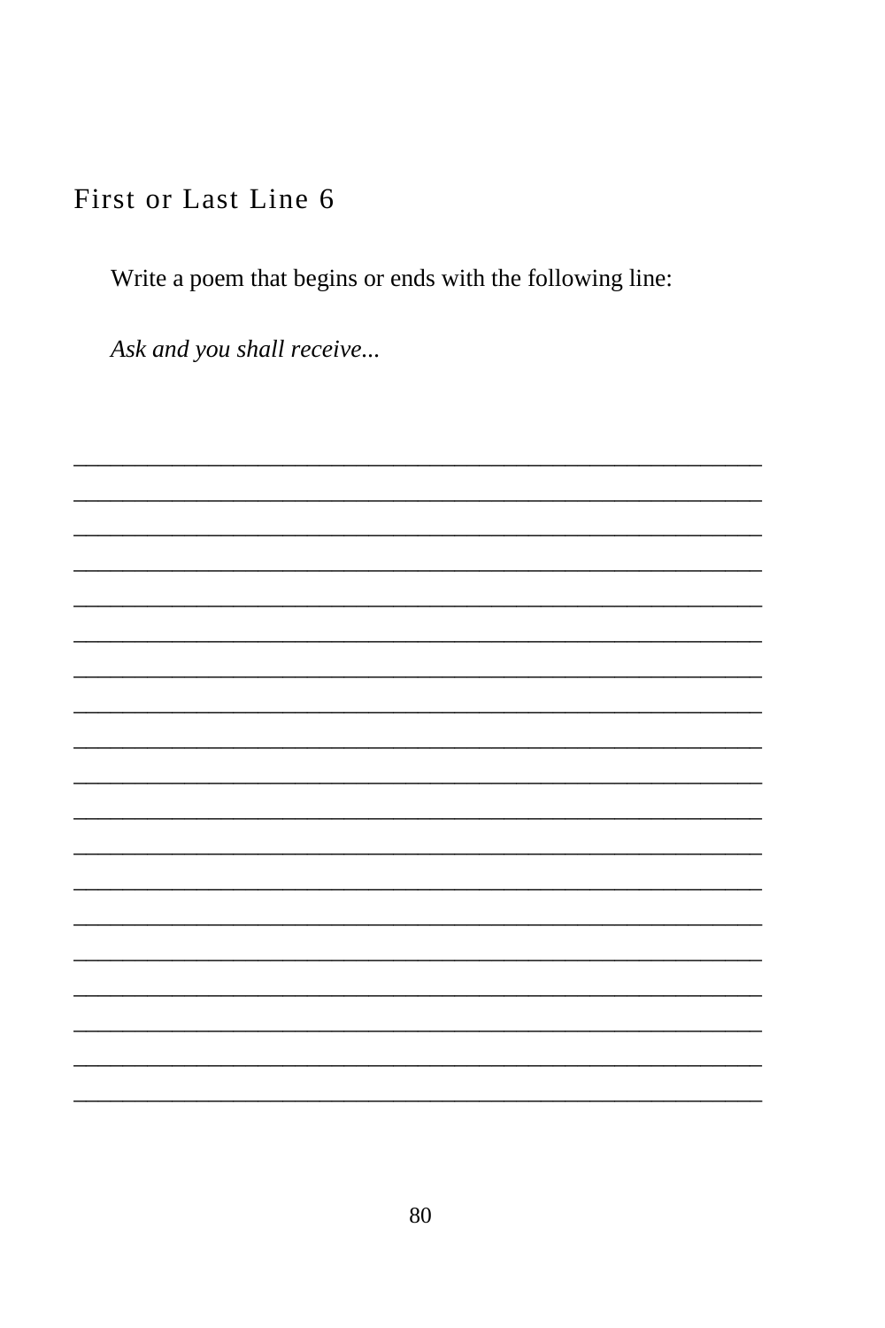## First or Last Line 6

Write a poem that begins or ends with the following line:

*Ask and you shall receive...*

___________________________________________________________

___________________________________________________________

___________________________________________________________

___________________________________________________________

___________________________________________________________

___________________________________________________________

___________________________________________________________

___________________________________________________________

___________________________________________________________

___________________________________________________________

___________________________________________________________

___________________________________________________________

___________________________________________________________

___________________________________________________________

___________________________________________________________

___________________________________________________________

___________________________________________________________

___________________________________________________________

___________________________________________________________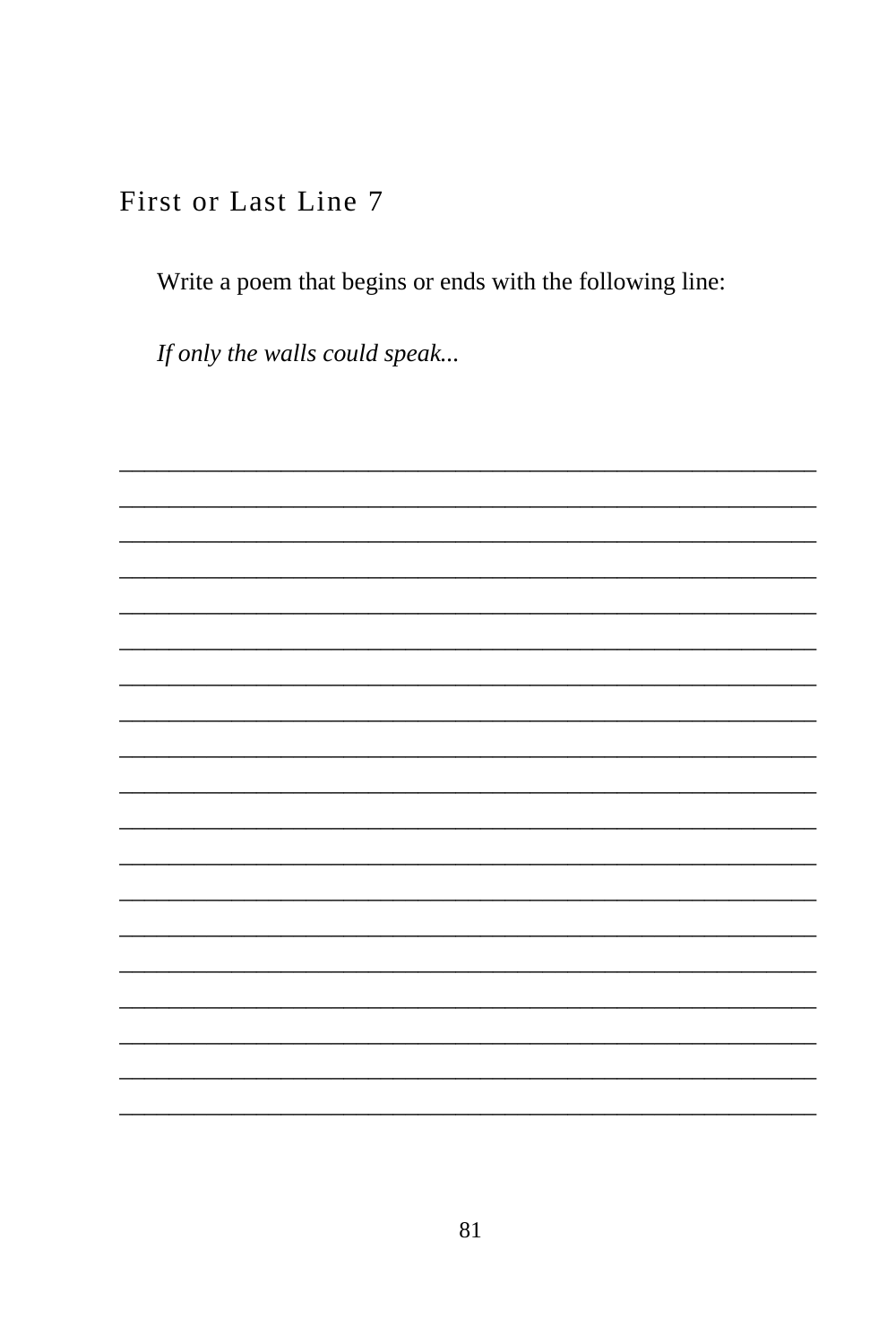## First or Last Line 7

Write a poem that begins or ends with the following line:

*If only the walls could speak...*

___________________________________________________________

___________________________________________________________

___________________________________________________________

___________________________________________________________

___________________________________________________________

___________________________________________________________

___________________________________________________________

___________________________________________________________

___________________________________________________________

___________________________________________________________

___________________________________________________________

___________________________________________________________

___________________________________________________________

___________________________________________________________

___________________________________________________________

___________________________________________________________

___________________________________________________________

___________________________________________________________

___________________________________________________________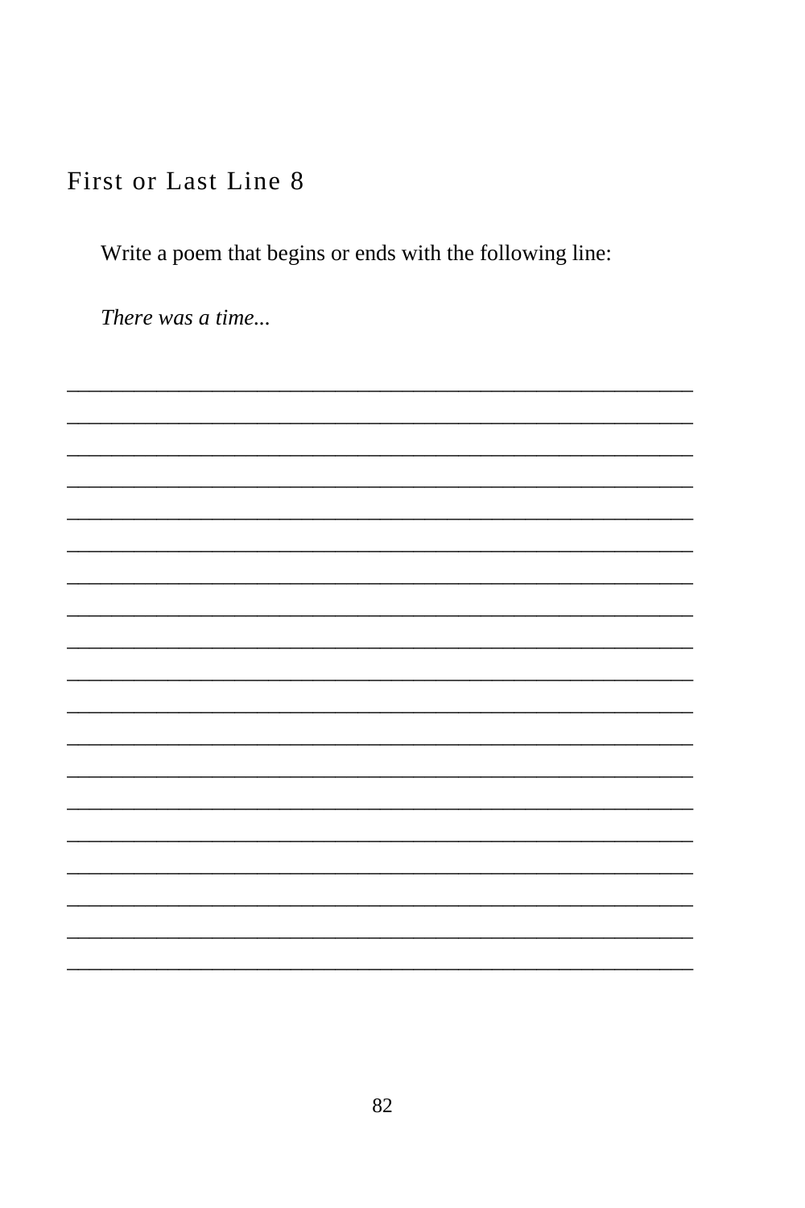## First or Last Line 8

Write a poem that begins or ends with the following line:

*There was a time...*

_______________________________________________________________

_______________________________________________________________

_______________________________________________________________

_______________________________________________________________

_______________________________________________________________

_______________________________________________________________

_______________________________________________________________

_______________________________________________________________

_______________________________________________________________

_______________________________________________________________

_______________________________________________________________

_______________________________________________________________

_______________________________________________________________

_______________________________________________________________

_______________________________________________________________

_______________________________________________________________

_______________________________________________________________

_______________________________________________________________

_______________________________________________________________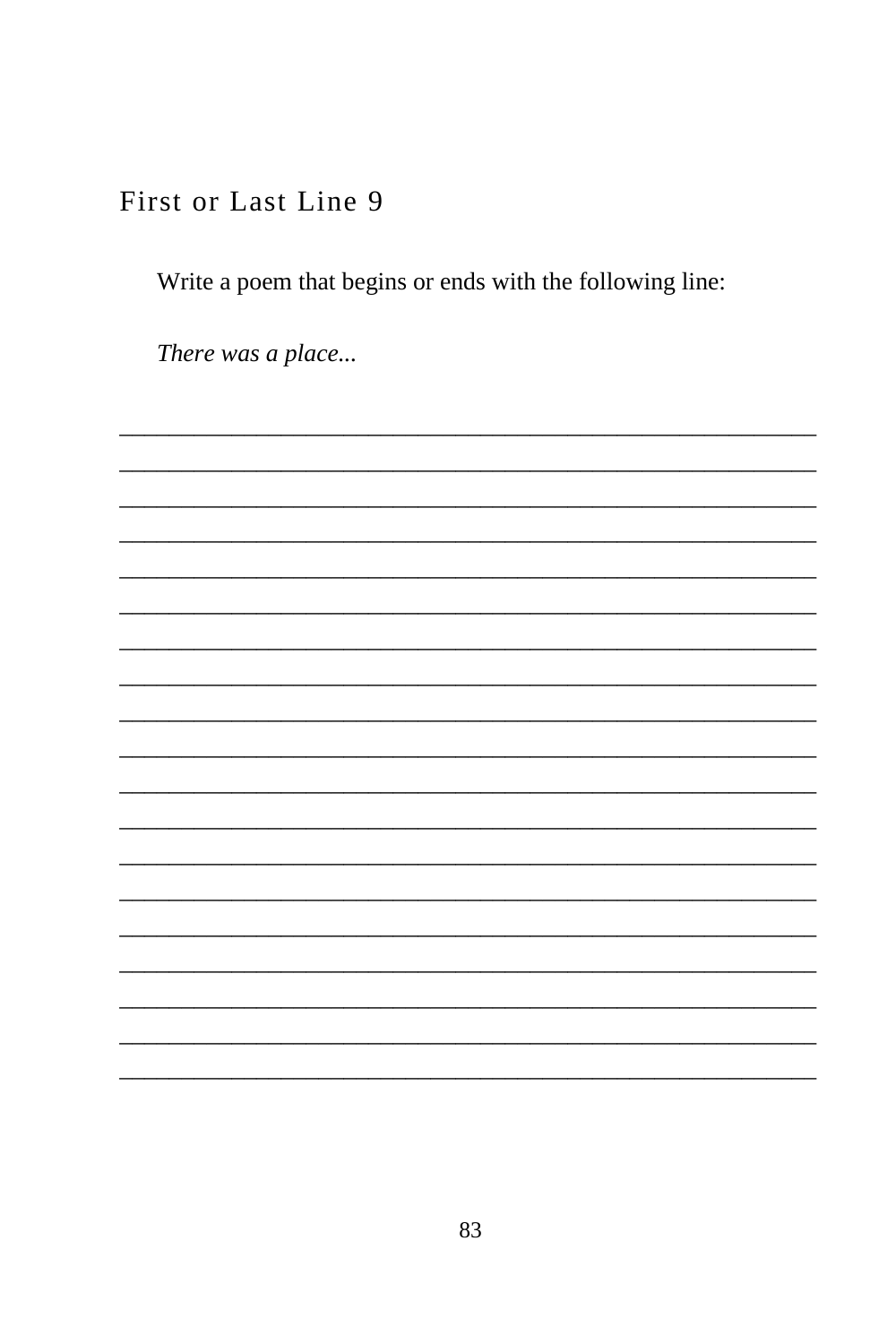## First or Last Line 9

Write a poem that begins or ends with the following line:

*There was a place...*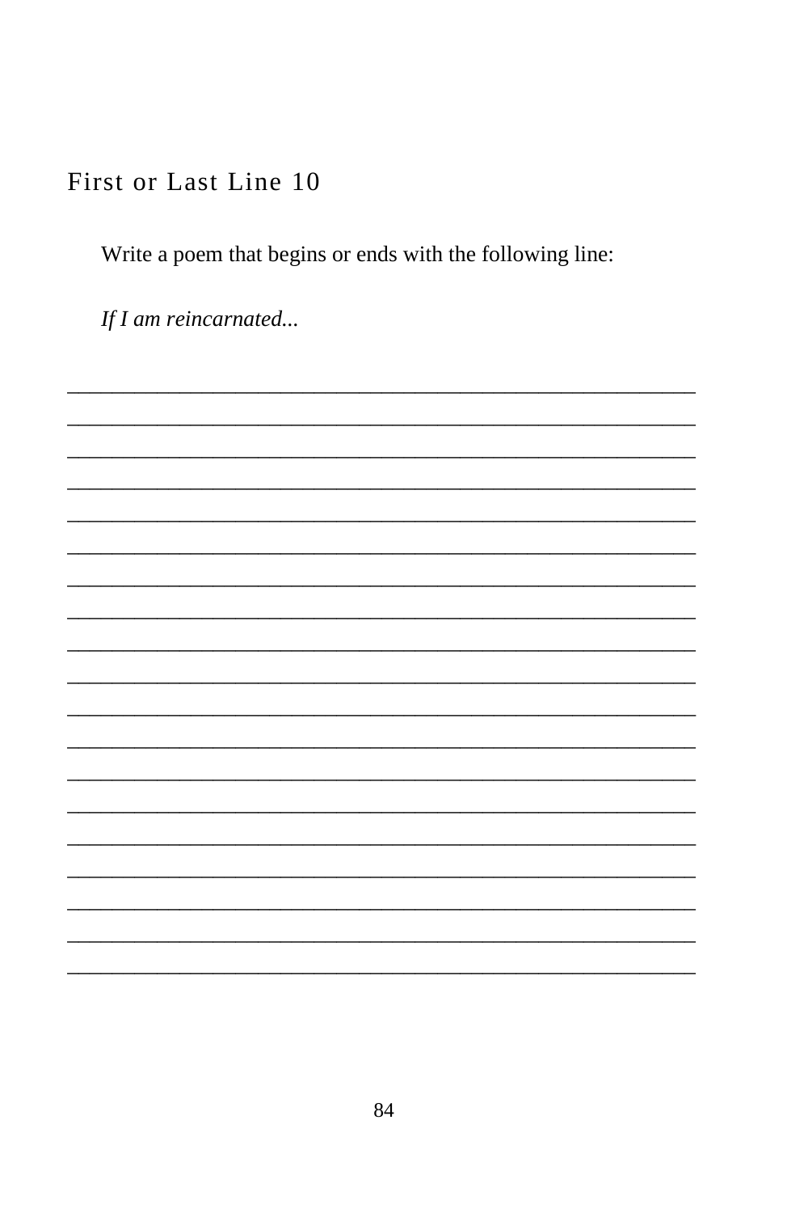## First or Last Line 10

Write a poem that begins or ends with the following line:

*If I am reincarnated...*

___________________________________________________________

___________________________________________________________

___________________________________________________________

___________________________________________________________

___________________________________________________________

___________________________________________________________

___________________________________________________________

___________________________________________________________

___________________________________________________________

___________________________________________________________

___________________________________________________________

___________________________________________________________

___________________________________________________________

___________________________________________________________

___________________________________________________________

___________________________________________________________

___________________________________________________________

___________________________________________________________

___________________________________________________________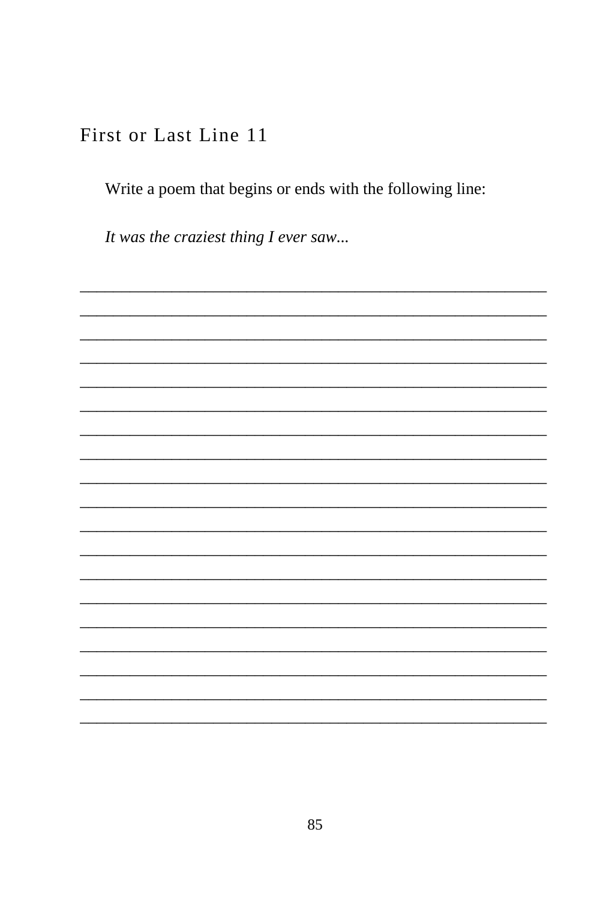## First or Last Line 11

Write a poem that begins or ends with the following line:

*It was the craziest thing I ever saw...*

_______________________________________________________________

_______________________________________________________________

_______________________________________________________________

_______________________________________________________________

_______________________________________________________________

_______________________________________________________________

_______________________________________________________________

_______________________________________________________________

_______________________________________________________________

_______________________________________________________________

_______________________________________________________________

_______________________________________________________________

_______________________________________________________________

_______________________________________________________________

_______________________________________________________________

_______________________________________________________________

_______________________________________________________________

_______________________________________________________________

_______________________________________________________________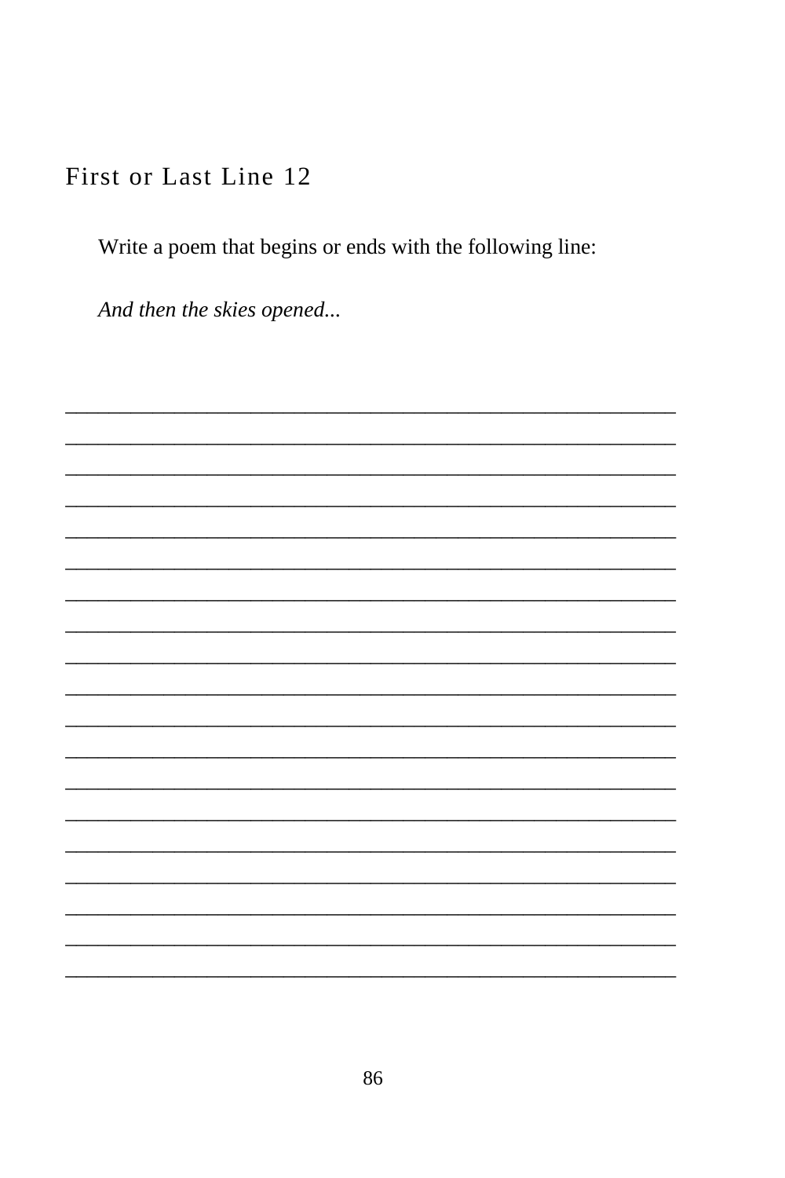## First or Last Line 12

Write a poem that begins or ends with the following line:

*And then the skies opened...*

___________________________________________________________

___________________________________________________________

___________________________________________________________

___________________________________________________________

___________________________________________________________

___________________________________________________________

___________________________________________________________

___________________________________________________________

___________________________________________________________

___________________________________________________________

___________________________________________________________

___________________________________________________________

___________________________________________________________

___________________________________________________________

___________________________________________________________

___________________________________________________________

___________________________________________________________

___________________________________________________________

___________________________________________________________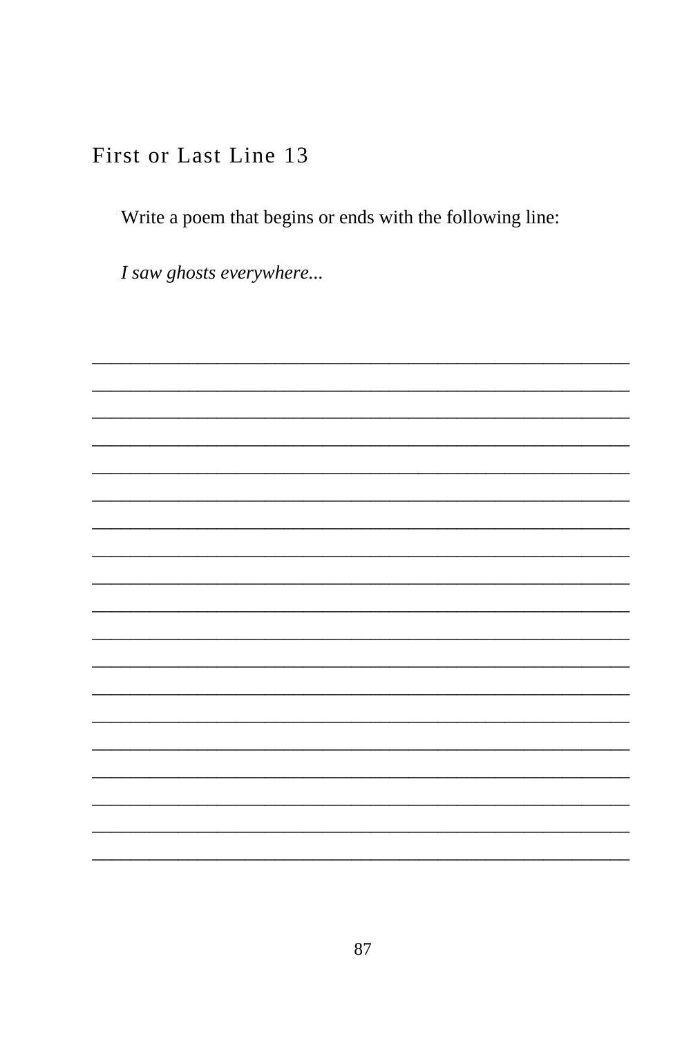## First or Last Line 13

Write a poem that begins or ends with the following line:

*I saw ghosts everywhere...*

_______________________________________________

_______________________________________________

_______________________________________________

_______________________________________________

_______________________________________________

_______________________________________________

_______________________________________________

_______________________________________________

_______________________________________________

_______________________________________________

_______________________________________________

_______________________________________________

_______________________________________________

_______________________________________________

_______________________________________________

_______________________________________________

_______________________________________________

_______________________________________________

_______________________________________________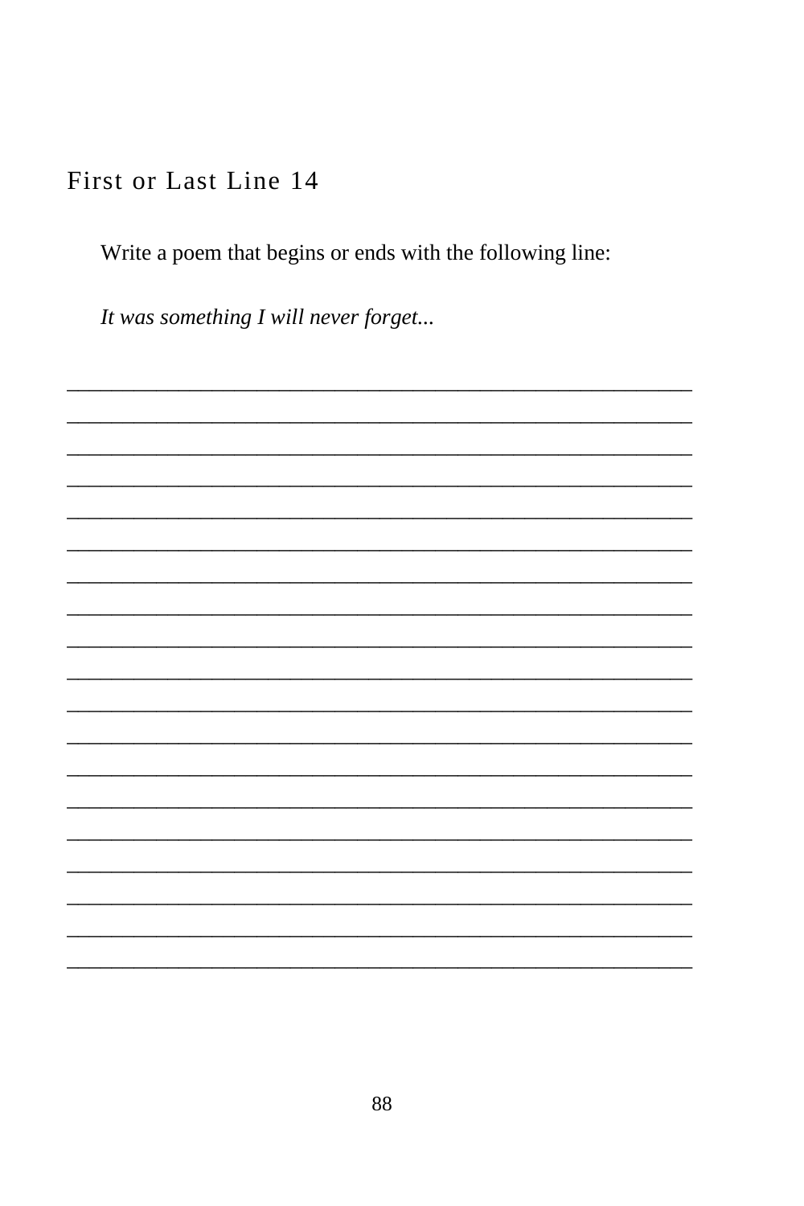## First or Last Line 14

Write a poem that begins or ends with the following line:

*It was something I will never forget...*

\_\_\_\_\_\_\_\_\_\_\_\_\_\_\_\_\_\_\_\_\_\_\_\_\_\_\_\_\_\_\_\_\_\_\_\_\_\_\_\_\_\_\_\_\_\_\_\_\_\_\_\_\_\_\_\_\_\_
\_\_\_\_\_\_\_\_\_\_\_\_\_\_\_\_\_\_\_\_\_\_\_\_\_\_\_\_\_\_\_\_\_\_\_\_\_\_\_\_\_\_\_\_\_\_\_\_\_\_\_\_\_\_\_\_\_\_
\_\_\_\_\_\_\_\_\_\_\_\_\_\_\_\_\_\_\_\_\_\_\_\_\_\_\_\_\_\_\_\_\_\_\_\_\_\_\_\_\_\_\_\_\_\_\_\_\_\_\_\_\_\_\_\_\_\_
\_\_\_\_\_\_\_\_\_\_\_\_\_\_\_\_\_\_\_\_\_\_\_\_\_\_\_\_\_\_\_\_\_\_\_\_\_\_\_\_\_\_\_\_\_\_\_\_\_\_\_\_\_\_\_\_\_\_
\_\_\_\_\_\_\_\_\_\_\_\_\_\_\_\_\_\_\_\_\_\_\_\_\_\_\_\_\_\_\_\_\_\_\_\_\_\_\_\_\_\_\_\_\_\_\_\_\_\_\_\_\_\_\_\_\_\_
\_\_\_\_\_\_\_\_\_\_\_\_\_\_\_\_\_\_\_\_\_\_\_\_\_\_\_\_\_\_\_\_\_\_\_\_\_\_\_\_\_\_\_\_\_\_\_\_\_\_\_\_\_\_\_\_\_\_
\_\_\_\_\_\_\_\_\_\_\_\_\_\_\_\_\_\_\_\_\_\_\_\_\_\_\_\_\_\_\_\_\_\_\_\_\_\_\_\_\_\_\_\_\_\_\_\_\_\_\_\_\_\_\_\_\_\_
\_\_\_\_\_\_\_\_\_\_\_\_\_\_\_\_\_\_\_\_\_\_\_\_\_\_\_\_\_\_\_\_\_\_\_\_\_\_\_\_\_\_\_\_\_\_\_\_\_\_\_\_\_\_\_\_\_\_
\_\_\_\_\_\_\_\_\_\_\_\_\_\_\_\_\_\_\_\_\_\_\_\_\_\_\_\_\_\_\_\_\_\_\_\_\_\_\_\_\_\_\_\_\_\_\_\_\_\_\_\_\_\_\_\_\_\_
\_\_\_\_\_\_\_\_\_\_\_\_\_\_\_\_\_\_\_\_\_\_\_\_\_\_\_\_\_\_\_\_\_\_\_\_\_\_\_\_\_\_\_\_\_\_\_\_\_\_\_\_\_\_\_\_\_\_
\_\_\_\_\_\_\_\_\_\_\_\_\_\_\_\_\_\_\_\_\_\_\_\_\_\_\_\_\_\_\_\_\_\_\_\_\_\_\_\_\_\_\_\_\_\_\_\_\_\_\_\_\_\_\_\_\_\_
\_\_\_\_\_\_\_\_\_\_\_\_\_\_\_\_\_\_\_\_\_\_\_\_\_\_\_\_\_\_\_\_\_\_\_\_\_\_\_\_\_\_\_\_\_\_\_\_\_\_\_\_\_\_\_\_\_\_
\_\_\_\_\_\_\_\_\_\_\_\_\_\_\_\_\_\_\_\_\_\_\_\_\_\_\_\_\_\_\_\_\_\_\_\_\_\_\_\_\_\_\_\_\_\_\_\_\_\_\_\_\_\_\_\_\_\_
\_\_\_\_\_\_\_\_\_\_\_\_\_\_\_\_\_\_\_\_\_\_\_\_\_\_\_\_\_\_\_\_\_\_\_\_\_\_\_\_\_\_\_\_\_\_\_\_\_\_\_\_\_\_\_\_\_\_
\_\_\_\_\_\_\_\_\_\_\_\_\_\_\_\_\_\_\_\_\_\_\_\_\_\_\_\_\_\_\_\_\_\_\_\_\_\_\_\_\_\_\_\_\_\_\_\_\_\_\_\_\_\_\_\_\_\_
\_\_\_\_\_\_\_\_\_\_\_\_\_\_\_\_\_\_\_\_\_\_\_\_\_\_\_\_\_\_\_\_\_\_\_\_\_\_\_\_\_\_\_\_\_\_\_\_\_\_\_\_\_\_\_\_\_\_
\_\_\_\_\_\_\_\_\_\_\_\_\_\_\_\_\_\_\_\_\_\_\_\_\_\_\_\_\_\_\_\_\_\_\_\_\_\_\_\_\_\_\_\_\_\_\_\_\_\_\_\_\_\_\_\_\_\_
\_\_\_\_\_\_\_\_\_\_\_\_\_\_\_\_\_\_\_\_\_\_\_\_\_\_\_\_\_\_\_\_\_\_\_\_\_\_\_\_\_\_\_\_\_\_\_\_\_\_\_\_\_\_\_\_\_\_
\_\_\_\_\_\_\_\_\_\_\_\_\_\_\_\_\_\_\_\_\_\_\_\_\_\_\_\_\_\_\_\_\_\_\_\_\_\_\_\_\_\_\_\_\_\_\_\_\_\_\_\_\_\_\_\_\_\_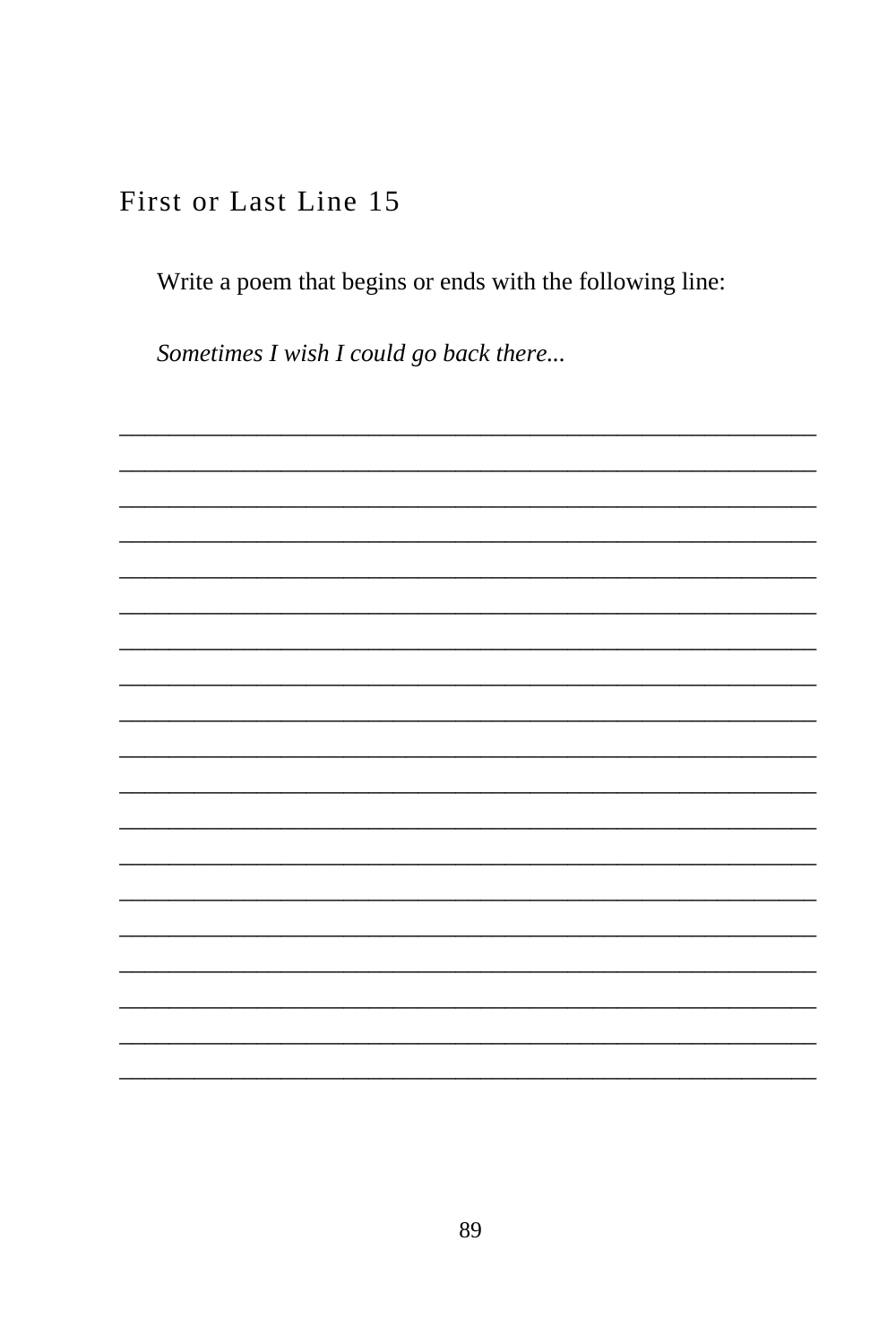## First or Last Line 15

Write a poem that begins or ends with the following line:

*Sometimes I wish I could go back there...*

_______________________________________________________________

_______________________________________________________________

_______________________________________________________________

_______________________________________________________________

_______________________________________________________________

_______________________________________________________________

_______________________________________________________________

_______________________________________________________________

_______________________________________________________________

_______________________________________________________________

_______________________________________________________________

_______________________________________________________________

_______________________________________________________________

_______________________________________________________________

_______________________________________________________________

_______________________________________________________________

_______________________________________________________________

_______________________________________________________________

_______________________________________________________________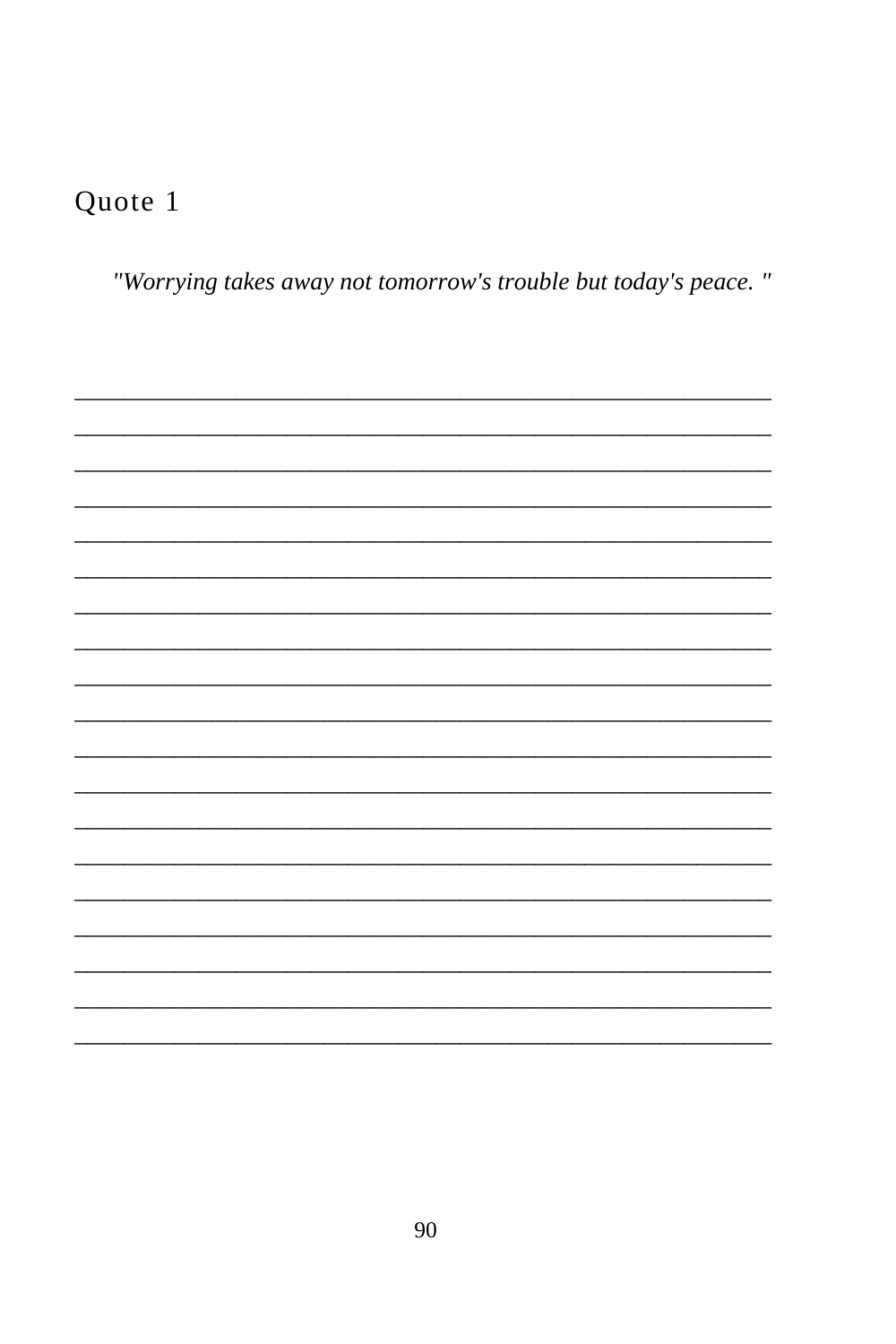## Quote 1

*"Worrying takes away not tomorrow's trouble but today's peace. "*

\_\_\_\_\_\_\_\_\_\_\_\_\_\_\_\_\_\_\_\_\_\_\_\_\_\_\_\_\_\_\_\_\_\_\_\_\_\_\_\_\_\_\_\_\_\_\_\_\_\_\_\_\_\_\_\_\_\_

\_\_\_\_\_\_\_\_\_\_\_\_\_\_\_\_\_\_\_\_\_\_\_\_\_\_\_\_\_\_\_\_\_\_\_\_\_\_\_\_\_\_\_\_\_\_\_\_\_\_\_\_\_\_\_\_\_\_

\_\_\_\_\_\_\_\_\_\_\_\_\_\_\_\_\_\_\_\_\_\_\_\_\_\_\_\_\_\_\_\_\_\_\_\_\_\_\_\_\_\_\_\_\_\_\_\_\_\_\_\_\_\_\_\_\_\_

\_\_\_\_\_\_\_\_\_\_\_\_\_\_\_\_\_\_\_\_\_\_\_\_\_\_\_\_\_\_\_\_\_\_\_\_\_\_\_\_\_\_\_\_\_\_\_\_\_\_\_\_\_\_\_\_\_\_

\_\_\_\_\_\_\_\_\_\_\_\_\_\_\_\_\_\_\_\_\_\_\_\_\_\_\_\_\_\_\_\_\_\_\_\_\_\_\_\_\_\_\_\_\_\_\_\_\_\_\_\_\_\_\_\_\_\_

\_\_\_\_\_\_\_\_\_\_\_\_\_\_\_\_\_\_\_\_\_\_\_\_\_\_\_\_\_\_\_\_\_\_\_\_\_\_\_\_\_\_\_\_\_\_\_\_\_\_\_\_\_\_\_\_\_\_

\_\_\_\_\_\_\_\_\_\_\_\_\_\_\_\_\_\_\_\_\_\_\_\_\_\_\_\_\_\_\_\_\_\_\_\_\_\_\_\_\_\_\_\_\_\_\_\_\_\_\_\_\_\_\_\_\_\_

\_\_\_\_\_\_\_\_\_\_\_\_\_\_\_\_\_\_\_\_\_\_\_\_\_\_\_\_\_\_\_\_\_\_\_\_\_\_\_\_\_\_\_\_\_\_\_\_\_\_\_\_\_\_\_\_\_\_

\_\_\_\_\_\_\_\_\_\_\_\_\_\_\_\_\_\_\_\_\_\_\_\_\_\_\_\_\_\_\_\_\_\_\_\_\_\_\_\_\_\_\_\_\_\_\_\_\_\_\_\_\_\_\_\_\_\_

\_\_\_\_\_\_\_\_\_\_\_\_\_\_\_\_\_\_\_\_\_\_\_\_\_\_\_\_\_\_\_\_\_\_\_\_\_\_\_\_\_\_\_\_\_\_\_\_\_\_\_\_\_\_\_\_\_\_

\_\_\_\_\_\_\_\_\_\_\_\_\_\_\_\_\_\_\_\_\_\_\_\_\_\_\_\_\_\_\_\_\_\_\_\_\_\_\_\_\_\_\_\_\_\_\_\_\_\_\_\_\_\_\_\_\_\_

\_\_\_\_\_\_\_\_\_\_\_\_\_\_\_\_\_\_\_\_\_\_\_\_\_\_\_\_\_\_\_\_\_\_\_\_\_\_\_\_\_\_\_\_\_\_\_\_\_\_\_\_\_\_\_\_\_\_

\_\_\_\_\_\_\_\_\_\_\_\_\_\_\_\_\_\_\_\_\_\_\_\_\_\_\_\_\_\_\_\_\_\_\_\_\_\_\_\_\_\_\_\_\_\_\_\_\_\_\_\_\_\_\_\_\_\_

\_\_\_\_\_\_\_\_\_\_\_\_\_\_\_\_\_\_\_\_\_\_\_\_\_\_\_\_\_\_\_\_\_\_\_\_\_\_\_\_\_\_\_\_\_\_\_\_\_\_\_\_\_\_\_\_\_\_

\_\_\_\_\_\_\_\_\_\_\_\_\_\_\_\_\_\_\_\_\_\_\_\_\_\_\_\_\_\_\_\_\_\_\_\_\_\_\_\_\_\_\_\_\_\_\_\_\_\_\_\_\_\_\_\_\_\_

\_\_\_\_\_\_\_\_\_\_\_\_\_\_\_\_\_\_\_\_\_\_\_\_\_\_\_\_\_\_\_\_\_\_\_\_\_\_\_\_\_\_\_\_\_\_\_\_\_\_\_\_\_\_\_\_\_\_

\_\_\_\_\_\_\_\_\_\_\_\_\_\_\_\_\_\_\_\_\_\_\_\_\_\_\_\_\_\_\_\_\_\_\_\_\_\_\_\_\_\_\_\_\_\_\_\_\_\_\_\_\_\_\_\_\_\_

\_\_\_\_\_\_\_\_\_\_\_\_\_\_\_\_\_\_\_\_\_\_\_\_\_\_\_\_\_\_\_\_\_\_\_\_\_\_\_\_\_\_\_\_\_\_\_\_\_\_\_\_\_\_\_\_\_\_

\_\_\_\_\_\_\_\_\_\_\_\_\_\_\_\_\_\_\_\_\_\_\_\_\_\_\_\_\_\_\_\_\_\_\_\_\_\_\_\_\_\_\_\_\_\_\_\_\_\_\_\_\_\_\_\_\_\_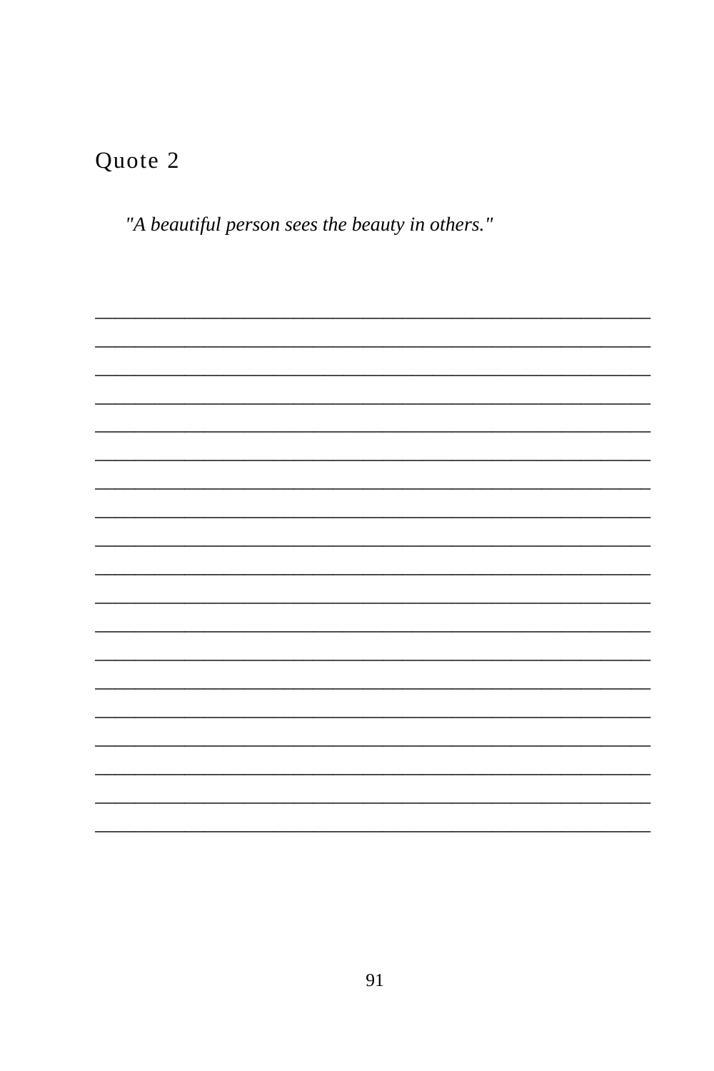## Quote 2

*"A beautiful person sees the beauty in others."*

___________________________________________________________

___________________________________________________________

___________________________________________________________

___________________________________________________________

___________________________________________________________

___________________________________________________________

___________________________________________________________

___________________________________________________________

___________________________________________________________

___________________________________________________________

___________________________________________________________

___________________________________________________________

___________________________________________________________

___________________________________________________________

___________________________________________________________

___________________________________________________________

___________________________________________________________

___________________________________________________________

___________________________________________________________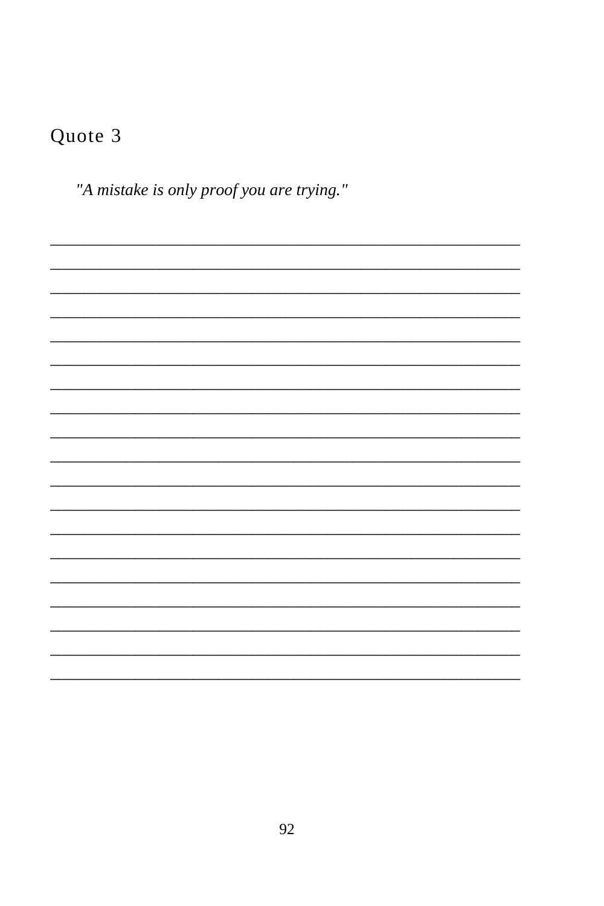## Quote 3

*"A mistake is only proof you are trying."*

\_\_\_\_\_\_\_\_\_\_\_\_\_\_\_\_\_\_\_\_\_\_\_\_\_\_\_\_\_\_\_\_\_\_\_\_\_\_\_\_\_\_\_\_\_\_\_\_\_\_\_\_\_\_

\_\_\_\_\_\_\_\_\_\_\_\_\_\_\_\_\_\_\_\_\_\_\_\_\_\_\_\_\_\_\_\_\_\_\_\_\_\_\_\_\_\_\_\_\_\_\_\_\_\_\_\_\_\_

\_\_\_\_\_\_\_\_\_\_\_\_\_\_\_\_\_\_\_\_\_\_\_\_\_\_\_\_\_\_\_\_\_\_\_\_\_\_\_\_\_\_\_\_\_\_\_\_\_\_\_\_\_\_

\_\_\_\_\_\_\_\_\_\_\_\_\_\_\_\_\_\_\_\_\_\_\_\_\_\_\_\_\_\_\_\_\_\_\_\_\_\_\_\_\_\_\_\_\_\_\_\_\_\_\_\_\_\_

\_\_\_\_\_\_\_\_\_\_\_\_\_\_\_\_\_\_\_\_\_\_\_\_\_\_\_\_\_\_\_\_\_\_\_\_\_\_\_\_\_\_\_\_\_\_\_\_\_\_\_\_\_\_

\_\_\_\_\_\_\_\_\_\_\_\_\_\_\_\_\_\_\_\_\_\_\_\_\_\_\_\_\_\_\_\_\_\_\_\_\_\_\_\_\_\_\_\_\_\_\_\_\_\_\_\_\_\_

\_\_\_\_\_\_\_\_\_\_\_\_\_\_\_\_\_\_\_\_\_\_\_\_\_\_\_\_\_\_\_\_\_\_\_\_\_\_\_\_\_\_\_\_\_\_\_\_\_\_\_\_\_\_

\_\_\_\_\_\_\_\_\_\_\_\_\_\_\_\_\_\_\_\_\_\_\_\_\_\_\_\_\_\_\_\_\_\_\_\_\_\_\_\_\_\_\_\_\_\_\_\_\_\_\_\_\_\_

\_\_\_\_\_\_\_\_\_\_\_\_\_\_\_\_\_\_\_\_\_\_\_\_\_\_\_\_\_\_\_\_\_\_\_\_\_\_\_\_\_\_\_\_\_\_\_\_\_\_\_\_\_\_

\_\_\_\_\_\_\_\_\_\_\_\_\_\_\_\_\_\_\_\_\_\_\_\_\_\_\_\_\_\_\_\_\_\_\_\_\_\_\_\_\_\_\_\_\_\_\_\_\_\_\_\_\_\_

\_\_\_\_\_\_\_\_\_\_\_\_\_\_\_\_\_\_\_\_\_\_\_\_\_\_\_\_\_\_\_\_\_\_\_\_\_\_\_\_\_\_\_\_\_\_\_\_\_\_\_\_\_\_

\_\_\_\_\_\_\_\_\_\_\_\_\_\_\_\_\_\_\_\_\_\_\_\_\_\_\_\_\_\_\_\_\_\_\_\_\_\_\_\_\_\_\_\_\_\_\_\_\_\_\_\_\_\_

\_\_\_\_\_\_\_\_\_\_\_\_\_\_\_\_\_\_\_\_\_\_\_\_\_\_\_\_\_\_\_\_\_\_\_\_\_\_\_\_\_\_\_\_\_\_\_\_\_\_\_\_\_\_

\_\_\_\_\_\_\_\_\_\_\_\_\_\_\_\_\_\_\_\_\_\_\_\_\_\_\_\_\_\_\_\_\_\_\_\_\_\_\_\_\_\_\_\_\_\_\_\_\_\_\_\_\_\_

\_\_\_\_\_\_\_\_\_\_\_\_\_\_\_\_\_\_\_\_\_\_\_\_\_\_\_\_\_\_\_\_\_\_\_\_\_\_\_\_\_\_\_\_\_\_\_\_\_\_\_\_\_\_

\_\_\_\_\_\_\_\_\_\_\_\_\_\_\_\_\_\_\_\_\_\_\_\_\_\_\_\_\_\_\_\_\_\_\_\_\_\_\_\_\_\_\_\_\_\_\_\_\_\_\_\_\_\_

\_\_\_\_\_\_\_\_\_\_\_\_\_\_\_\_\_\_\_\_\_\_\_\_\_\_\_\_\_\_\_\_\_\_\_\_\_\_\_\_\_\_\_\_\_\_\_\_\_\_\_\_\_\_

\_\_\_\_\_\_\_\_\_\_\_\_\_\_\_\_\_\_\_\_\_\_\_\_\_\_\_\_\_\_\_\_\_\_\_\_\_\_\_\_\_\_\_\_\_\_\_\_\_\_\_\_\_\_

\_\_\_\_\_\_\_\_\_\_\_\_\_\_\_\_\_\_\_\_\_\_\_\_\_\_\_\_\_\_\_\_\_\_\_\_\_\_\_\_\_\_\_\_\_\_\_\_\_\_\_\_\_\_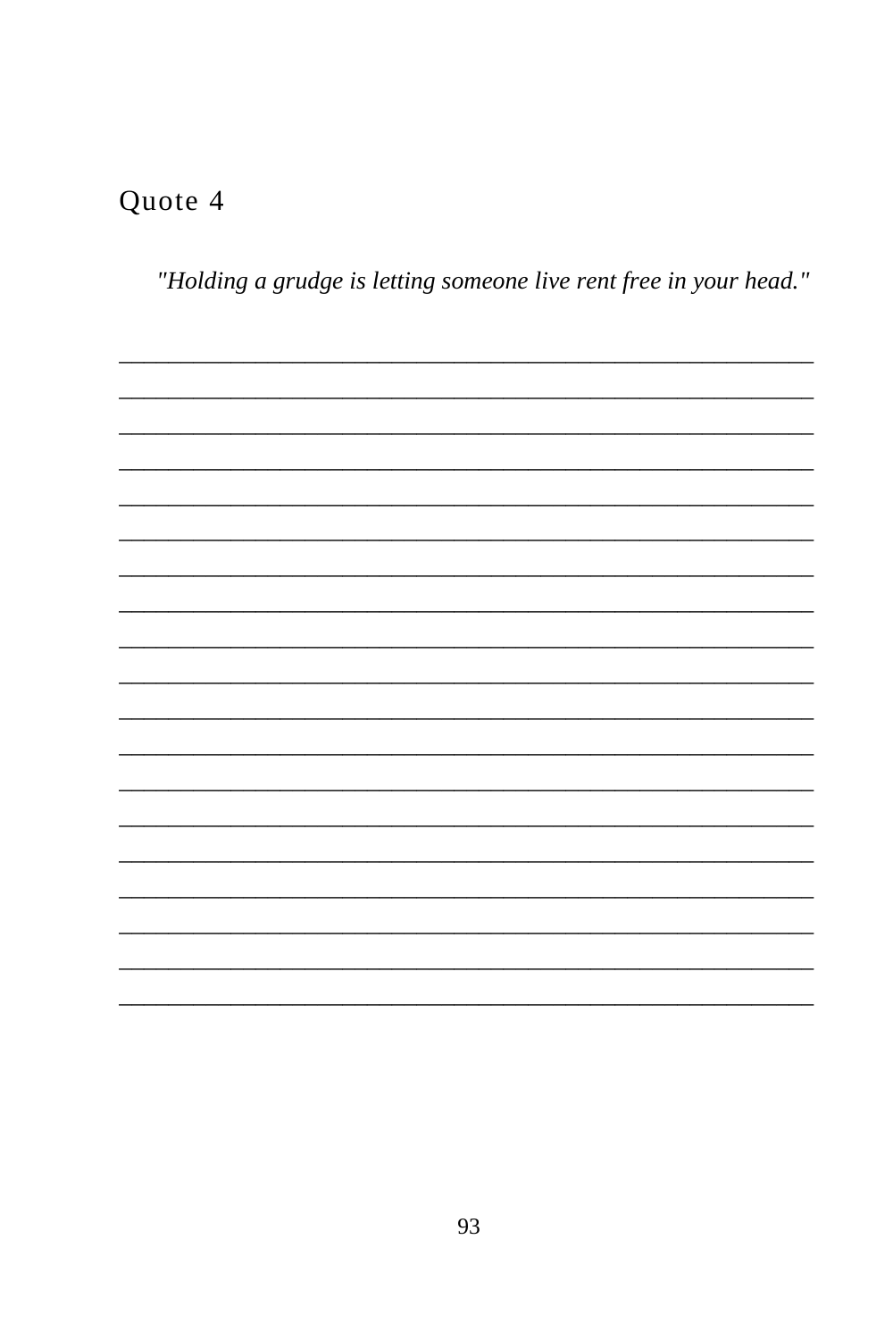## Quote 4

*"Holding a grudge is letting someone live rent free in your head."*

___________________________________________________________

___________________________________________________________

___________________________________________________________

___________________________________________________________

___________________________________________________________

___________________________________________________________

___________________________________________________________

___________________________________________________________

___________________________________________________________

___________________________________________________________

___________________________________________________________

___________________________________________________________

___________________________________________________________

___________________________________________________________

___________________________________________________________

___________________________________________________________

___________________________________________________________

___________________________________________________________

___________________________________________________________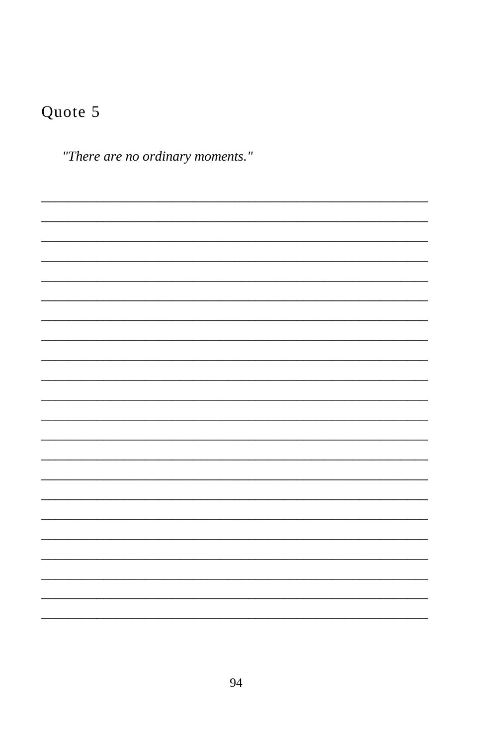## Quote 5

*"There are no ordinary moments."*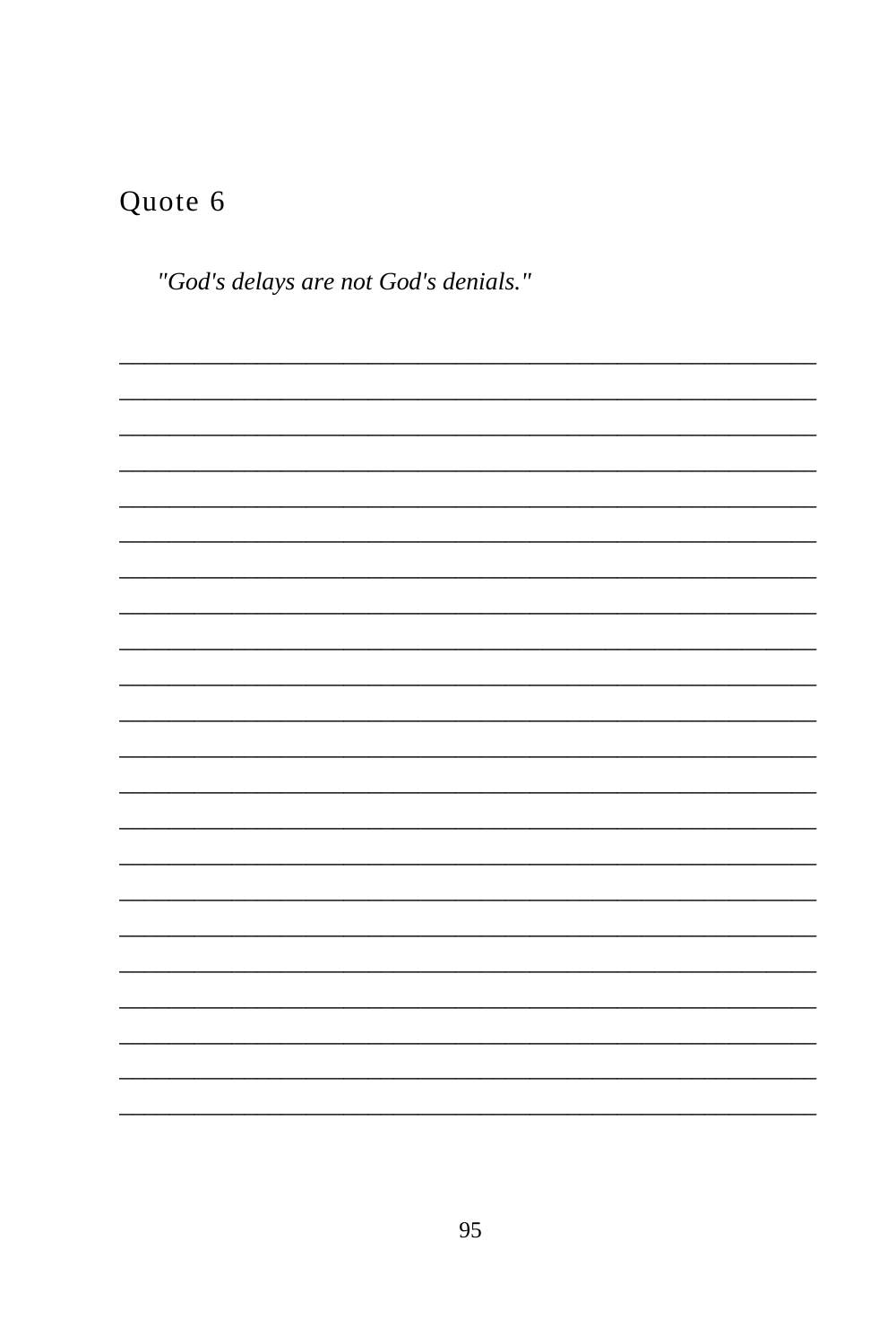## Quote 6

*"God's delays are not God's denials."*

______________________________________________________________________

______________________________________________________________________

______________________________________________________________________

______________________________________________________________________

______________________________________________________________________

______________________________________________________________________

______________________________________________________________________

______________________________________________________________________

______________________________________________________________________

______________________________________________________________________

______________________________________________________________________

______________________________________________________________________

______________________________________________________________________

______________________________________________________________________

______________________________________________________________________

______________________________________________________________________

______________________________________________________________________

______________________________________________________________________

______________________________________________________________________

______________________________________________________________________

______________________________________________________________________

______________________________________________________________________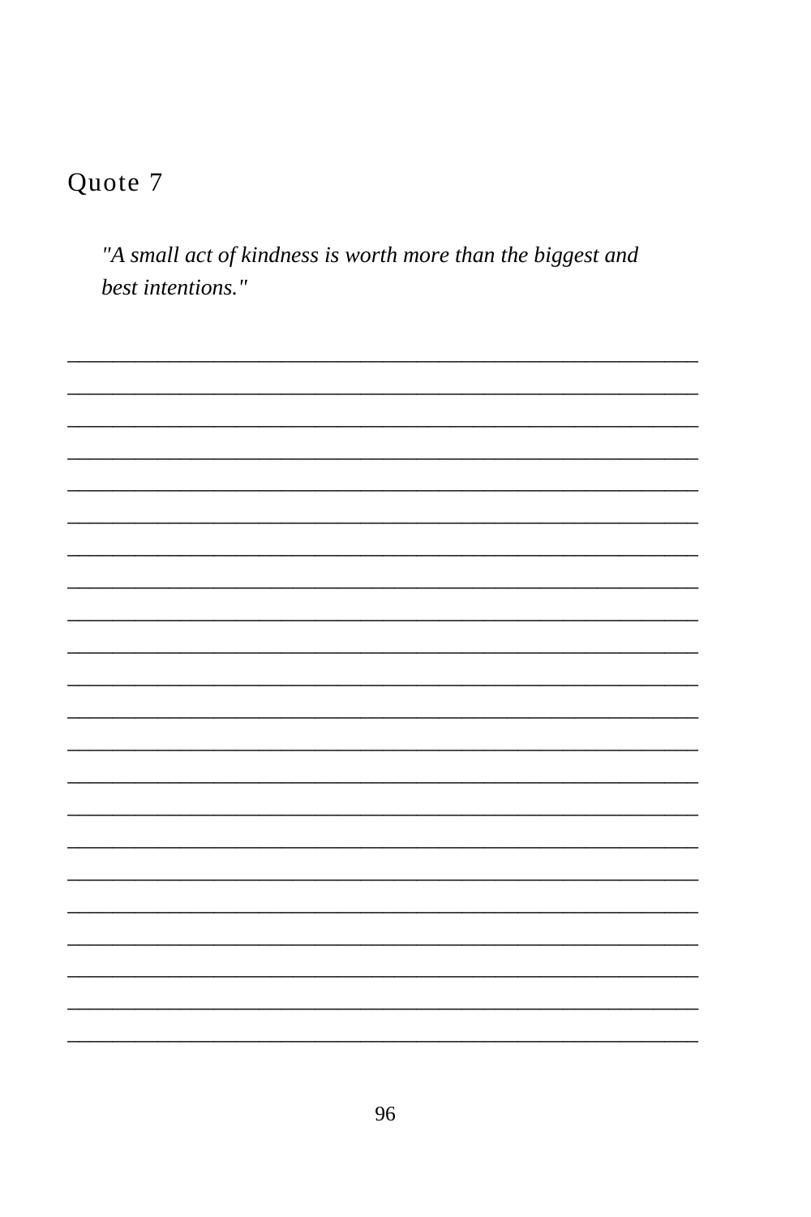## Quote 7

*"A small act of kindness is worth more than the biggest and best intentions."*

______________________________________________________________

______________________________________________________________

______________________________________________________________

______________________________________________________________

______________________________________________________________

______________________________________________________________

______________________________________________________________

______________________________________________________________

______________________________________________________________

______________________________________________________________

______________________________________________________________

______________________________________________________________

______________________________________________________________

______________________________________________________________

______________________________________________________________

______________________________________________________________

______________________________________________________________

______________________________________________________________

______________________________________________________________

______________________________________________________________

______________________________________________________________

______________________________________________________________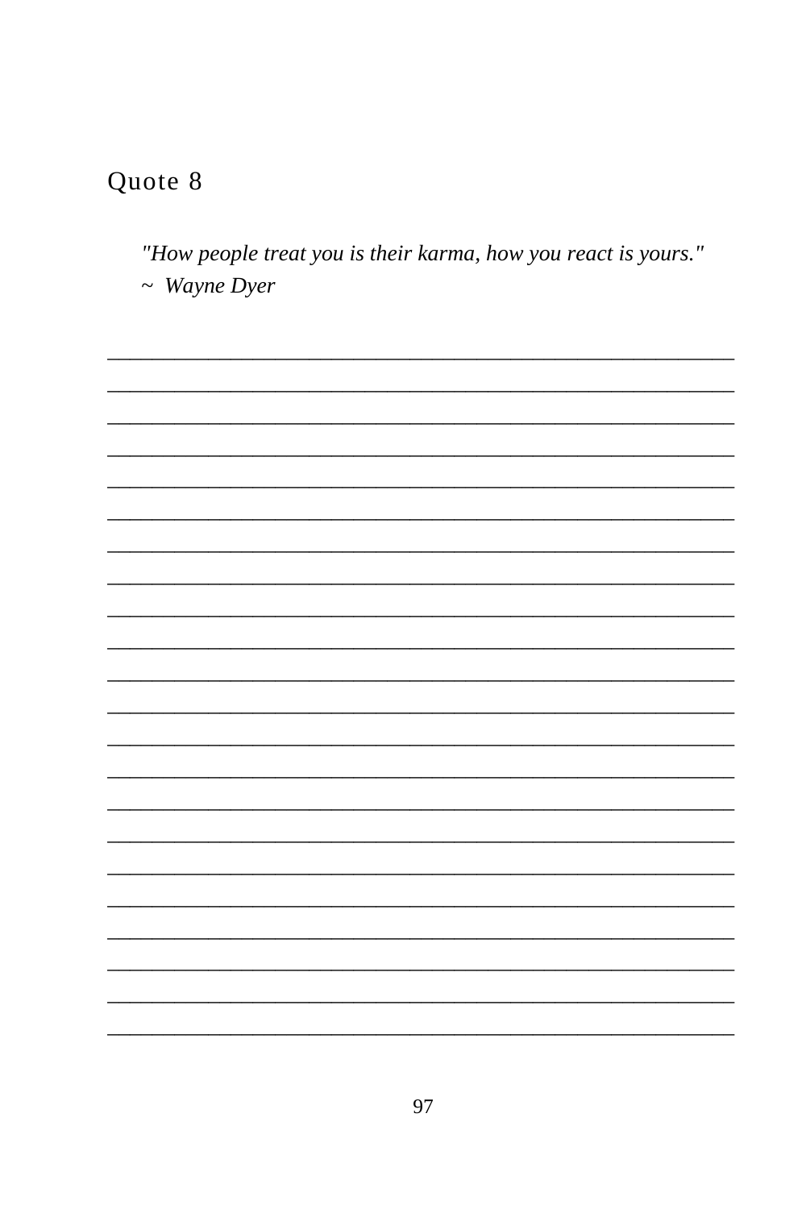## Quote 8

*"How people treat you is their karma, how you react is yours."*
*~ Wayne Dyer*

______________________________________________________________________
______________________________________________________________________
______________________________________________________________________
______________________________________________________________________
______________________________________________________________________
______________________________________________________________________
______________________________________________________________________
______________________________________________________________________
______________________________________________________________________
______________________________________________________________________
______________________________________________________________________
______________________________________________________________________
______________________________________________________________________
______________________________________________________________________
______________________________________________________________________
______________________________________________________________________
______________________________________________________________________
______________________________________________________________________
______________________________________________________________________
______________________________________________________________________
______________________________________________________________________
______________________________________________________________________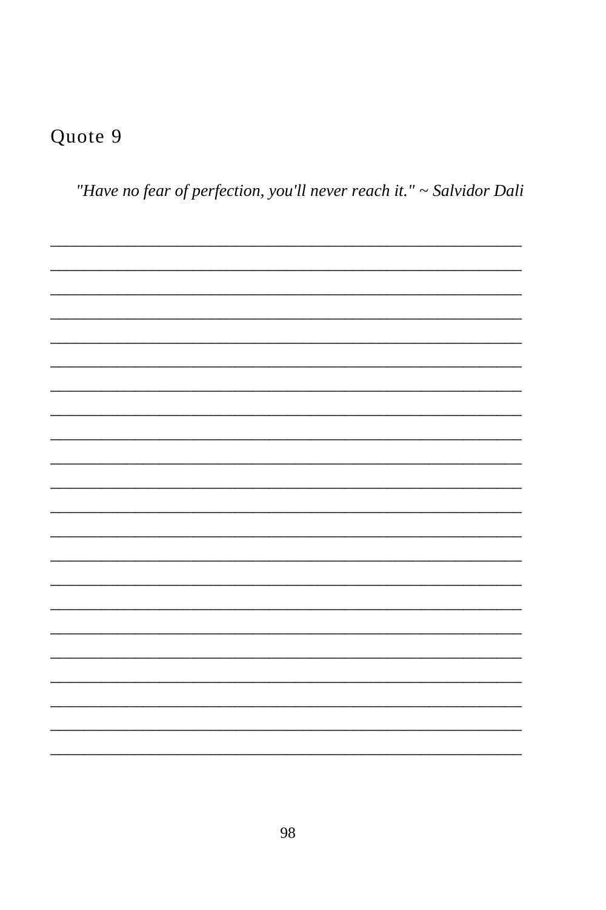## Quote 9

*"Have no fear of perfection, you'll never reach it." ~ Salvidor Dali*

_______________________________________________

_______________________________________________

_______________________________________________

_______________________________________________

_______________________________________________

_______________________________________________

_______________________________________________

_______________________________________________

_______________________________________________

_______________________________________________

_______________________________________________

_______________________________________________

_______________________________________________

_______________________________________________

_______________________________________________

_______________________________________________

_______________________________________________

_______________________________________________

_______________________________________________

_______________________________________________

_______________________________________________

_______________________________________________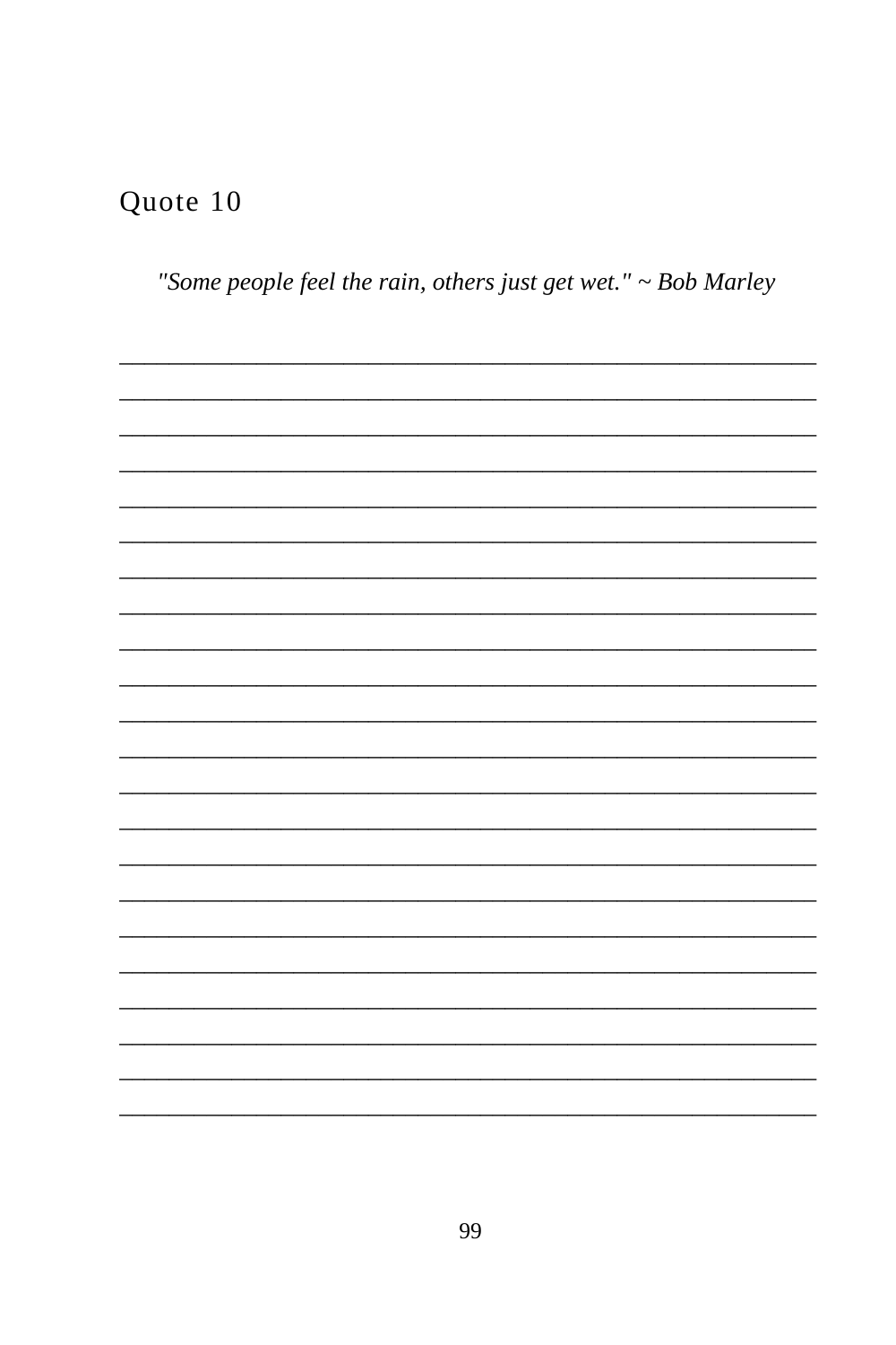## Quote 10

*"Some people feel the rain, others just get wet." ~ Bob Marley*

_______________________________________________________________

_______________________________________________________________

_______________________________________________________________

_______________________________________________________________

_______________________________________________________________

_______________________________________________________________

_______________________________________________________________

_______________________________________________________________

_______________________________________________________________

_______________________________________________________________

_______________________________________________________________

_______________________________________________________________

_______________________________________________________________

_______________________________________________________________

_______________________________________________________________

_______________________________________________________________

_______________________________________________________________

_______________________________________________________________

_______________________________________________________________

_______________________________________________________________

_______________________________________________________________

_______________________________________________________________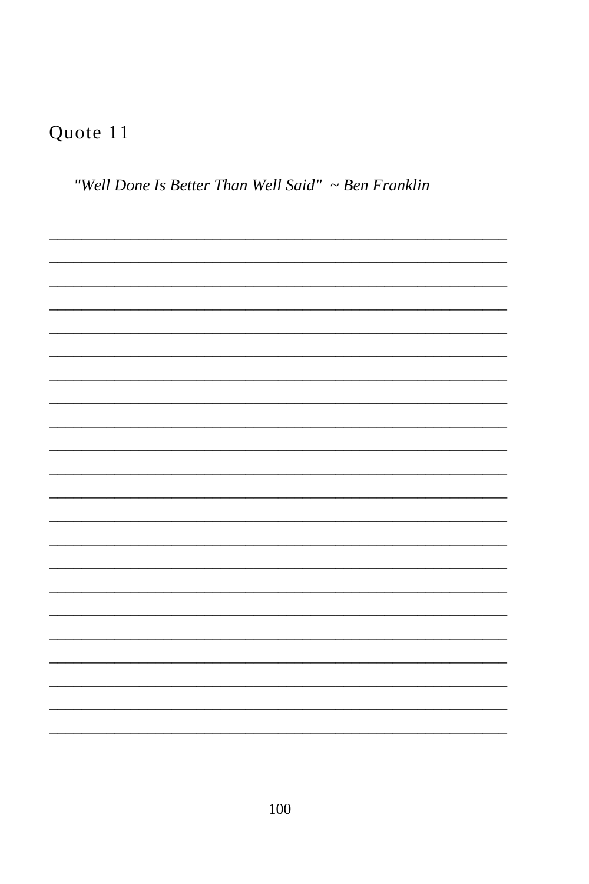## Quote 11

*"Well Done Is Better Than Well Said"  ~ Ben Franklin*

______________________________________________________________

______________________________________________________________

______________________________________________________________

______________________________________________________________

______________________________________________________________

______________________________________________________________

______________________________________________________________

______________________________________________________________

______________________________________________________________

______________________________________________________________

______________________________________________________________

______________________________________________________________

______________________________________________________________

______________________________________________________________

______________________________________________________________

______________________________________________________________

______________________________________________________________

______________________________________________________________

______________________________________________________________

______________________________________________________________

______________________________________________________________

______________________________________________________________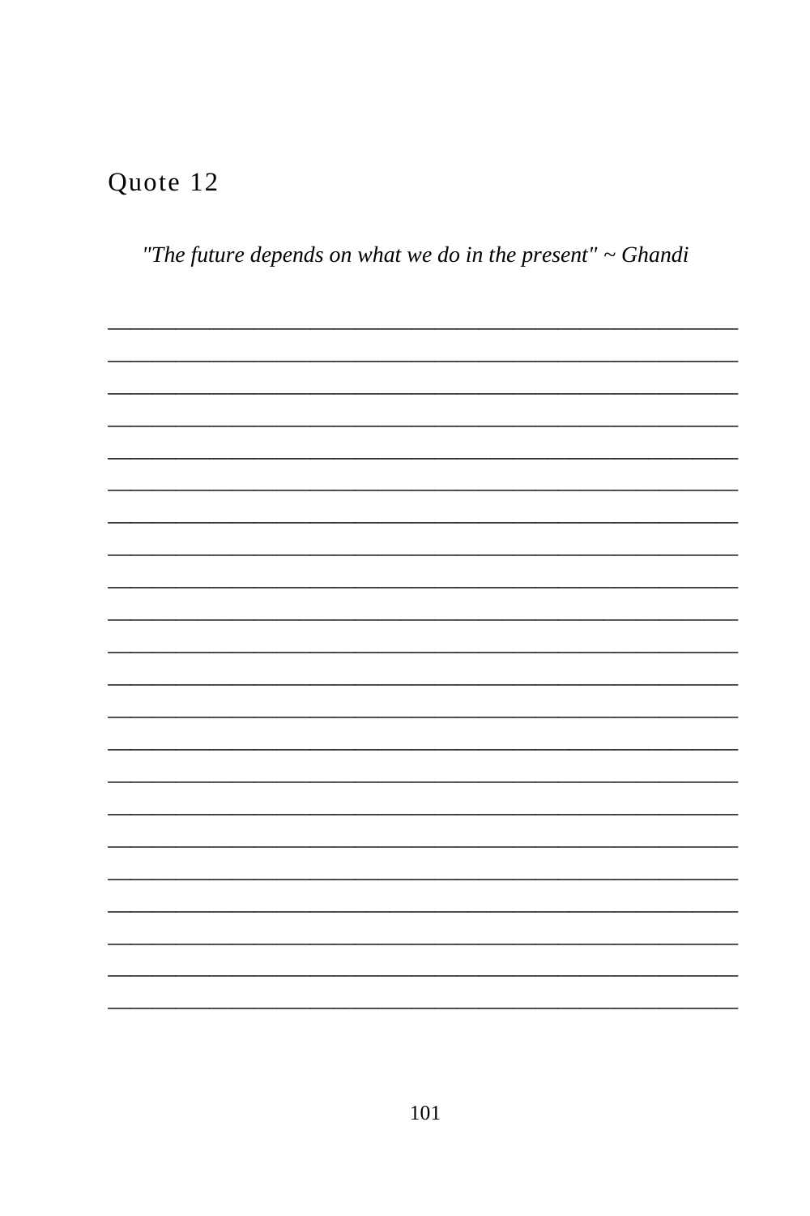## Quote 12

*"The future depends on what we do in the present" ~ Ghandi*

_______________________________________________

_______________________________________________

_______________________________________________

_______________________________________________

_______________________________________________

_______________________________________________

_______________________________________________

_______________________________________________

_______________________________________________

_______________________________________________

_______________________________________________

_______________________________________________

_______________________________________________

_______________________________________________

_______________________________________________

_______________________________________________

_______________________________________________

_______________________________________________

_______________________________________________

_______________________________________________

_______________________________________________

_______________________________________________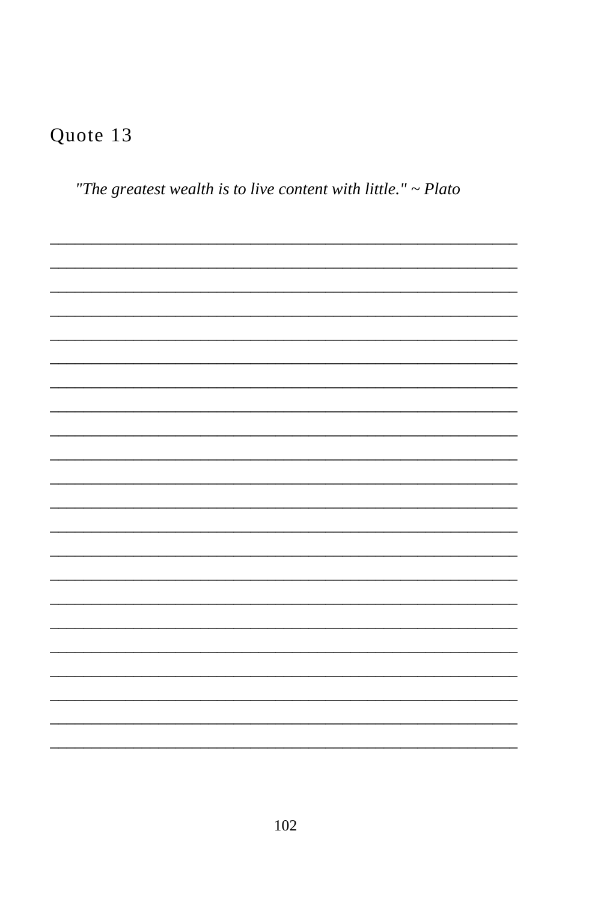## Quote 13

*"The greatest wealth is to live content with little." ~ Plato*

_______________________________________________

_______________________________________________

_______________________________________________

_______________________________________________

_______________________________________________

_______________________________________________

_______________________________________________

_______________________________________________

_______________________________________________

_______________________________________________

_______________________________________________

_______________________________________________

_______________________________________________

_______________________________________________

_______________________________________________

_______________________________________________

_______________________________________________

_______________________________________________

_______________________________________________

_______________________________________________

_______________________________________________

_______________________________________________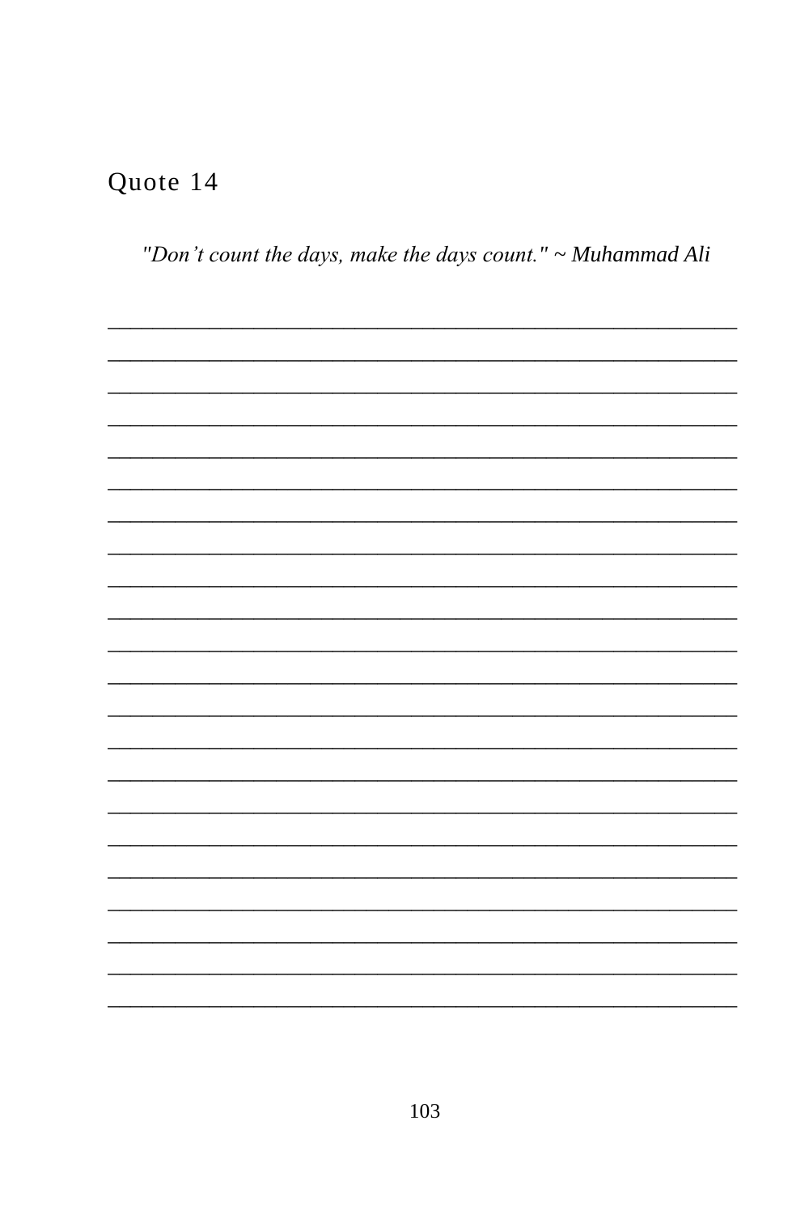## Quote 14

*"Don't count the days, make the days count." ~ Muhammad Ali*

______________________________________________________________

______________________________________________________________

______________________________________________________________

______________________________________________________________

______________________________________________________________

______________________________________________________________

______________________________________________________________

______________________________________________________________

______________________________________________________________

______________________________________________________________

______________________________________________________________

______________________________________________________________

______________________________________________________________

______________________________________________________________

______________________________________________________________

______________________________________________________________

______________________________________________________________

______________________________________________________________

______________________________________________________________

______________________________________________________________

______________________________________________________________

______________________________________________________________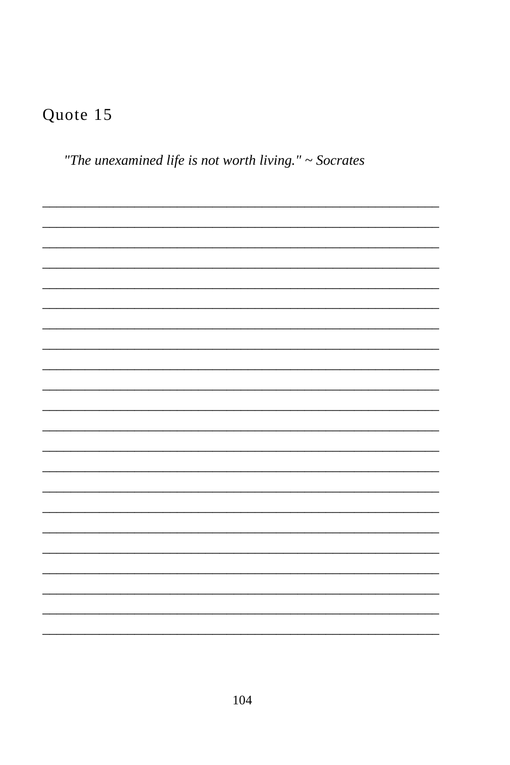## Quote 15

*"The unexamined life is not worth living." ~ Socrates*

______________________________________________________________

______________________________________________________________

______________________________________________________________

______________________________________________________________

______________________________________________________________

______________________________________________________________

______________________________________________________________

______________________________________________________________

______________________________________________________________

______________________________________________________________

______________________________________________________________

______________________________________________________________

______________________________________________________________

______________________________________________________________

______________________________________________________________

______________________________________________________________

______________________________________________________________

______________________________________________________________

______________________________________________________________

______________________________________________________________

______________________________________________________________

______________________________________________________________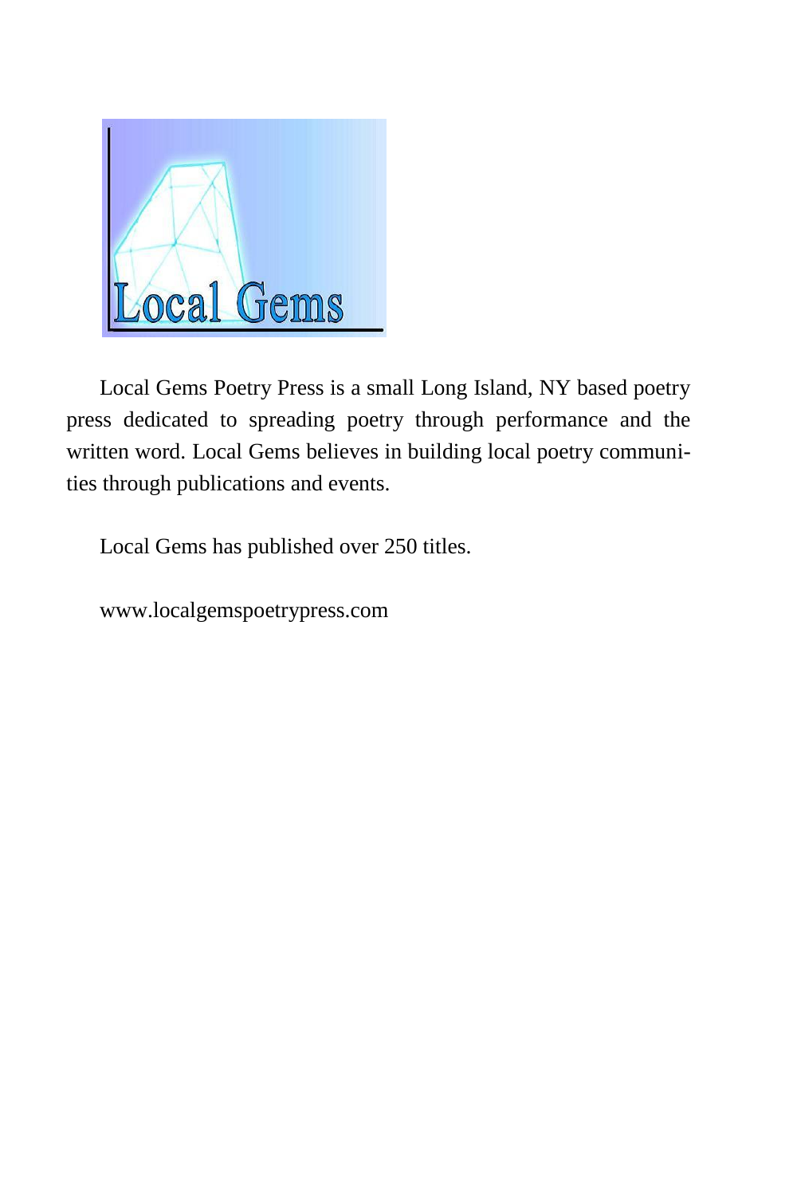Local Gems

Local Gems Poetry Press is a small Long Island, NY based poetry press dedicated to spreading poetry through performance and the written word. Local Gems believes in building local poetry communities through publications and events.

Local Gems has published over 250 titles.

www.localgemspoetrypress.com